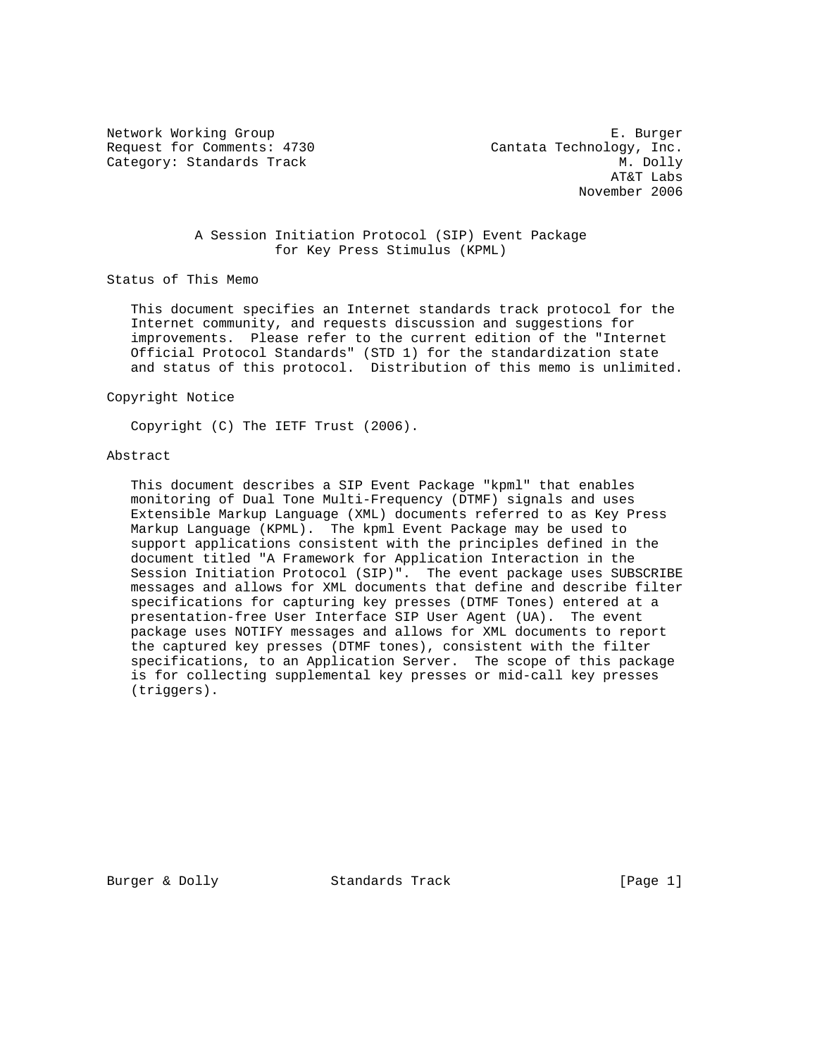Network Working Group E. Burger
Request for Comments: 4730 Cantata Technology, Inc.
Category: Standards Track M. Dolly
AT&T Labs
November 2006

# A Session Initiation Protocol (SIP) Event Package for Key Press Stimulus (KPML)

## Status of This Memo

This document specifies an Internet standards track protocol for the Internet community, and requests discussion and suggestions for improvements. Please refer to the current edition of the "Internet Official Protocol Standards" (STD 1) for the standardization state and status of this protocol. Distribution of this memo is unlimited.

## Copyright Notice

Copyright (C) The IETF Trust (2006).

## Abstract

This document describes a SIP Event Package "kpml" that enables monitoring of Dual Tone Multi-Frequency (DTMF) signals and uses Extensible Markup Language (XML) documents referred to as Key Press Markup Language (KPML). The kpml Event Package may be used to support applications consistent with the principles defined in the document titled "A Framework for Application Interaction in the Session Initiation Protocol (SIP)". The event package uses SUBSCRIBE messages and allows for XML documents that define and describe filter specifications for capturing key presses (DTMF Tones) entered at a presentation-free User Interface SIP User Agent (UA). The event package uses NOTIFY messages and allows for XML documents to report the captured key presses (DTMF tones), consistent with the filter specifications, to an Application Server. The scope of this package is for collecting supplemental key presses or mid-call key presses (triggers).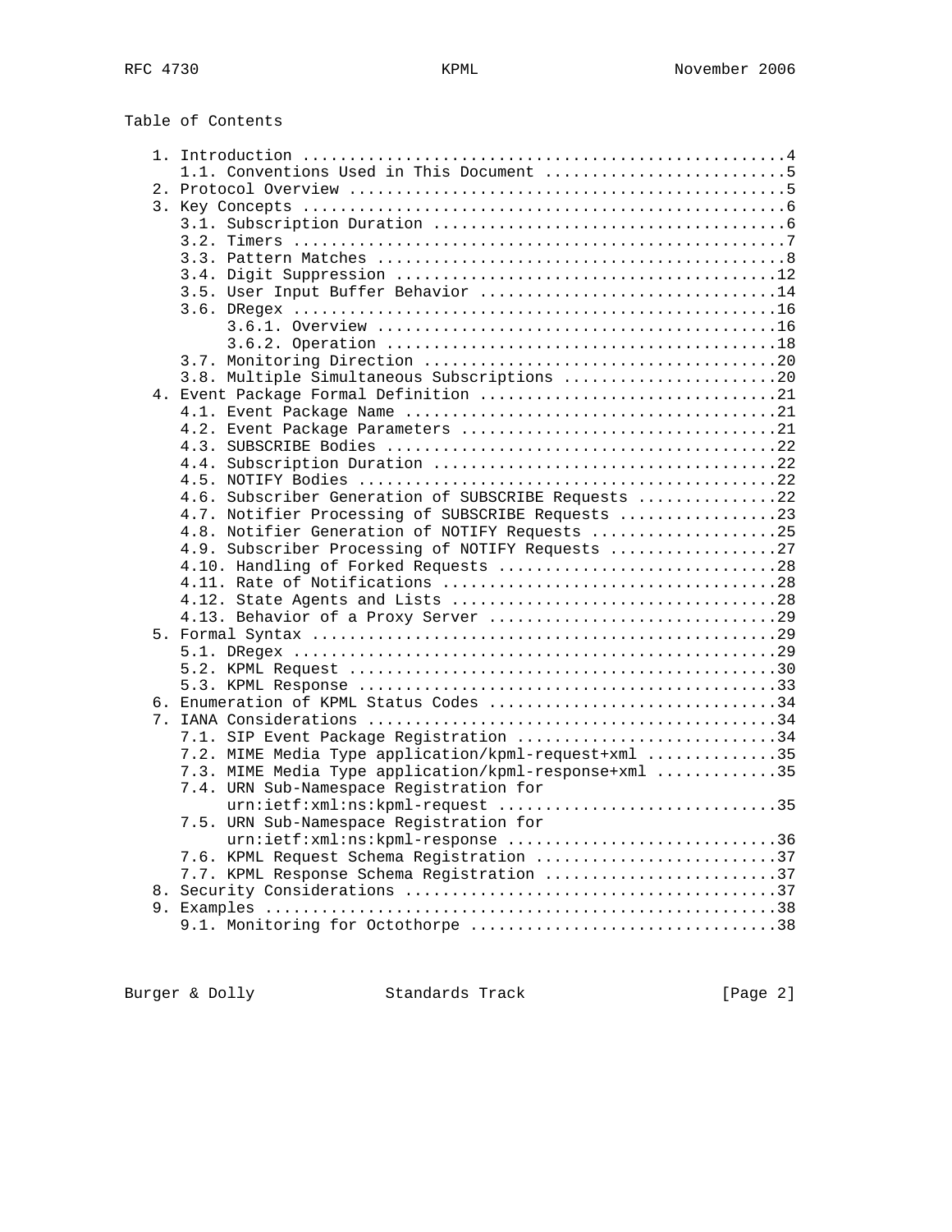Table of Contents

```
   1. Introduction ....................................................4
      1.1. Conventions Used in This Document ..........................5
   2. Protocol Overview ...............................................5
   3. Key Concepts ....................................................6
      3.1. Subscription Duration ......................................6
      3.2. Timers .....................................................7
      3.3. Pattern Matches ............................................8
      3.4. Digit Suppression .........................................12
      3.5. User Input Buffer Behavior ................................14
      3.6. DRegex ....................................................16
           3.6.1. Overview ...........................................16
           3.6.2. Operation ..........................................18
      3.7. Monitoring Direction ......................................20
      3.8. Multiple Simultaneous Subscriptions .......................20
   4. Event Package Formal Definition ................................21
      4.1. Event Package Name ........................................21
      4.2. Event Package Parameters ..................................21
      4.3. SUBSCRIBE Bodies ..........................................22
      4.4. Subscription Duration .....................................22
      4.5. NOTIFY Bodies .............................................22
      4.6. Subscriber Generation of SUBSCRIBE Requests ...............22
      4.7. Notifier Processing of SUBSCRIBE Requests .................23
      4.8. Notifier Generation of NOTIFY Requests ....................25
      4.9. Subscriber Processing of NOTIFY Requests ..................27
      4.10. Handling of Forked Requests ..............................28
      4.11. Rate of Notifications ....................................28
      4.12. State Agents and Lists ...................................28
      4.13. Behavior of a Proxy Server ...............................29
   5. Formal Syntax ..................................................29
      5.1. DRegex ....................................................29
      5.2. KPML Request ..............................................30
      5.3. KPML Response .............................................33
   6. Enumeration of KPML Status Codes ...............................34
   7. IANA Considerations ............................................34
      7.1. SIP Event Package Registration ............................34
      7.2. MIME Media Type application/kpml-request+xml ..............35
      7.3. MIME Media Type application/kpml-response+xml .............35
      7.4. URN Sub-Namespace Registration for
           urn:ietf:xml:ns:kpml-request ..............................35
      7.5. URN Sub-Namespace Registration for
           urn:ietf:xml:ns:kpml-response .............................36
      7.6. KPML Request Schema Registration ..........................37
      7.7. KPML Response Schema Registration .........................37
   8. Security Considerations ........................................37
   9. Examples .......................................................38
      9.1. Monitoring for Octothorpe .................................38
```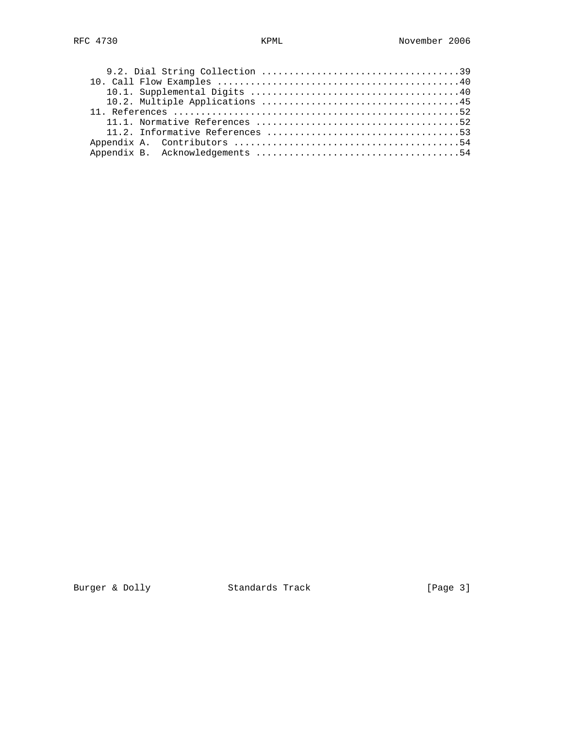9.2. Dial String Collection ....................................39
10. Call Flow Examples ...........................................40
10.1. Supplemental Digits ......................................40
10.2. Multiple Applications ....................................45
11. References ...................................................52
11.1. Normative References .....................................52
11.2. Informative References ...................................53
Appendix A. Contributors .........................................54
Appendix B. Acknowledgements .....................................54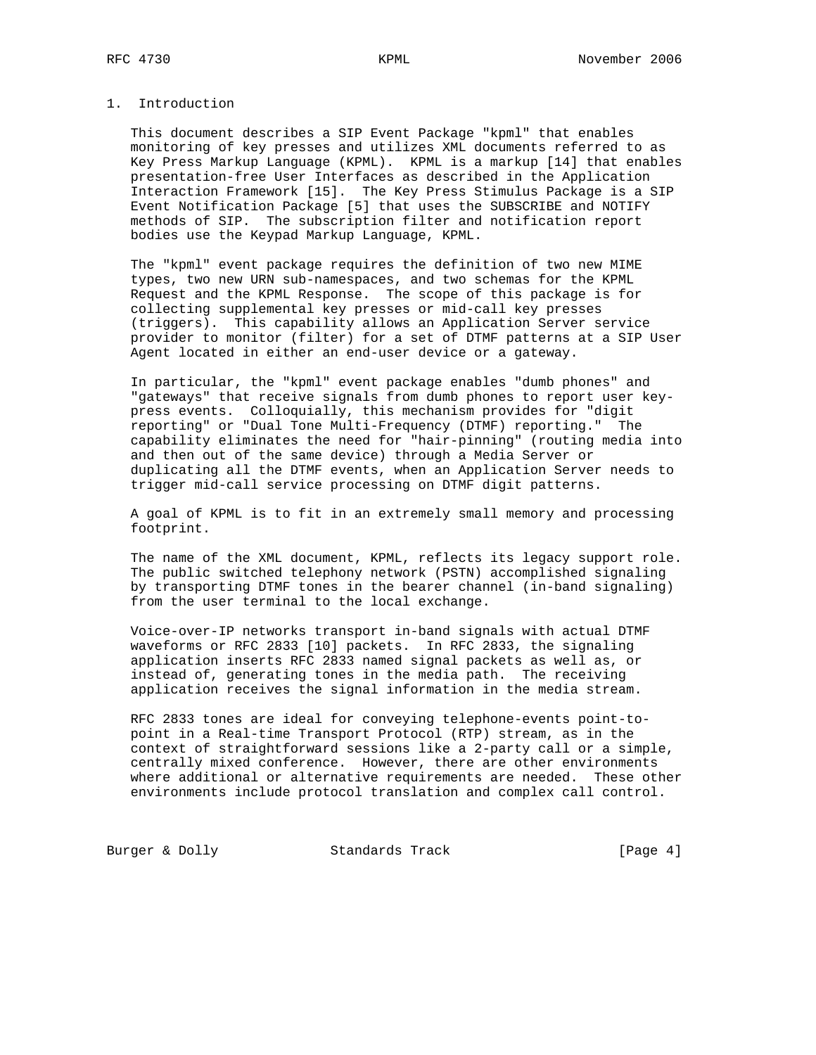# 1. Introduction

This document describes a SIP Event Package "kpml" that enables monitoring of key presses and utilizes XML documents referred to as Key Press Markup Language (KPML). KPML is a markup [14] that enables presentation-free User Interfaces as described in the Application Interaction Framework [15]. The Key Press Stimulus Package is a SIP Event Notification Package [5] that uses the SUBSCRIBE and NOTIFY methods of SIP. The subscription filter and notification report bodies use the Keypad Markup Language, KPML.

The "kpml" event package requires the definition of two new MIME types, two new URN sub-namespaces, and two schemas for the KPML Request and the KPML Response. The scope of this package is for collecting supplemental key presses or mid-call key presses (triggers). This capability allows an Application Server service provider to monitor (filter) for a set of DTMF patterns at a SIP User Agent located in either an end-user device or a gateway.

In particular, the "kpml" event package enables "dumb phones" and "gateways" that receive signals from dumb phones to report user key-press events. Colloquially, this mechanism provides for "digit reporting" or "Dual Tone Multi-Frequency (DTMF) reporting." The capability eliminates the need for "hair-pinning" (routing media into and then out of the same device) through a Media Server or duplicating all the DTMF events, when an Application Server needs to trigger mid-call service processing on DTMF digit patterns.

A goal of KPML is to fit in an extremely small memory and processing footprint.

The name of the XML document, KPML, reflects its legacy support role. The public switched telephony network (PSTN) accomplished signaling by transporting DTMF tones in the bearer channel (in-band signaling) from the user terminal to the local exchange.

Voice-over-IP networks transport in-band signals with actual DTMF waveforms or RFC 2833 [10] packets. In RFC 2833, the signaling application inserts RFC 2833 named signal packets as well as, or instead of, generating tones in the media path. The receiving application receives the signal information in the media stream.

RFC 2833 tones are ideal for conveying telephone-events point-to-point in a Real-time Transport Protocol (RTP) stream, as in the context of straightforward sessions like a 2-party call or a simple, centrally mixed conference. However, there are other environments where additional or alternative requirements are needed. These other environments include protocol translation and complex call control.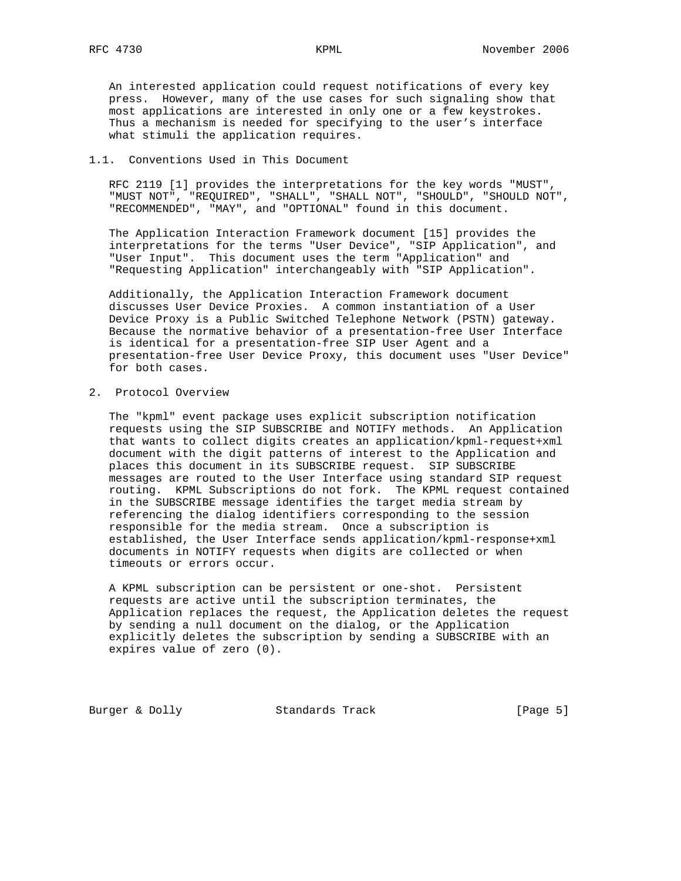An interested application could request notifications of every key press. However, many of the use cases for such signaling show that most applications are interested in only one or a few keystrokes. Thus a mechanism is needed for specifying to the user's interface what stimuli the application requires.

### 1.1. Conventions Used in This Document

RFC 2119 [1] provides the interpretations for the key words "MUST", "MUST NOT", "REQUIRED", "SHALL", "SHALL NOT", "SHOULD", "SHOULD NOT", "RECOMMENDED", "MAY", and "OPTIONAL" found in this document.

The Application Interaction Framework document [15] provides the interpretations for the terms "User Device", "SIP Application", and "User Input". This document uses the term "Application" and "Requesting Application" interchangeably with "SIP Application".

Additionally, the Application Interaction Framework document discusses User Device Proxies. A common instantiation of a User Device Proxy is a Public Switched Telephone Network (PSTN) gateway. Because the normative behavior of a presentation-free User Interface is identical for a presentation-free SIP User Agent and a presentation-free User Device Proxy, this document uses "User Device" for both cases.

## 2. Protocol Overview

The "kpml" event package uses explicit subscription notification requests using the SIP SUBSCRIBE and NOTIFY methods. An Application that wants to collect digits creates an application/kpml-request+xml document with the digit patterns of interest to the Application and places this document in its SUBSCRIBE request. SIP SUBSCRIBE messages are routed to the User Interface using standard SIP request routing. KPML Subscriptions do not fork. The KPML request contained in the SUBSCRIBE message identifies the target media stream by referencing the dialog identifiers corresponding to the session responsible for the media stream. Once a subscription is established, the User Interface sends application/kpml-response+xml documents in NOTIFY requests when digits are collected or when timeouts or errors occur.

A KPML subscription can be persistent or one-shot. Persistent requests are active until the subscription terminates, the Application replaces the request, the Application deletes the request by sending a null document on the dialog, or the Application explicitly deletes the subscription by sending a SUBSCRIBE with an expires value of zero (0).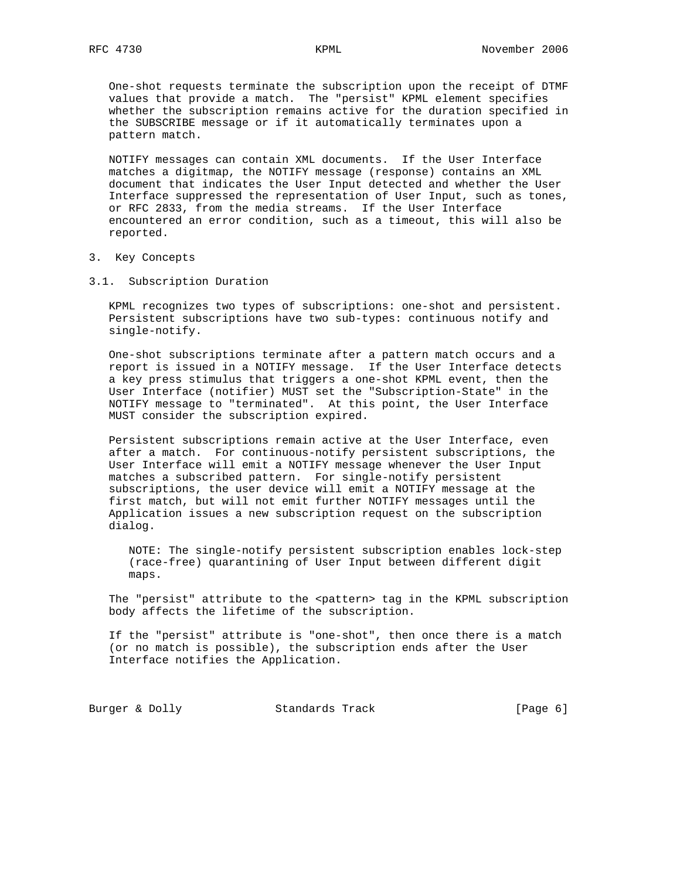One-shot requests terminate the subscription upon the receipt of DTMF values that provide a match. The "persist" KPML element specifies whether the subscription remains active for the duration specified in the SUBSCRIBE message or if it automatically terminates upon a pattern match.

NOTIFY messages can contain XML documents. If the User Interface matches a digitmap, the NOTIFY message (response) contains an XML document that indicates the User Input detected and whether the User Interface suppressed the representation of User Input, such as tones, or RFC 2833, from the media streams. If the User Interface encountered an error condition, such as a timeout, this will also be reported.

# 3. Key Concepts

## 3.1. Subscription Duration

KPML recognizes two types of subscriptions: one-shot and persistent. Persistent subscriptions have two sub-types: continuous notify and single-notify.

One-shot subscriptions terminate after a pattern match occurs and a report is issued in a NOTIFY message. If the User Interface detects a key press stimulus that triggers a one-shot KPML event, then the User Interface (notifier) MUST set the "Subscription-State" in the NOTIFY message to "terminated". At this point, the User Interface MUST consider the subscription expired.

Persistent subscriptions remain active at the User Interface, even after a match. For continuous-notify persistent subscriptions, the User Interface will emit a NOTIFY message whenever the User Input matches a subscribed pattern. For single-notify persistent subscriptions, the user device will emit a NOTIFY message at the first match, but will not emit further NOTIFY messages until the Application issues a new subscription request on the subscription dialog.

> NOTE: The single-notify persistent subscription enables lock-step (race-free) quarantining of User Input between different digit maps.

The "persist" attribute to the <pattern> tag in the KPML subscription body affects the lifetime of the subscription.

If the "persist" attribute is "one-shot", then once there is a match (or no match is possible), the subscription ends after the User Interface notifies the Application.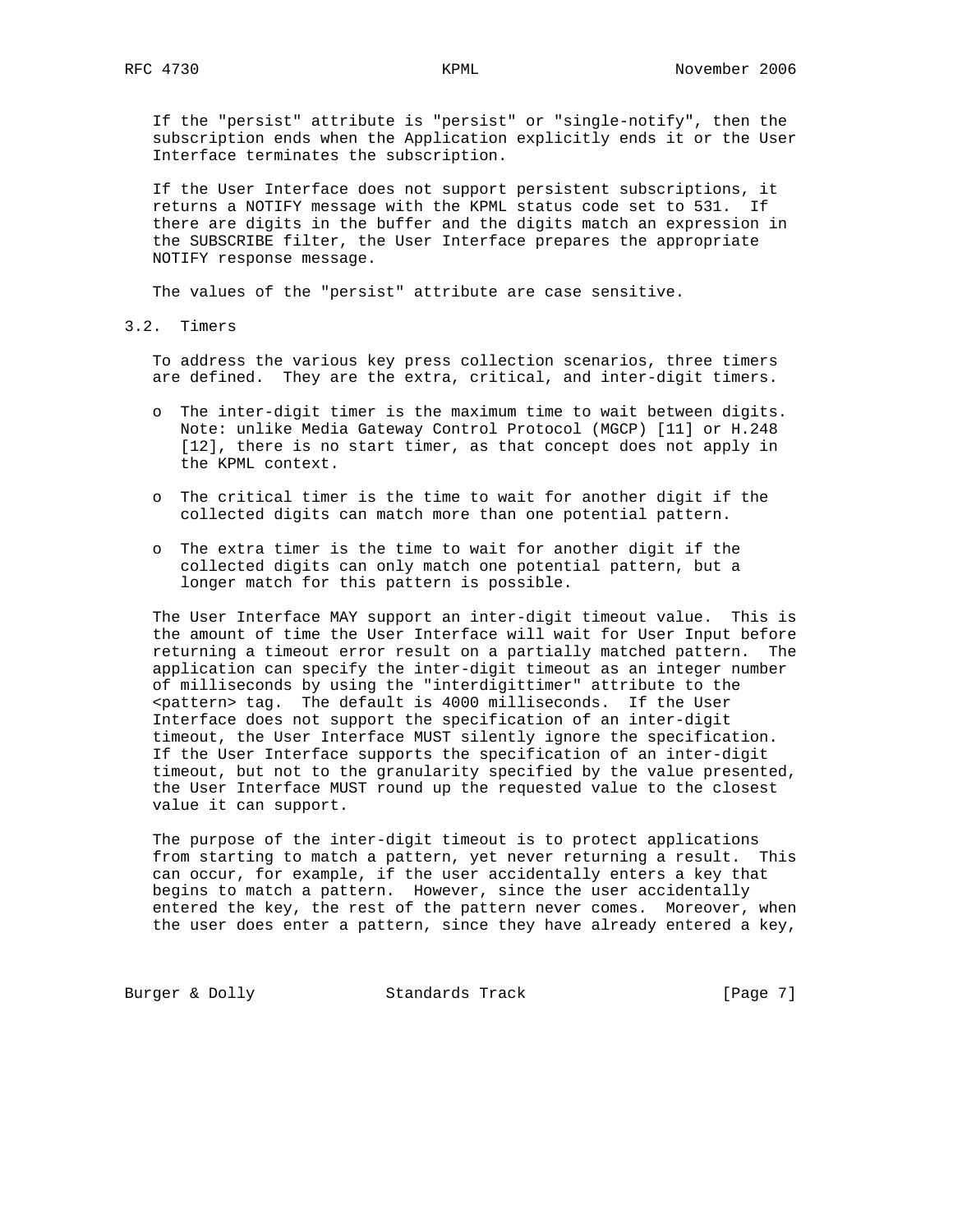If the "persist" attribute is "persist" or "single-notify", then the subscription ends when the Application explicitly ends it or the User Interface terminates the subscription.

If the User Interface does not support persistent subscriptions, it returns a NOTIFY message with the KPML status code set to 531. If there are digits in the buffer and the digits match an expression in the SUBSCRIBE filter, the User Interface prepares the appropriate NOTIFY response message.

The values of the "persist" attribute are case sensitive.

## 3.2. Timers

To address the various key press collection scenarios, three timers are defined. They are the extra, critical, and inter-digit timers.

- The inter-digit timer is the maximum time to wait between digits. Note: unlike Media Gateway Control Protocol (MGCP) [11] or H.248 [12], there is no start timer, as that concept does not apply in the KPML context.
- The critical timer is the time to wait for another digit if the collected digits can match more than one potential pattern.
- The extra timer is the time to wait for another digit if the collected digits can only match one potential pattern, but a longer match for this pattern is possible.

The User Interface MAY support an inter-digit timeout value. This is the amount of time the User Interface will wait for User Input before returning a timeout error result on a partially matched pattern. The application can specify the inter-digit timeout as an integer number of milliseconds by using the "interdigittimer" attribute to the <pattern> tag. The default is 4000 milliseconds. If the User Interface does not support the specification of an inter-digit timeout, the User Interface MUST silently ignore the specification. If the User Interface supports the specification of an inter-digit timeout, but not to the granularity specified by the value presented, the User Interface MUST round up the requested value to the closest value it can support.

The purpose of the inter-digit timeout is to protect applications from starting to match a pattern, yet never returning a result. This can occur, for example, if the user accidentally enters a key that begins to match a pattern. However, since the user accidentally entered the key, the rest of the pattern never comes. Moreover, when the user does enter a pattern, since they have already entered a key,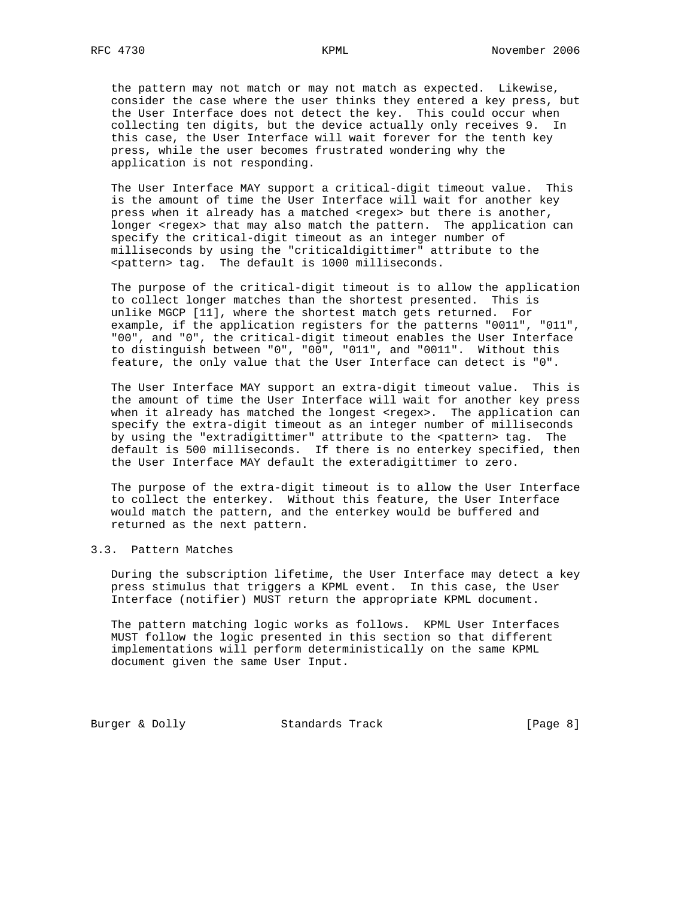the pattern may not match or may not match as expected. Likewise, consider the case where the user thinks they entered a key press, but the User Interface does not detect the key. This could occur when collecting ten digits, but the device actually only receives 9. In this case, the User Interface will wait forever for the tenth key press, while the user becomes frustrated wondering why the application is not responding.

The User Interface MAY support a critical-digit timeout value. This is the amount of time the User Interface will wait for another key press when it already has a matched <regex> but there is another, longer <regex> that may also match the pattern. The application can specify the critical-digit timeout as an integer number of milliseconds by using the "criticaldigittimer" attribute to the <pattern> tag. The default is 1000 milliseconds.

The purpose of the critical-digit timeout is to allow the application to collect longer matches than the shortest presented. This is unlike MGCP [11], where the shortest match gets returned. For example, if the application registers for the patterns "0011", "011", "00", and "0", the critical-digit timeout enables the User Interface to distinguish between "0", "00", "011", and "0011". Without this feature, the only value that the User Interface can detect is "0".

The User Interface MAY support an extra-digit timeout value. This is the amount of time the User Interface will wait for another key press when it already has matched the longest <regex>. The application can specify the extra-digit timeout as an integer number of milliseconds by using the "extradigittimer" attribute to the <pattern> tag. The default is 500 milliseconds. If there is no enterkey specified, then the User Interface MAY default the exteradigittimer to zero.

The purpose of the extra-digit timeout is to allow the User Interface to collect the enterkey. Without this feature, the User Interface would match the pattern, and the enterkey would be buffered and returned as the next pattern.

## 3.3. Pattern Matches

During the subscription lifetime, the User Interface may detect a key press stimulus that triggers a KPML event. In this case, the User Interface (notifier) MUST return the appropriate KPML document.

The pattern matching logic works as follows. KPML User Interfaces MUST follow the logic presented in this section so that different implementations will perform deterministically on the same KPML document given the same User Input.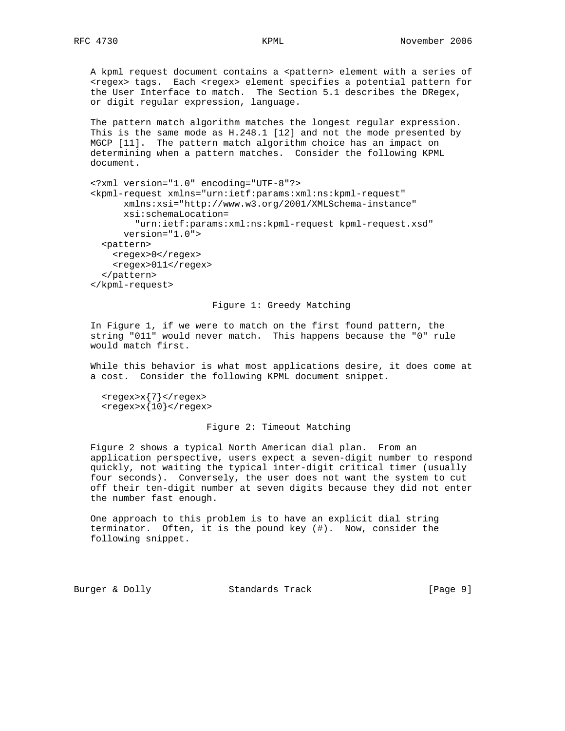A kpml request document contains a <pattern> element with a series of <regex> tags. Each <regex> element specifies a potential pattern for the User Interface to match. The Section 5.1 describes the DRegex, or digit regular expression, language.

The pattern match algorithm matches the longest regular expression. This is the same mode as H.248.1 [12] and not the mode presented by MGCP [11]. The pattern match algorithm choice has an impact on determining when a pattern matches. Consider the following KPML document.

```
<?xml version="1.0" encoding="UTF-8"?>
<kpml-request xmlns="urn:ietf:params:xml:ns:kpml-request"
      xmlns:xsi="http://www.w3.org/2001/XMLSchema-instance"
      xsi:schemaLocation=
        "urn:ietf:params:xml:ns:kpml-request kpml-request.xsd"
      version="1.0">
  <pattern>
    <regex>0</regex>
    <regex>011</regex>
  </pattern>
</kpml-request>
```

Figure 1: Greedy Matching

In Figure 1, if we were to match on the first found pattern, the string "011" would never match. This happens because the "0" rule would match first.

While this behavior is what most applications desire, it does come at a cost. Consider the following KPML document snippet.

```
  <regex>x{7}</regex>
  <regex>x{10}</regex>
```

Figure 2: Timeout Matching

Figure 2 shows a typical North American dial plan. From an application perspective, users expect a seven-digit number to respond quickly, not waiting the typical inter-digit critical timer (usually four seconds). Conversely, the user does not want the system to cut off their ten-digit number at seven digits because they did not enter the number fast enough.

One approach to this problem is to have an explicit dial string terminator. Often, it is the pound key (#). Now, consider the following snippet.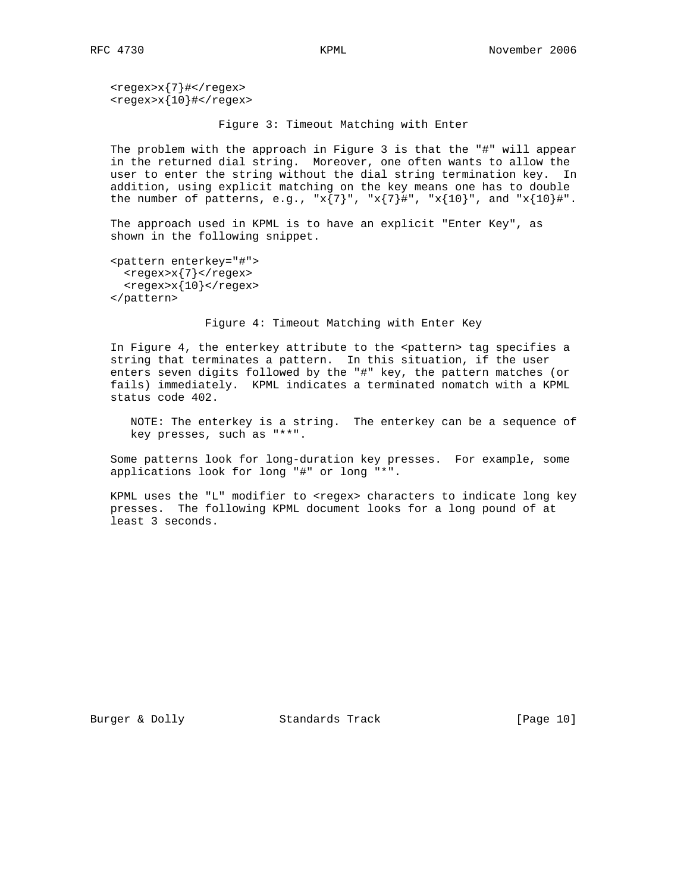```
<regex>x{7}#</regex>
<regex>x{10}#</regex>
```

Figure 3: Timeout Matching with Enter

The problem with the approach in Figure 3 is that the "#" will appear in the returned dial string. Moreover, one often wants to allow the user to enter the string without the dial string termination key. In addition, using explicit matching on the key means one has to double the number of patterns, e.g., "x{7}", "x{7}#", "x{10}", and "x{10}#".

The approach used in KPML is to have an explicit "Enter Key", as shown in the following snippet.

```
<pattern enterkey="#">
  <regex>x{7}</regex>
  <regex>x{10}</regex>
</pattern>
```

Figure 4: Timeout Matching with Enter Key

In Figure 4, the enterkey attribute to the <pattern> tag specifies a string that terminates a pattern. In this situation, if the user enters seven digits followed by the "#" key, the pattern matches (or fails) immediately. KPML indicates a terminated nomatch with a KPML status code 402.

> NOTE: The enterkey is a string. The enterkey can be a sequence of key presses, such as "**".

Some patterns look for long-duration key presses. For example, some applications look for long "#" or long "*".

KPML uses the "L" modifier to <regex> characters to indicate long key presses. The following KPML document looks for a long pound of at least 3 seconds.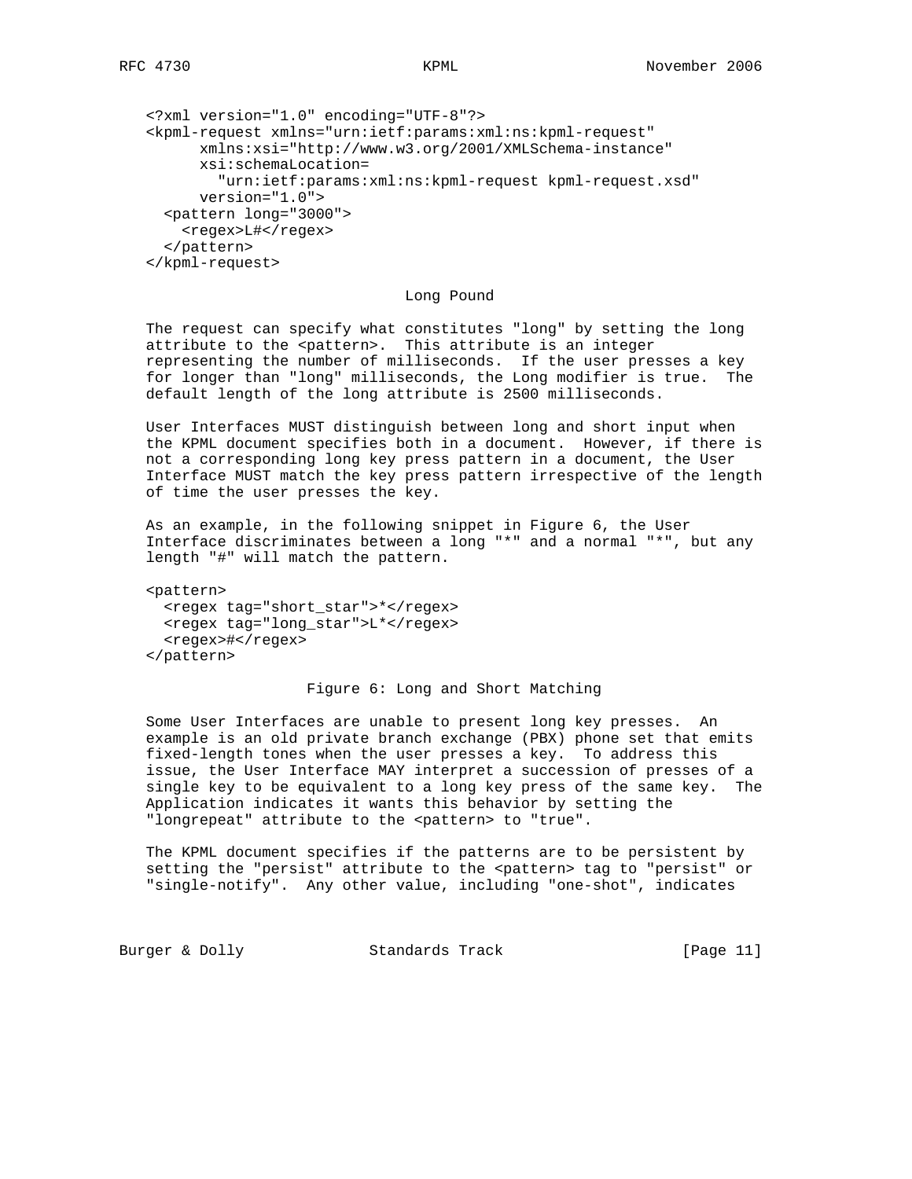```
<?xml version="1.0" encoding="UTF-8"?>
<kpml-request xmlns="urn:ietf:params:xml:ns:kpml-request"
      xmlns:xsi="http://www.w3.org/2001/XMLSchema-instance"
      xsi:schemaLocation=
        "urn:ietf:params:xml:ns:kpml-request kpml-request.xsd"
      version="1.0">
  <pattern long="3000">
    <regex>L#</regex>
  </pattern>
</kpml-request>
```

Long Pound

The request can specify what constitutes "long" by setting the long attribute to the <pattern>. This attribute is an integer representing the number of milliseconds. If the user presses a key for longer than "long" milliseconds, the Long modifier is true. The default length of the long attribute is 2500 milliseconds.

User Interfaces MUST distinguish between long and short input when the KPML document specifies both in a document. However, if there is not a corresponding long key press pattern in a document, the User Interface MUST match the key press pattern irrespective of the length of time the user presses the key.

As an example, in the following snippet in Figure 6, the User Interface discriminates between a long "*" and a normal "*", but any length "#" will match the pattern.

```
<pattern>
  <regex tag="short_star">*</regex>
  <regex tag="long_star">L*</regex>
  <regex>#</regex>
</pattern>
```

Figure 6: Long and Short Matching

Some User Interfaces are unable to present long key presses. An example is an old private branch exchange (PBX) phone set that emits fixed-length tones when the user presses a key. To address this issue, the User Interface MAY interpret a succession of presses of a single key to be equivalent to a long key press of the same key. The Application indicates it wants this behavior by setting the "longrepeat" attribute to the <pattern> to "true".

The KPML document specifies if the patterns are to be persistent by setting the "persist" attribute to the <pattern> tag to "persist" or "single-notify". Any other value, including "one-shot", indicates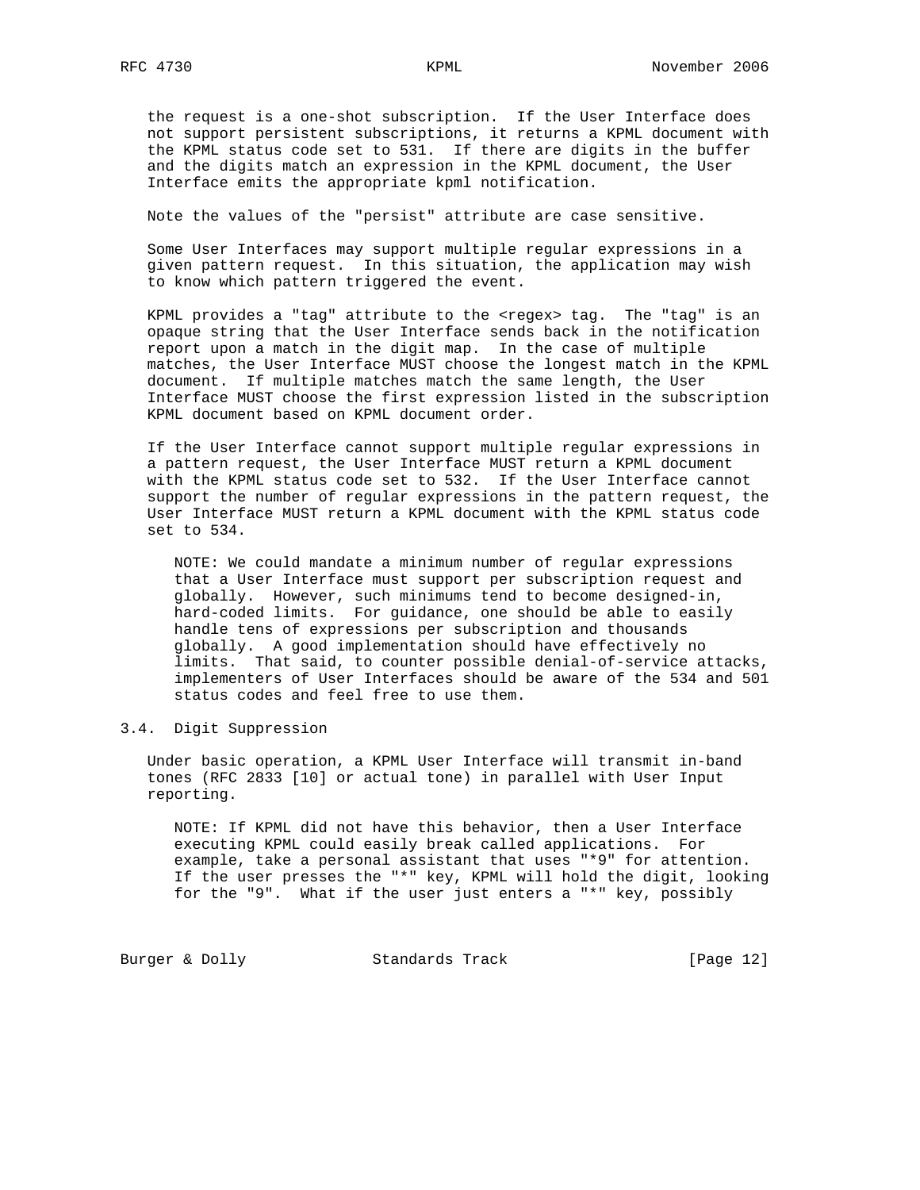the request is a one-shot subscription. If the User Interface does not support persistent subscriptions, it returns a KPML document with the KPML status code set to 531. If there are digits in the buffer and the digits match an expression in the KPML document, the User Interface emits the appropriate kpml notification.

Note the values of the "persist" attribute are case sensitive.

Some User Interfaces may support multiple regular expressions in a given pattern request. In this situation, the application may wish to know which pattern triggered the event.

KPML provides a "tag" attribute to the <regex> tag. The "tag" is an opaque string that the User Interface sends back in the notification report upon a match in the digit map. In the case of multiple matches, the User Interface MUST choose the longest match in the KPML document. If multiple matches match the same length, the User Interface MUST choose the first expression listed in the subscription KPML document based on KPML document order.

If the User Interface cannot support multiple regular expressions in a pattern request, the User Interface MUST return a KPML document with the KPML status code set to 532. If the User Interface cannot support the number of regular expressions in the pattern request, the User Interface MUST return a KPML document with the KPML status code set to 534.

> NOTE: We could mandate a minimum number of regular expressions that a User Interface must support per subscription request and globally. However, such minimums tend to become designed-in, hard-coded limits. For guidance, one should be able to easily handle tens of expressions per subscription and thousands globally. A good implementation should have effectively no limits. That said, to counter possible denial-of-service attacks, implementers of User Interfaces should be aware of the 534 and 501 status codes and feel free to use them.

## 3.4. Digit Suppression

Under basic operation, a KPML User Interface will transmit in-band tones (RFC 2833 [10] or actual tone) in parallel with User Input reporting.

> NOTE: If KPML did not have this behavior, then a User Interface executing KPML could easily break called applications. For example, take a personal assistant that uses "*9" for attention. If the user presses the "*" key, KPML will hold the digit, looking for the "9". What if the user just enters a "*" key, possibly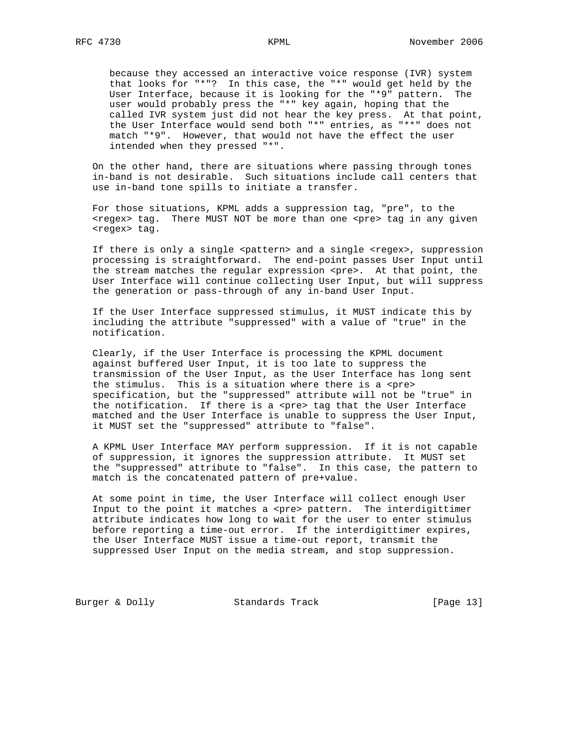because they accessed an interactive voice response (IVR) system that looks for "*"? In this case, the "*" would get held by the User Interface, because it is looking for the "*9" pattern. The user would probably press the "*" key again, hoping that the called IVR system just did not hear the key press. At that point, the User Interface would send both "*" entries, as "**" does not match "*9". However, that would not have the effect the user intended when they pressed "*".

On the other hand, there are situations where passing through tones in-band is not desirable. Such situations include call centers that use in-band tone spills to initiate a transfer.

For those situations, KPML adds a suppression tag, "pre", to the <regex> tag. There MUST NOT be more than one <pre> tag in any given <regex> tag.

If there is only a single <pattern> and a single <regex>, suppression processing is straightforward. The end-point passes User Input until the stream matches the regular expression <pre>. At that point, the User Interface will continue collecting User Input, but will suppress the generation or pass-through of any in-band User Input.

If the User Interface suppressed stimulus, it MUST indicate this by including the attribute "suppressed" with a value of "true" in the notification.

Clearly, if the User Interface is processing the KPML document against buffered User Input, it is too late to suppress the transmission of the User Input, as the User Interface has long sent the stimulus. This is a situation where there is a <pre> specification, but the "suppressed" attribute will not be "true" in the notification. If there is a <pre> tag that the User Interface matched and the User Interface is unable to suppress the User Input, it MUST set the "suppressed" attribute to "false".

A KPML User Interface MAY perform suppression. If it is not capable of suppression, it ignores the suppression attribute. It MUST set the "suppressed" attribute to "false". In this case, the pattern to match is the concatenated pattern of pre+value.

At some point in time, the User Interface will collect enough User Input to the point it matches a <pre> pattern. The interdigittimer attribute indicates how long to wait for the user to enter stimulus before reporting a time-out error. If the interdigittimer expires, the User Interface MUST issue a time-out report, transmit the suppressed User Input on the media stream, and stop suppression.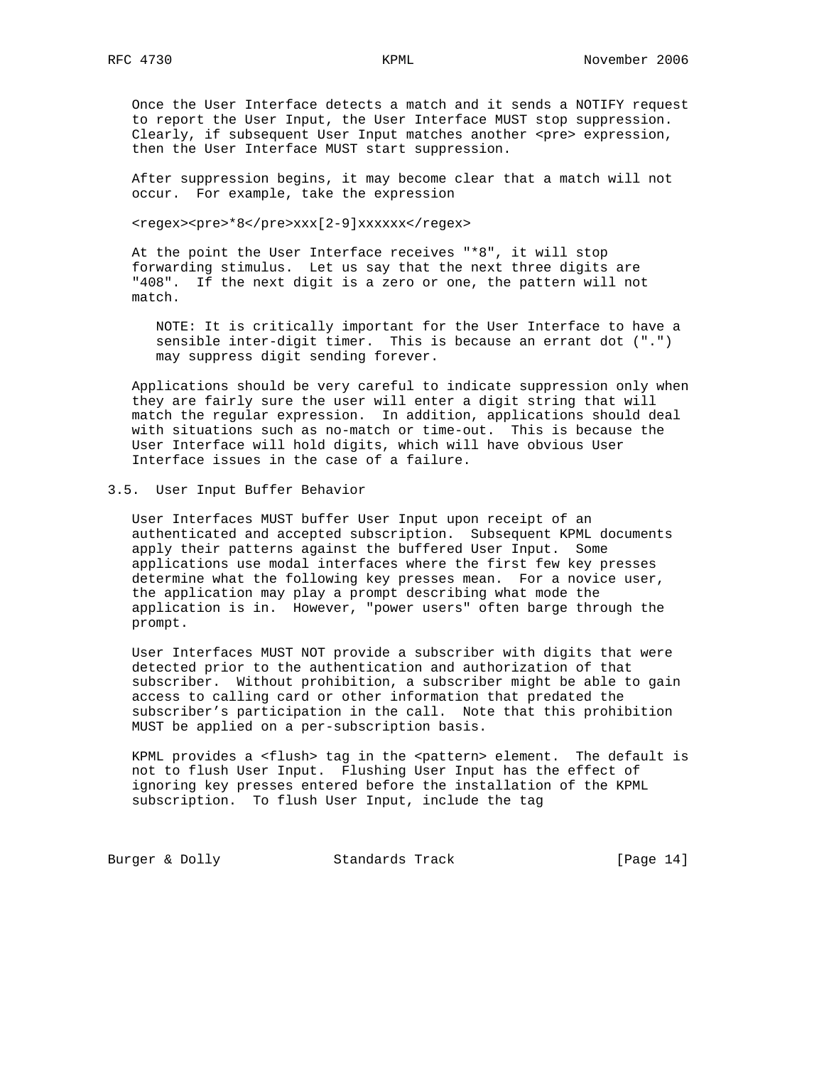Once the User Interface detects a match and it sends a NOTIFY request to report the User Input, the User Interface MUST stop suppression. Clearly, if subsequent User Input matches another <pre> expression, then the User Interface MUST start suppression.

After suppression begins, it may become clear that a match will not occur. For example, take the expression

```
<regex><pre>*8</pre>xxx[2-9]xxxxxx</regex>
```

At the point the User Interface receives "*8", it will stop forwarding stimulus. Let us say that the next three digits are "408". If the next digit is a zero or one, the pattern will not match.

> NOTE: It is critically important for the User Interface to have a sensible inter-digit timer. This is because an errant dot (".") may suppress digit sending forever.

Applications should be very careful to indicate suppression only when they are fairly sure the user will enter a digit string that will match the regular expression. In addition, applications should deal with situations such as no-match or time-out. This is because the User Interface will hold digits, which will have obvious User Interface issues in the case of a failure.

## 3.5. User Input Buffer Behavior

User Interfaces MUST buffer User Input upon receipt of an authenticated and accepted subscription. Subsequent KPML documents apply their patterns against the buffered User Input. Some applications use modal interfaces where the first few key presses determine what the following key presses mean. For a novice user, the application may play a prompt describing what mode the application is in. However, "power users" often barge through the prompt.

User Interfaces MUST NOT provide a subscriber with digits that were detected prior to the authentication and authorization of that subscriber. Without prohibition, a subscriber might be able to gain access to calling card or other information that predated the subscriber's participation in the call. Note that this prohibition MUST be applied on a per-subscription basis.

KPML provides a <flush> tag in the <pattern> element. The default is not to flush User Input. Flushing User Input has the effect of ignoring key presses entered before the installation of the KPML subscription. To flush User Input, include the tag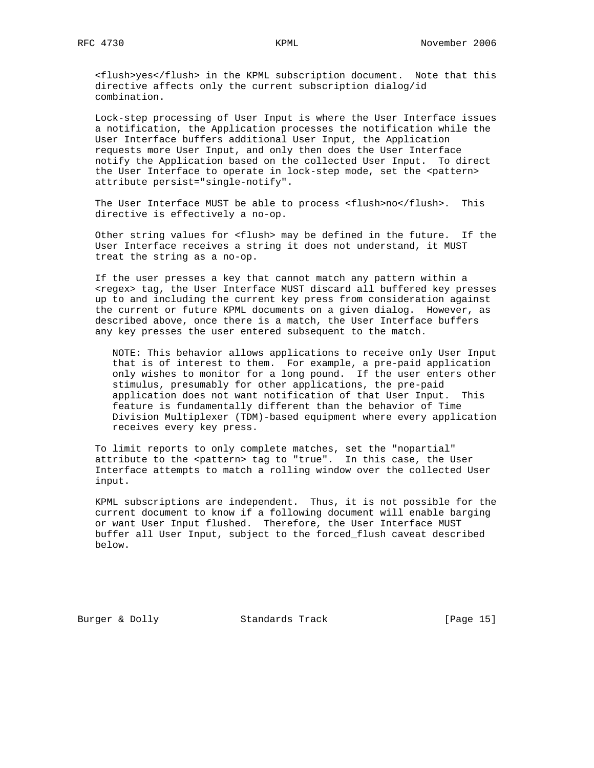<flush>yes</flush> in the KPML subscription document. Note that this directive affects only the current subscription dialog/id combination.

Lock-step processing of User Input is where the User Interface issues a notification, the Application processes the notification while the User Interface buffers additional User Input, the Application requests more User Input, and only then does the User Interface notify the Application based on the collected User Input. To direct the User Interface to operate in lock-step mode, set the <pattern> attribute persist="single-notify".

The User Interface MUST be able to process <flush>no</flush>. This directive is effectively a no-op.

Other string values for <flush> may be defined in the future. If the User Interface receives a string it does not understand, it MUST treat the string as a no-op.

If the user presses a key that cannot match any pattern within a <regex> tag, the User Interface MUST discard all buffered key presses up to and including the current key press from consideration against the current or future KPML documents on a given dialog. However, as described above, once there is a match, the User Interface buffers any key presses the user entered subsequent to the match.

> NOTE: This behavior allows applications to receive only User Input that is of interest to them. For example, a pre-paid application only wishes to monitor for a long pound. If the user enters other stimulus, presumably for other applications, the pre-paid application does not want notification of that User Input. This feature is fundamentally different than the behavior of Time Division Multiplexer (TDM)-based equipment where every application receives every key press.

To limit reports to only complete matches, set the "nopartial" attribute to the <pattern> tag to "true". In this case, the User Interface attempts to match a rolling window over the collected User input.

KPML subscriptions are independent. Thus, it is not possible for the current document to know if a following document will enable barging or want User Input flushed. Therefore, the User Interface MUST buffer all User Input, subject to the forced_flush caveat described below.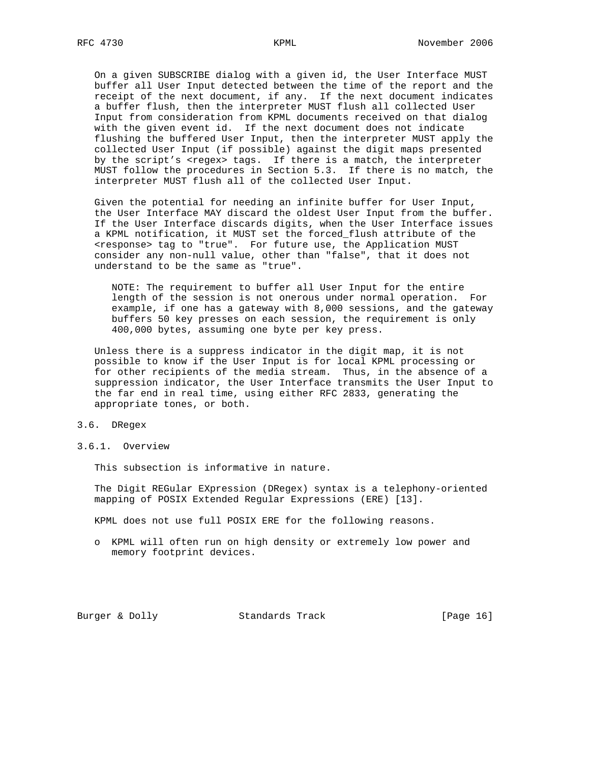On a given SUBSCRIBE dialog with a given id, the User Interface MUST buffer all User Input detected between the time of the report and the receipt of the next document, if any. If the next document indicates a buffer flush, then the interpreter MUST flush all collected User Input from consideration from KPML documents received on that dialog with the given event id. If the next document does not indicate flushing the buffered User Input, then the interpreter MUST apply the collected User Input (if possible) against the digit maps presented by the script's <regex> tags. If there is a match, the interpreter MUST follow the procedures in Section 5.3. If there is no match, the interpreter MUST flush all of the collected User Input.

Given the potential for needing an infinite buffer for User Input, the User Interface MAY discard the oldest User Input from the buffer. If the User Interface discards digits, when the User Interface issues a KPML notification, it MUST set the forced_flush attribute of the <response> tag to "true". For future use, the Application MUST consider any non-null value, other than "false", that it does not understand to be the same as "true".

> NOTE: The requirement to buffer all User Input for the entire length of the session is not onerous under normal operation. For example, if one has a gateway with 8,000 sessions, and the gateway buffers 50 key presses on each session, the requirement is only 400,000 bytes, assuming one byte per key press.

Unless there is a suppress indicator in the digit map, it is not possible to know if the User Input is for local KPML processing or for other recipients of the media stream. Thus, in the absence of a suppression indicator, the User Interface transmits the User Input to the far end in real time, using either RFC 2833, generating the appropriate tones, or both.

## 3.6. DRegex

### 3.6.1. Overview

This subsection is informative in nature.

The Digit REGular EXpression (DRegex) syntax is a telephony-oriented mapping of POSIX Extended Regular Expressions (ERE) [13].

KPML does not use full POSIX ERE for the following reasons.

- KPML will often run on high density or extremely low power and memory footprint devices.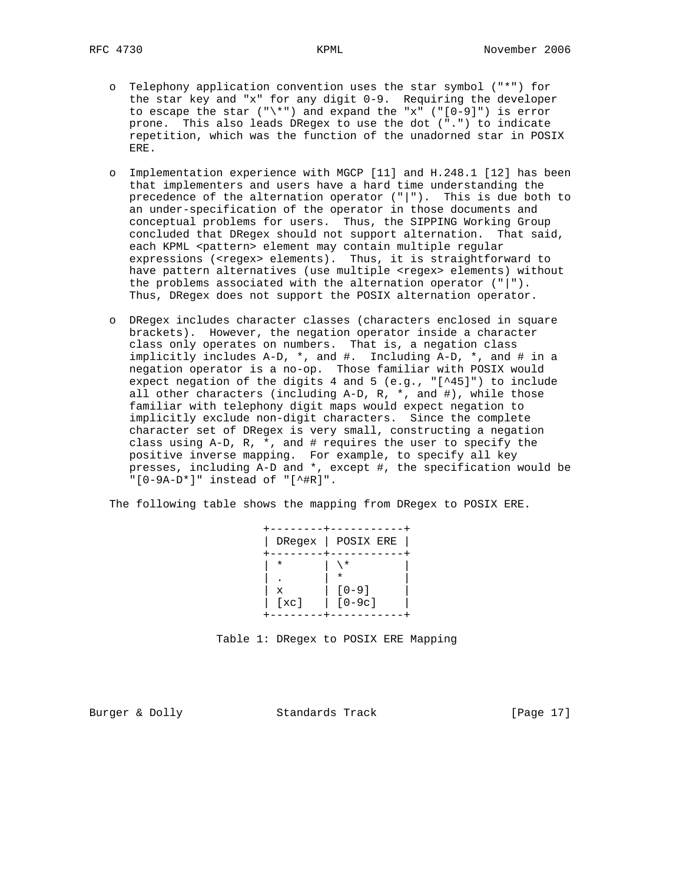- Telephony application convention uses the star symbol ("*") for the star key and "x" for any digit 0-9. Requiring the developer to escape the star ("\*") and expand the "x" ("[0-9]") is error prone. This also leads DRegex to use the dot (".") to indicate repetition, which was the function of the unadorned star in POSIX ERE.

- Implementation experience with MGCP [11] and H.248.1 [12] has been that implementers and users have a hard time understanding the precedence of the alternation operator ("|"). This is due both to an under-specification of the operator in those documents and conceptual problems for users. Thus, the SIPPING Working Group concluded that DRegex should not support alternation. That said, each KPML <pattern> element may contain multiple regular expressions (<regex> elements). Thus, it is straightforward to have pattern alternatives (use multiple <regex> elements) without the problems associated with the alternation operator ("|"). Thus, DRegex does not support the POSIX alternation operator.

- DRegex includes character classes (characters enclosed in square brackets). However, the negation operator inside a character class only operates on numbers. That is, a negation class implicitly includes A-D, *, and #. Including A-D, *, and # in a negation operator is a no-op. Those familiar with POSIX would expect negation of the digits 4 and 5 (e.g., "[^45]") to include all other characters (including A-D, R, *, and #), while those familiar with telephony digit maps would expect negation to implicitly exclude non-digit characters. Since the complete character set of DRegex is very small, constructing a negation class using A-D, R, *, and # requires the user to specify the positive inverse mapping. For example, to specify all key presses, including A-D and *, except #, the specification would be "[0-9A-D*]" instead of "[^#R]".

The following table shows the mapping from DRegex to POSIX ERE.

| DRegex | POSIX ERE |
|---|---|
| * | \* |
| . | * |
| x | [0-9] |
| [xc] | [0-9c] |

Table 1: DRegex to POSIX ERE Mapping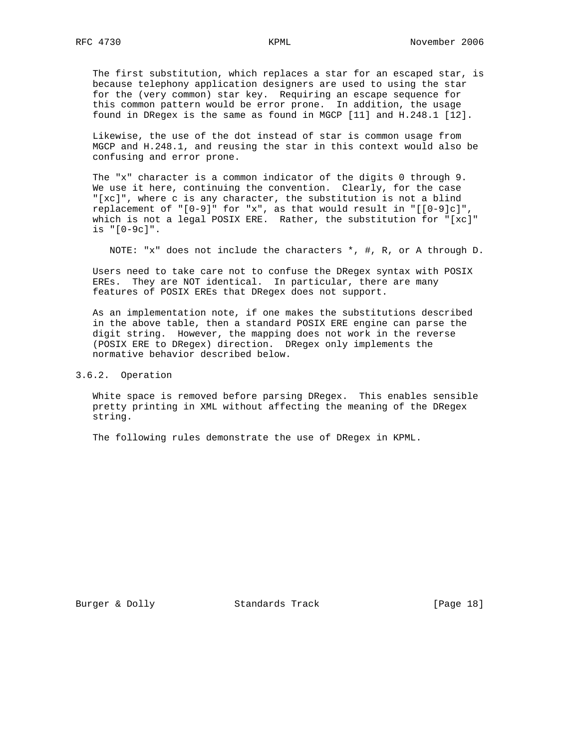The first substitution, which replaces a star for an escaped star, is because telephony application designers are used to using the star for the (very common) star key. Requiring an escape sequence for this common pattern would be error prone. In addition, the usage found in DRegex is the same as found in MGCP [11] and H.248.1 [12].

Likewise, the use of the dot instead of star is common usage from MGCP and H.248.1, and reusing the star in this context would also be confusing and error prone.

The "x" character is a common indicator of the digits 0 through 9. We use it here, continuing the convention. Clearly, for the case "[xc]", where c is any character, the substitution is not a blind replacement of "[0-9]" for "x", as that would result in "[[0-9]c]", which is not a legal POSIX ERE. Rather, the substitution for "[xc]" is "[0-9c]".

> NOTE: "x" does not include the characters *, #, R, or A through D.

Users need to take care not to confuse the DRegex syntax with POSIX EREs. They are NOT identical. In particular, there are many features of POSIX EREs that DRegex does not support.

As an implementation note, if one makes the substitutions described in the above table, then a standard POSIX ERE engine can parse the digit string. However, the mapping does not work in the reverse (POSIX ERE to DRegex) direction. DRegex only implements the normative behavior described below.

### 3.6.2. Operation

White space is removed before parsing DRegex. This enables sensible pretty printing in XML without affecting the meaning of the DRegex string.

The following rules demonstrate the use of DRegex in KPML.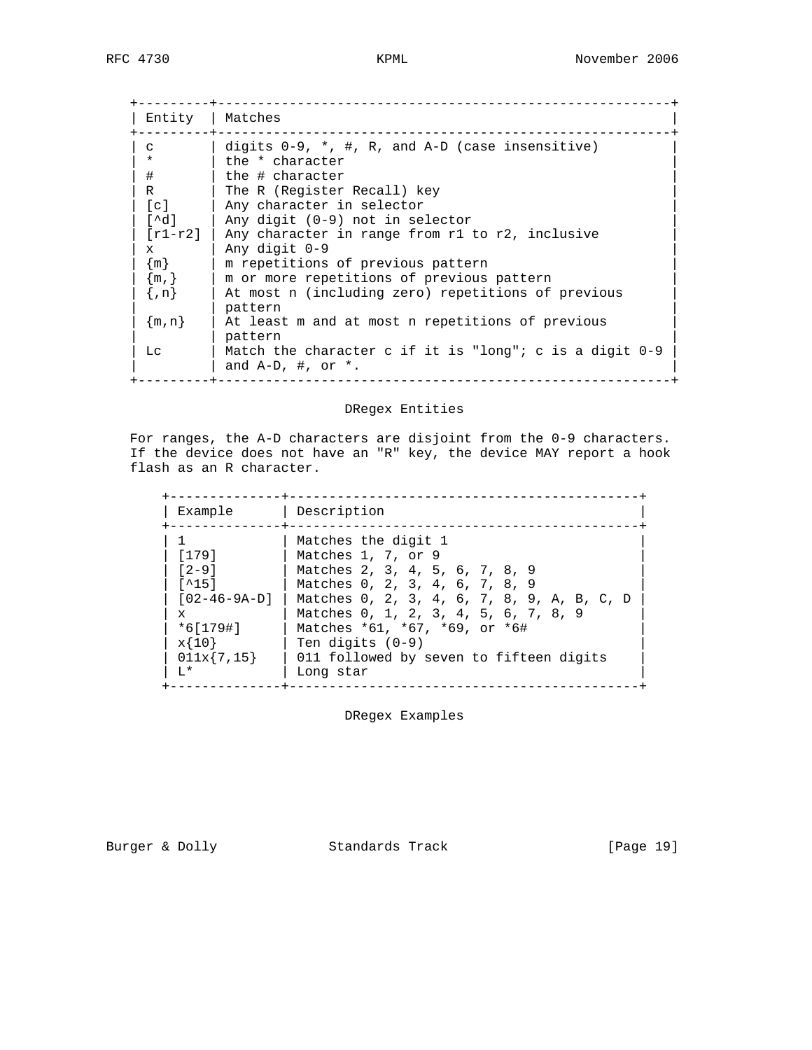| Entity | Matches |
| --- | --- |
| c | digits 0-9, *, #, R, and A-D (case insensitive) |
| * | the * character |
| # | the # character |
| R | The R (Register Recall) key |
| [c] | Any character in selector |
| [^d] | Any digit (0-9) not in selector |
| [r1-r2] | Any character in range from r1 to r2, inclusive |
| x | Any digit 0-9 |
| {m} | m repetitions of previous pattern |
| {m,} | m or more repetitions of previous pattern |
| {,n} | At most n (including zero) repetitions of previous pattern |
| {m,n} | At least m and at most n repetitions of previous pattern |
| Lc | Match the character c if it is "long"; c is a digit 0-9 and A-D, #, or *. |

DRegex Entities

For ranges, the A-D characters are disjoint from the 0-9 characters. If the device does not have an "R" key, the device MAY report a hook flash as an R character.

| Example | Description |
| --- | --- |
| 1 | Matches the digit 1 |
| [179] | Matches 1, 7, or 9 |
| [2-9] | Matches 2, 3, 4, 5, 6, 7, 8, 9 |
| [^15] | Matches 0, 2, 3, 4, 6, 7, 8, 9 |
| [02-46-9A-D] | Matches 0, 2, 3, 4, 6, 7, 8, 9, A, B, C, D |
| x | Matches 0, 1, 2, 3, 4, 5, 6, 7, 8, 9 |
| *6[179#] | Matches *61, *67, *69, or *6# |
| x{10} | Ten digits (0-9) |
| 011x{7,15} | 011 followed by seven to fifteen digits |
| L* | Long star |

DRegex Examples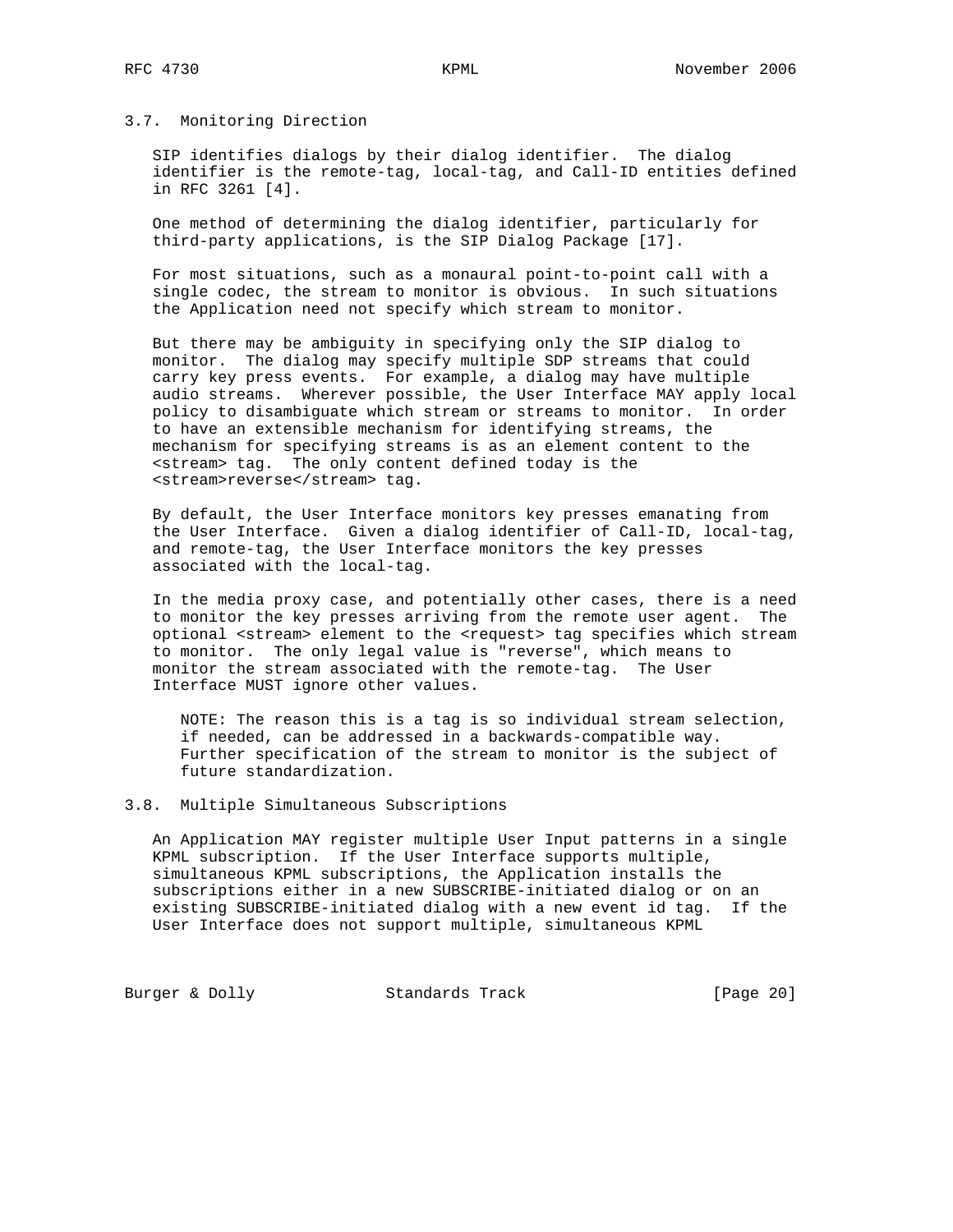### 3.7. Monitoring Direction

SIP identifies dialogs by their dialog identifier. The dialog identifier is the remote-tag, local-tag, and Call-ID entities defined in RFC 3261 [4].

One method of determining the dialog identifier, particularly for third-party applications, is the SIP Dialog Package [17].

For most situations, such as a monaural point-to-point call with a single codec, the stream to monitor is obvious. In such situations the Application need not specify which stream to monitor.

But there may be ambiguity in specifying only the SIP dialog to monitor. The dialog may specify multiple SDP streams that could carry key press events. For example, a dialog may have multiple audio streams. Wherever possible, the User Interface MAY apply local policy to disambiguate which stream or streams to monitor. In order to have an extensible mechanism for identifying streams, the mechanism for specifying streams is as an element content to the <stream> tag. The only content defined today is the <stream>reverse</stream> tag.

By default, the User Interface monitors key presses emanating from the User Interface. Given a dialog identifier of Call-ID, local-tag, and remote-tag, the User Interface monitors the key presses associated with the local-tag.

In the media proxy case, and potentially other cases, there is a need to monitor the key presses arriving from the remote user agent. The optional <stream> element to the <request> tag specifies which stream to monitor. The only legal value is "reverse", which means to monitor the stream associated with the remote-tag. The User Interface MUST ignore other values.

> NOTE: The reason this is a tag is so individual stream selection, if needed, can be addressed in a backwards-compatible way. Further specification of the stream to monitor is the subject of future standardization.

### 3.8. Multiple Simultaneous Subscriptions

An Application MAY register multiple User Input patterns in a single KPML subscription. If the User Interface supports multiple, simultaneous KPML subscriptions, the Application installs the subscriptions either in a new SUBSCRIBE-initiated dialog or on an existing SUBSCRIBE-initiated dialog with a new event id tag. If the User Interface does not support multiple, simultaneous KPML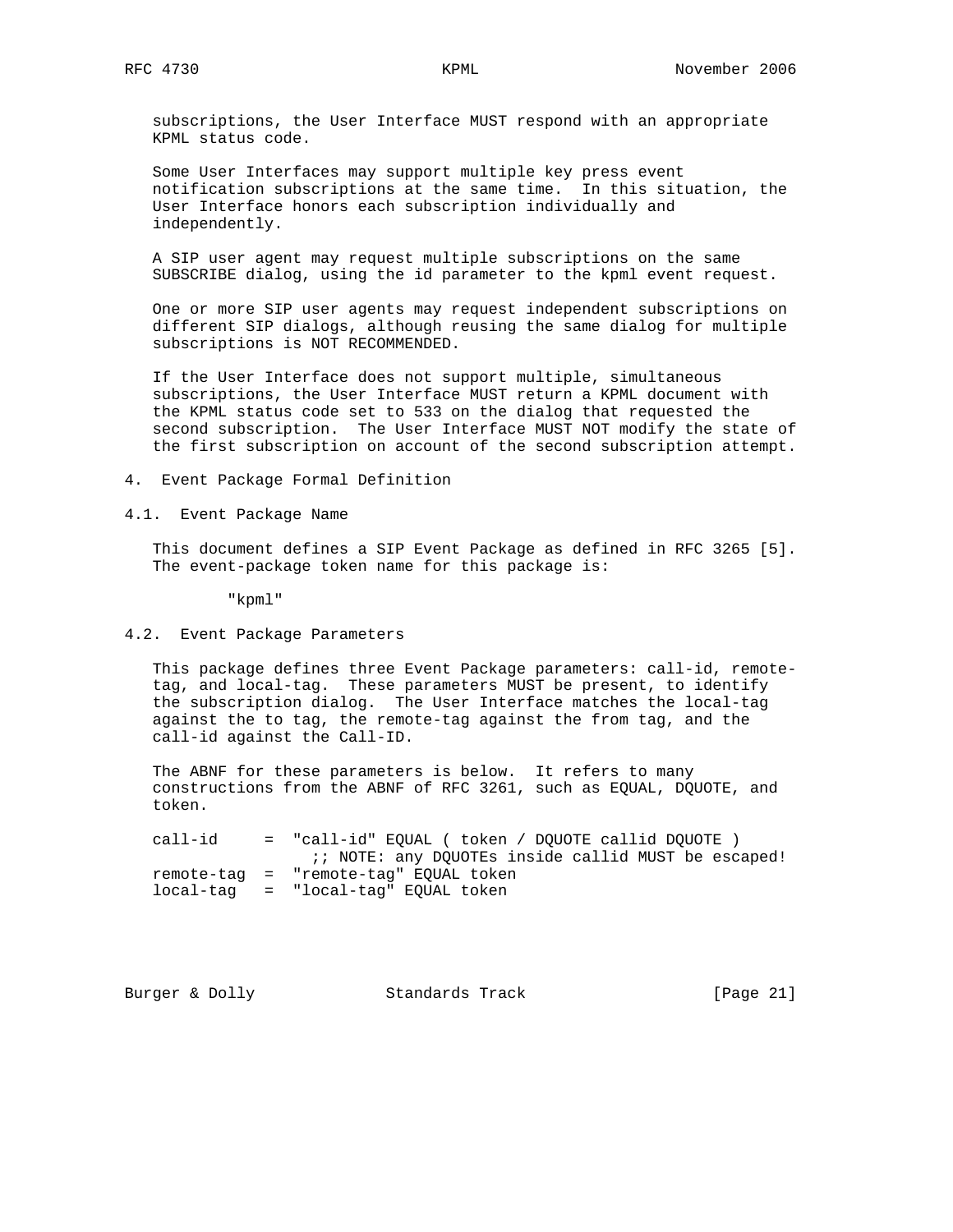subscriptions, the User Interface MUST respond with an appropriate KPML status code.

Some User Interfaces may support multiple key press event notification subscriptions at the same time. In this situation, the User Interface honors each subscription individually and independently.

A SIP user agent may request multiple subscriptions on the same SUBSCRIBE dialog, using the id parameter to the kpml event request.

One or more SIP user agents may request independent subscriptions on different SIP dialogs, although reusing the same dialog for multiple subscriptions is NOT RECOMMENDED.

If the User Interface does not support multiple, simultaneous subscriptions, the User Interface MUST return a KPML document with the KPML status code set to 533 on the dialog that requested the second subscription. The User Interface MUST NOT modify the state of the first subscription on account of the second subscription attempt.

## 4. Event Package Formal Definition

### 4.1. Event Package Name

This document defines a SIP Event Package as defined in RFC 3265 [5]. The event-package token name for this package is:

"kpml"

### 4.2. Event Package Parameters

This package defines three Event Package parameters: call-id, remote-tag, and local-tag. These parameters MUST be present, to identify the subscription dialog. The User Interface matches the local-tag against the to tag, the remote-tag against the from tag, and the call-id against the Call-ID.

The ABNF for these parameters is below. It refers to many constructions from the ABNF of RFC 3261, such as EQUAL, DQUOTE, and token.

```
call-id     =  "call-id" EQUAL ( token / DQUOTE callid DQUOTE )
                 ;; NOTE: any DQUOTEs inside callid MUST be escaped!
remote-tag  =  "remote-tag" EQUAL token
local-tag   =  "local-tag" EQUAL token
```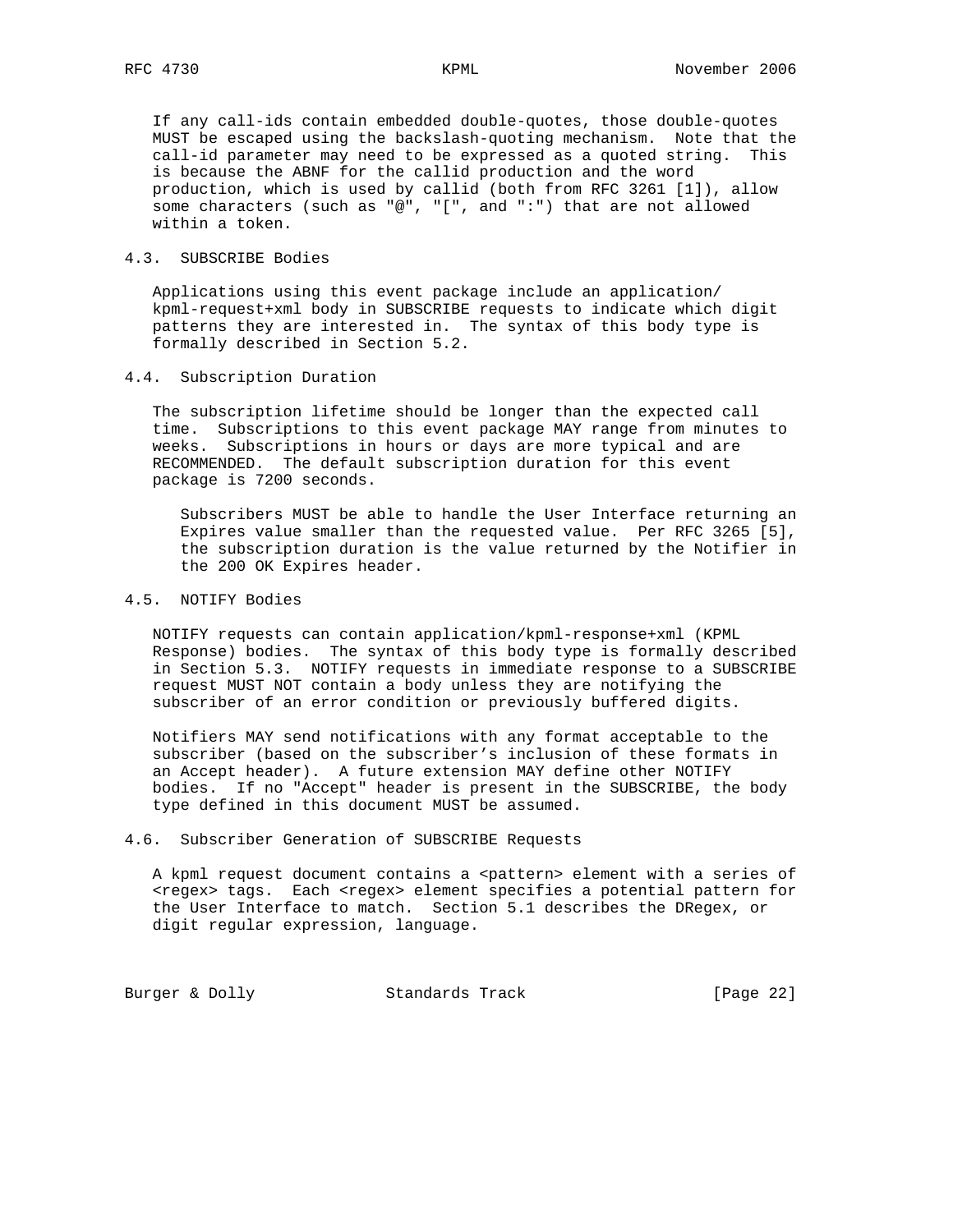If any call-ids contain embedded double-quotes, those double-quotes MUST be escaped using the backslash-quoting mechanism. Note that the call-id parameter may need to be expressed as a quoted string. This is because the ABNF for the callid production and the word production, which is used by callid (both from RFC 3261 [1]), allow some characters (such as "@", "[", and ":") that are not allowed within a token.

## 4.3. SUBSCRIBE Bodies

Applications using this event package include an application/kpml-request+xml body in SUBSCRIBE requests to indicate which digit patterns they are interested in. The syntax of this body type is formally described in Section 5.2.

## 4.4. Subscription Duration

The subscription lifetime should be longer than the expected call time. Subscriptions to this event package MAY range from minutes to weeks. Subscriptions in hours or days are more typical and are RECOMMENDED. The default subscription duration for this event package is 7200 seconds.

> Subscribers MUST be able to handle the User Interface returning an Expires value smaller than the requested value. Per RFC 3265 [5], the subscription duration is the value returned by the Notifier in the 200 OK Expires header.

## 4.5. NOTIFY Bodies

NOTIFY requests can contain application/kpml-response+xml (KPML Response) bodies. The syntax of this body type is formally described in Section 5.3. NOTIFY requests in immediate response to a SUBSCRIBE request MUST NOT contain a body unless they are notifying the subscriber of an error condition or previously buffered digits.

Notifiers MAY send notifications with any format acceptable to the subscriber (based on the subscriber's inclusion of these formats in an Accept header). A future extension MAY define other NOTIFY bodies. If no "Accept" header is present in the SUBSCRIBE, the body type defined in this document MUST be assumed.

## 4.6. Subscriber Generation of SUBSCRIBE Requests

A kpml request document contains a <pattern> element with a series of <regex> tags. Each <regex> element specifies a potential pattern for the User Interface to match. Section 5.1 describes the DRegex, or digit regular expression, language.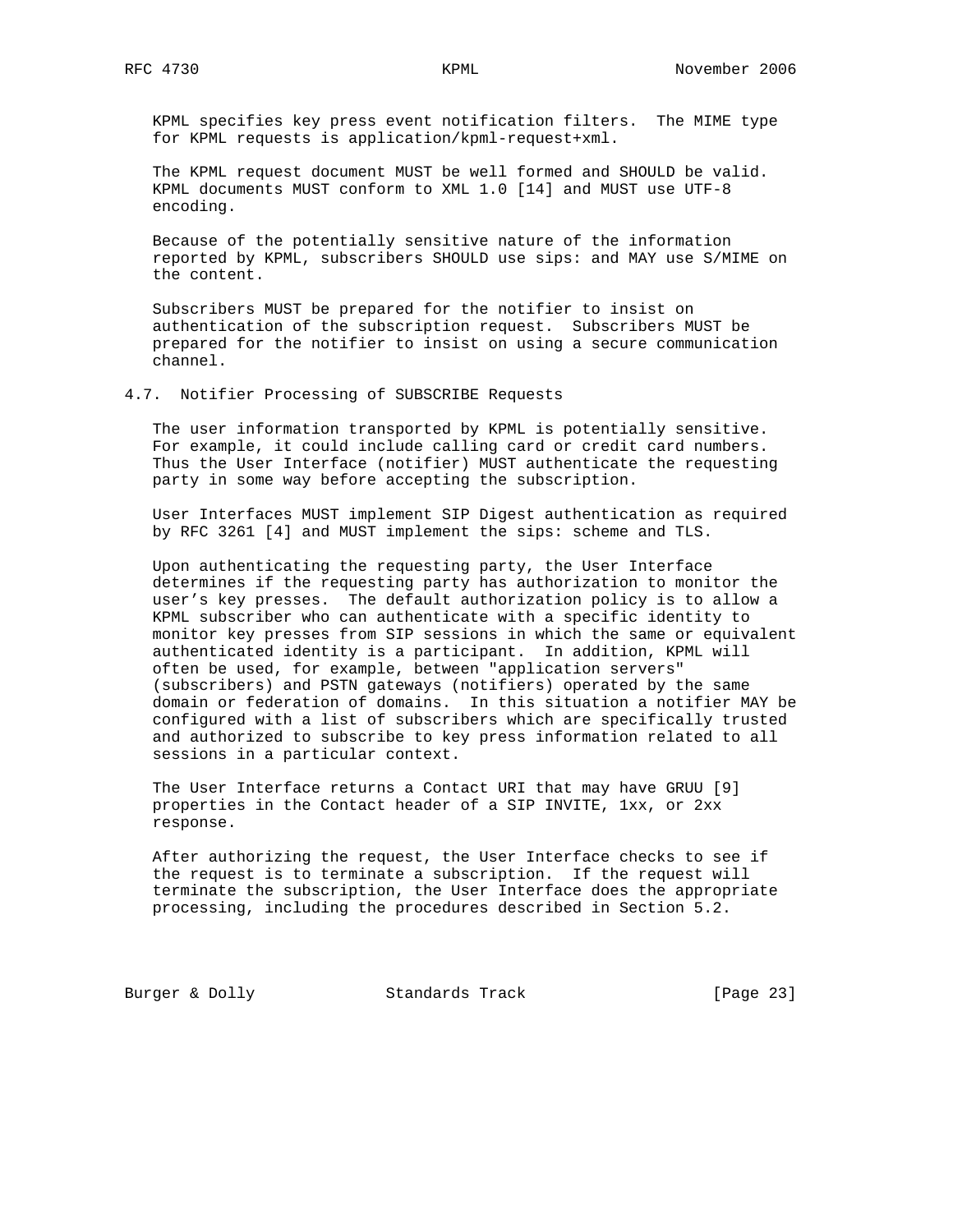KPML specifies key press event notification filters. The MIME type for KPML requests is application/kpml-request+xml.

The KPML request document MUST be well formed and SHOULD be valid. KPML documents MUST conform to XML 1.0 [14] and MUST use UTF-8 encoding.

Because of the potentially sensitive nature of the information reported by KPML, subscribers SHOULD use sips: and MAY use S/MIME on the content.

Subscribers MUST be prepared for the notifier to insist on authentication of the subscription request. Subscribers MUST be prepared for the notifier to insist on using a secure communication channel.

## 4.7. Notifier Processing of SUBSCRIBE Requests

The user information transported by KPML is potentially sensitive. For example, it could include calling card or credit card numbers. Thus the User Interface (notifier) MUST authenticate the requesting party in some way before accepting the subscription.

User Interfaces MUST implement SIP Digest authentication as required by RFC 3261 [4] and MUST implement the sips: scheme and TLS.

Upon authenticating the requesting party, the User Interface determines if the requesting party has authorization to monitor the user's key presses. The default authorization policy is to allow a KPML subscriber who can authenticate with a specific identity to monitor key presses from SIP sessions in which the same or equivalent authenticated identity is a participant. In addition, KPML will often be used, for example, between "application servers" (subscribers) and PSTN gateways (notifiers) operated by the same domain or federation of domains. In this situation a notifier MAY be configured with a list of subscribers which are specifically trusted and authorized to subscribe to key press information related to all sessions in a particular context.

The User Interface returns a Contact URI that may have GRUU [9] properties in the Contact header of a SIP INVITE, 1xx, or 2xx response.

After authorizing the request, the User Interface checks to see if the request is to terminate a subscription. If the request will terminate the subscription, the User Interface does the appropriate processing, including the procedures described in Section 5.2.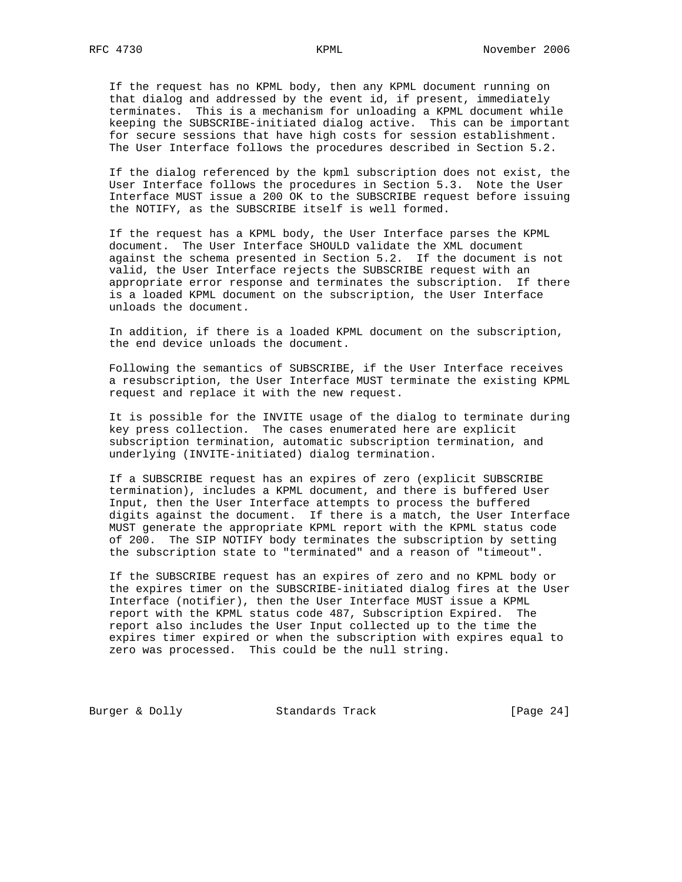If the request has no KPML body, then any KPML document running on that dialog and addressed by the event id, if present, immediately terminates. This is a mechanism for unloading a KPML document while keeping the SUBSCRIBE-initiated dialog active. This can be important for secure sessions that have high costs for session establishment. The User Interface follows the procedures described in Section 5.2.

If the dialog referenced by the kpml subscription does not exist, the User Interface follows the procedures in Section 5.3. Note the User Interface MUST issue a 200 OK to the SUBSCRIBE request before issuing the NOTIFY, as the SUBSCRIBE itself is well formed.

If the request has a KPML body, the User Interface parses the KPML document. The User Interface SHOULD validate the XML document against the schema presented in Section 5.2. If the document is not valid, the User Interface rejects the SUBSCRIBE request with an appropriate error response and terminates the subscription. If there is a loaded KPML document on the subscription, the User Interface unloads the document.

In addition, if there is a loaded KPML document on the subscription, the end device unloads the document.

Following the semantics of SUBSCRIBE, if the User Interface receives a resubscription, the User Interface MUST terminate the existing KPML request and replace it with the new request.

It is possible for the INVITE usage of the dialog to terminate during key press collection. The cases enumerated here are explicit subscription termination, automatic subscription termination, and underlying (INVITE-initiated) dialog termination.

If a SUBSCRIBE request has an expires of zero (explicit SUBSCRIBE termination), includes a KPML document, and there is buffered User Input, then the User Interface attempts to process the buffered digits against the document. If there is a match, the User Interface MUST generate the appropriate KPML report with the KPML status code of 200. The SIP NOTIFY body terminates the subscription by setting the subscription state to "terminated" and a reason of "timeout".

If the SUBSCRIBE request has an expires of zero and no KPML body or the expires timer on the SUBSCRIBE-initiated dialog fires at the User Interface (notifier), then the User Interface MUST issue a KPML report with the KPML status code 487, Subscription Expired. The report also includes the User Input collected up to the time the expires timer expired or when the subscription with expires equal to zero was processed. This could be the null string.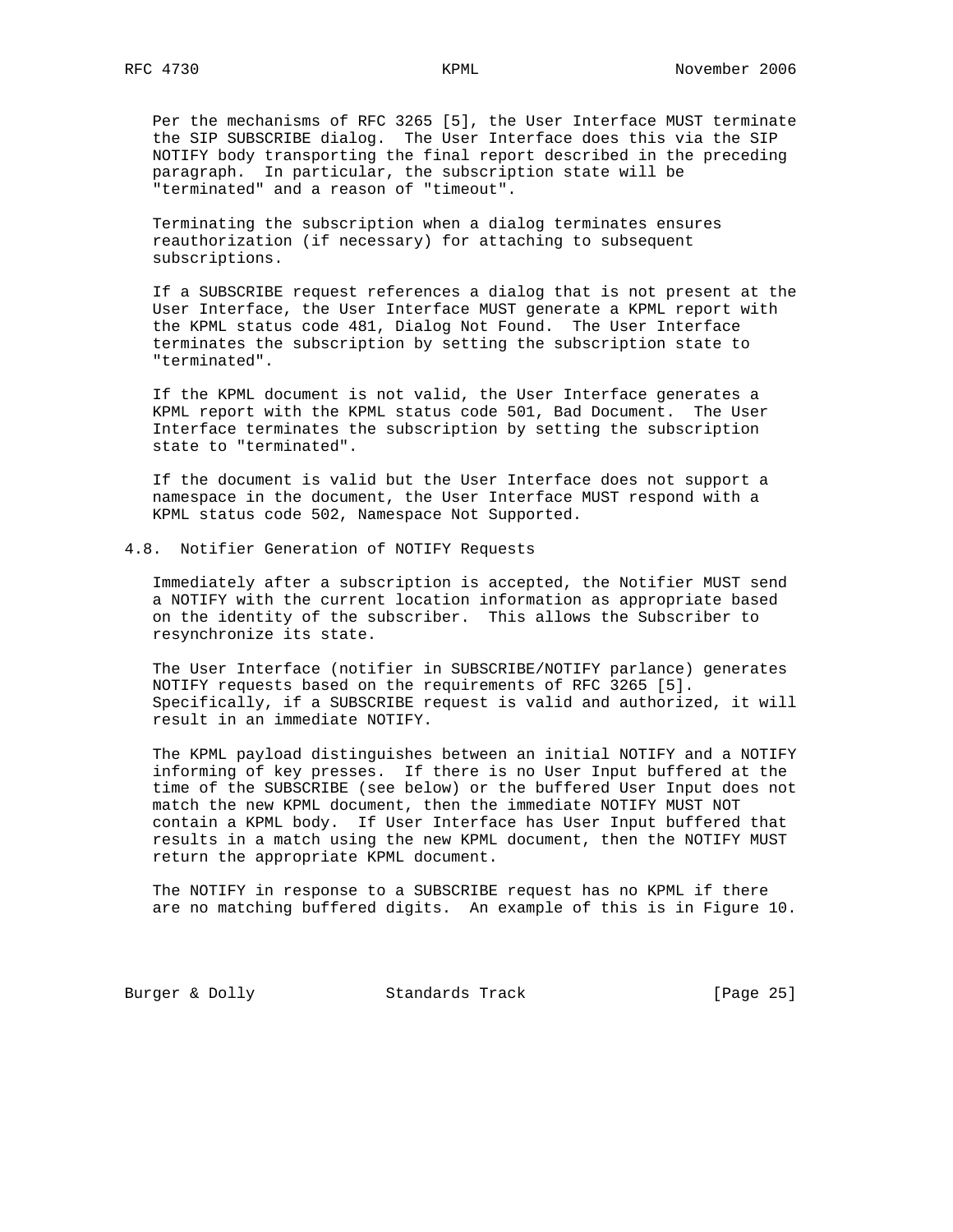Per the mechanisms of RFC 3265 [5], the User Interface MUST terminate the SIP SUBSCRIBE dialog. The User Interface does this via the SIP NOTIFY body transporting the final report described in the preceding paragraph. In particular, the subscription state will be "terminated" and a reason of "timeout".

Terminating the subscription when a dialog terminates ensures reauthorization (if necessary) for attaching to subsequent subscriptions.

If a SUBSCRIBE request references a dialog that is not present at the User Interface, the User Interface MUST generate a KPML report with the KPML status code 481, Dialog Not Found. The User Interface terminates the subscription by setting the subscription state to "terminated".

If the KPML document is not valid, the User Interface generates a KPML report with the KPML status code 501, Bad Document. The User Interface terminates the subscription by setting the subscription state to "terminated".

If the document is valid but the User Interface does not support a namespace in the document, the User Interface MUST respond with a KPML status code 502, Namespace Not Supported.

### 4.8. Notifier Generation of NOTIFY Requests

Immediately after a subscription is accepted, the Notifier MUST send a NOTIFY with the current location information as appropriate based on the identity of the subscriber. This allows the Subscriber to resynchronize its state.

The User Interface (notifier in SUBSCRIBE/NOTIFY parlance) generates NOTIFY requests based on the requirements of RFC 3265 [5]. Specifically, if a SUBSCRIBE request is valid and authorized, it will result in an immediate NOTIFY.

The KPML payload distinguishes between an initial NOTIFY and a NOTIFY informing of key presses. If there is no User Input buffered at the time of the SUBSCRIBE (see below) or the buffered User Input does not match the new KPML document, then the immediate NOTIFY MUST NOT contain a KPML body. If User Interface has User Input buffered that results in a match using the new KPML document, then the NOTIFY MUST return the appropriate KPML document.

The NOTIFY in response to a SUBSCRIBE request has no KPML if there are no matching buffered digits. An example of this is in Figure 10.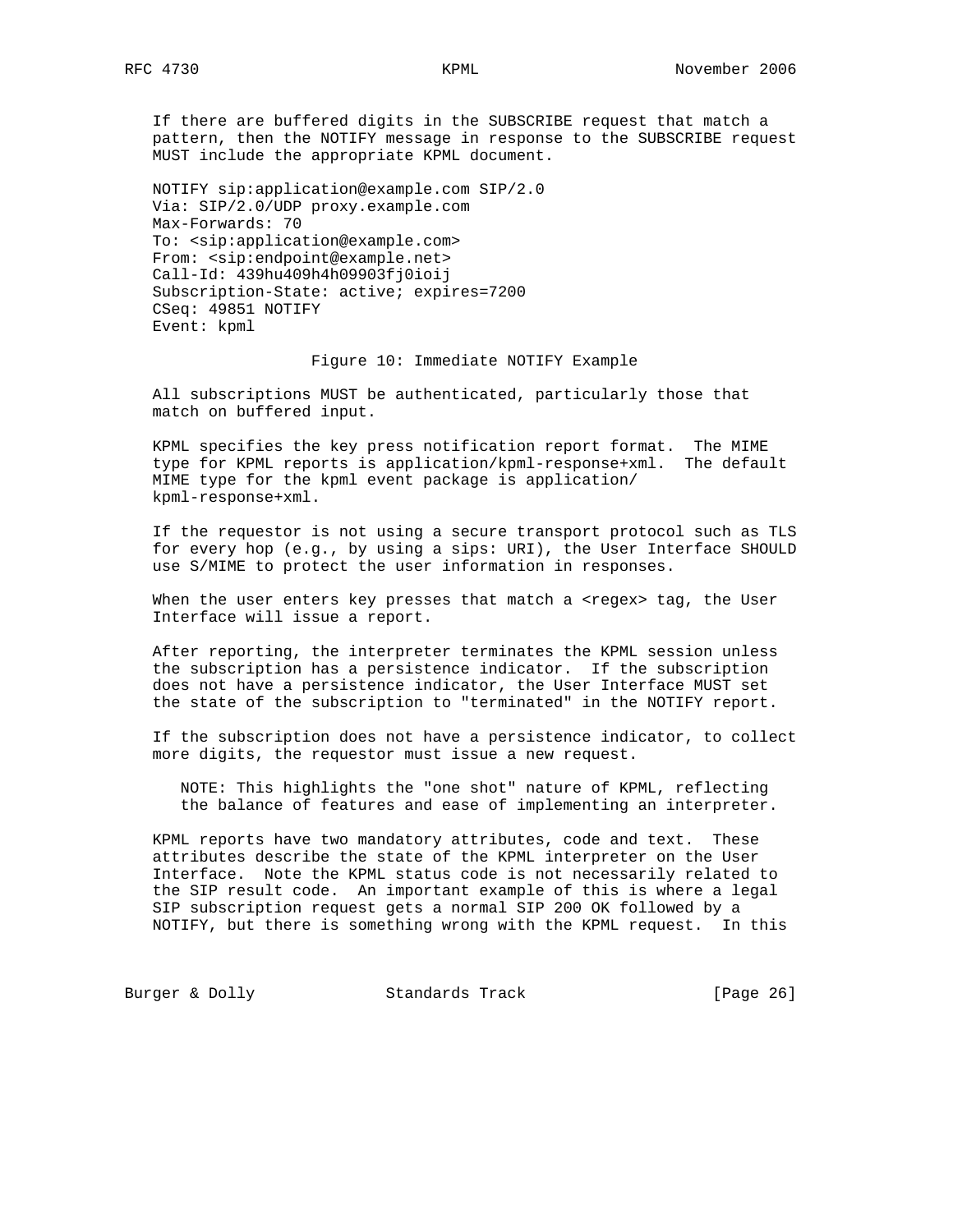If there are buffered digits in the SUBSCRIBE request that match a pattern, then the NOTIFY message in response to the SUBSCRIBE request MUST include the appropriate KPML document.

```
NOTIFY sip:application@example.com SIP/2.0
Via: SIP/2.0/UDP proxy.example.com
Max-Forwards: 70
To: <sip:application@example.com>
From: <sip:endpoint@example.net>
Call-Id: 439hu409h4h09903fj0ioij
Subscription-State: active; expires=7200
CSeq: 49851 NOTIFY
Event: kpml
```

Figure 10: Immediate NOTIFY Example

All subscriptions MUST be authenticated, particularly those that match on buffered input.

KPML specifies the key press notification report format. The MIME type for KPML reports is application/kpml-response+xml. The default MIME type for the kpml event package is application/kpml-response+xml.

If the requestor is not using a secure transport protocol such as TLS for every hop (e.g., by using a sips: URI), the User Interface SHOULD use S/MIME to protect the user information in responses.

When the user enters key presses that match a <regex> tag, the User Interface will issue a report.

After reporting, the interpreter terminates the KPML session unless the subscription has a persistence indicator. If the subscription does not have a persistence indicator, the User Interface MUST set the state of the subscription to "terminated" in the NOTIFY report.

If the subscription does not have a persistence indicator, to collect more digits, the requestor must issue a new request.

> NOTE: This highlights the "one shot" nature of KPML, reflecting the balance of features and ease of implementing an interpreter.

KPML reports have two mandatory attributes, code and text. These attributes describe the state of the KPML interpreter on the User Interface. Note the KPML status code is not necessarily related to the SIP result code. An important example of this is where a legal SIP subscription request gets a normal SIP 200 OK followed by a NOTIFY, but there is something wrong with the KPML request. In this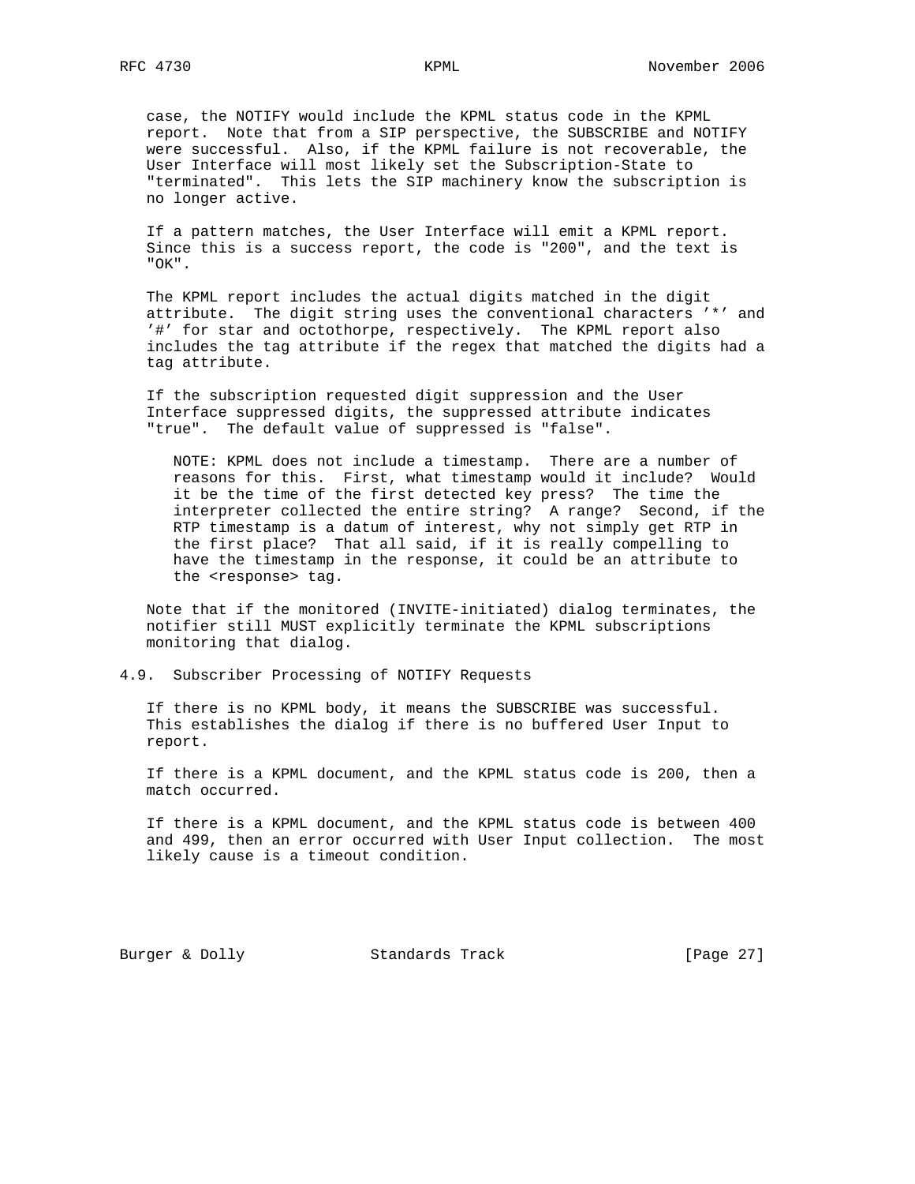case, the NOTIFY would include the KPML status code in the KPML report. Note that from a SIP perspective, the SUBSCRIBE and NOTIFY were successful. Also, if the KPML failure is not recoverable, the User Interface will most likely set the Subscription-State to "terminated". This lets the SIP machinery know the subscription is no longer active.

If a pattern matches, the User Interface will emit a KPML report. Since this is a success report, the code is "200", and the text is "OK".

The KPML report includes the actual digits matched in the digit attribute. The digit string uses the conventional characters '*' and '#' for star and octothorpe, respectively. The KPML report also includes the tag attribute if the regex that matched the digits had a tag attribute.

If the subscription requested digit suppression and the User Interface suppressed digits, the suppressed attribute indicates "true". The default value of suppressed is "false".

> NOTE: KPML does not include a timestamp. There are a number of reasons for this. First, what timestamp would it include? Would it be the time of the first detected key press? The time the interpreter collected the entire string? A range? Second, if the RTP timestamp is a datum of interest, why not simply get RTP in the first place? That all said, if it is really compelling to have the timestamp in the response, it could be an attribute to the <response> tag.

Note that if the monitored (INVITE-initiated) dialog terminates, the notifier still MUST explicitly terminate the KPML subscriptions monitoring that dialog.

## 4.9. Subscriber Processing of NOTIFY Requests

If there is no KPML body, it means the SUBSCRIBE was successful. This establishes the dialog if there is no buffered User Input to report.

If there is a KPML document, and the KPML status code is 200, then a match occurred.

If there is a KPML document, and the KPML status code is between 400 and 499, then an error occurred with User Input collection. The most likely cause is a timeout condition.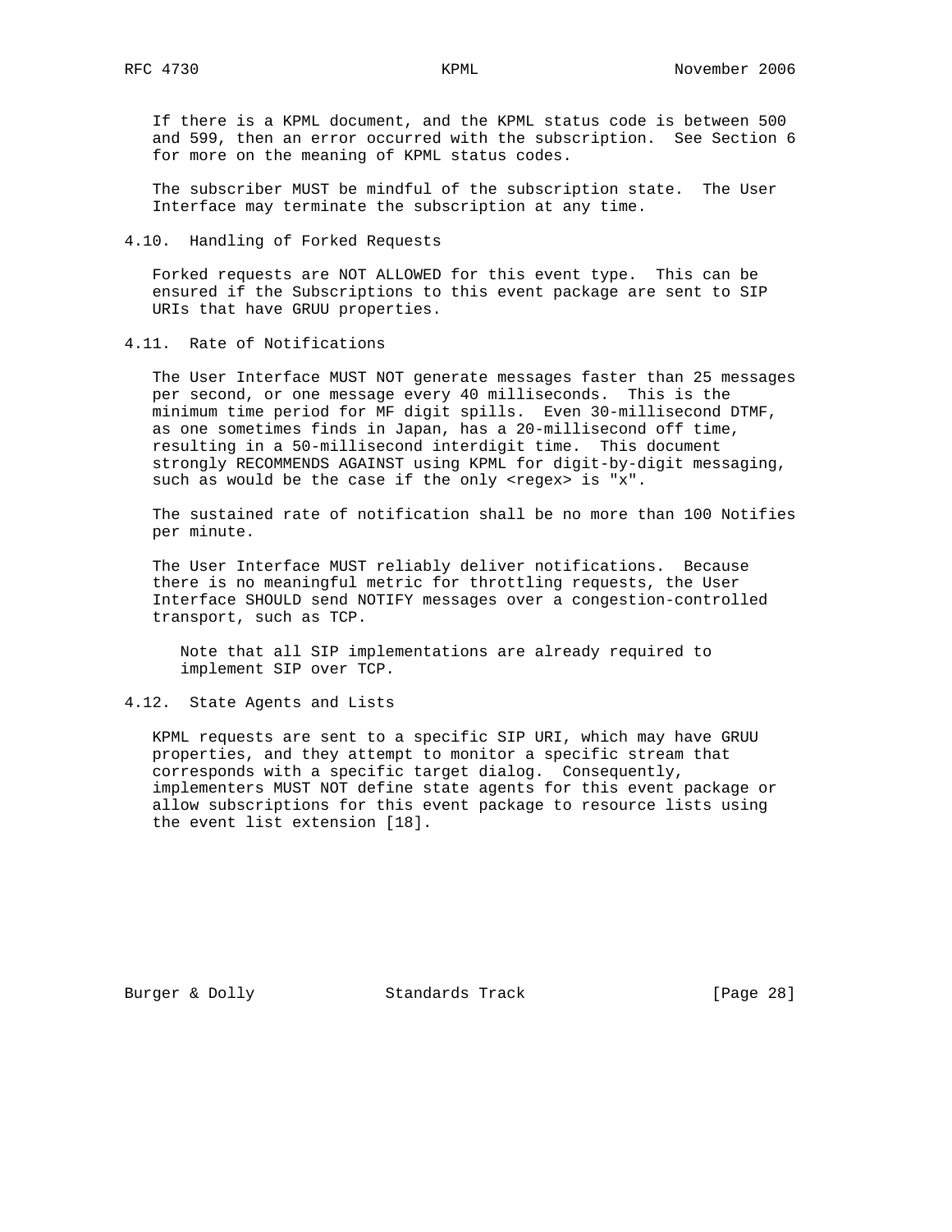If there is a KPML document, and the KPML status code is between 500 and 599, then an error occurred with the subscription. See Section 6 for more on the meaning of KPML status codes.

The subscriber MUST be mindful of the subscription state. The User Interface may terminate the subscription at any time.

### 4.10. Handling of Forked Requests

Forked requests are NOT ALLOWED for this event type. This can be ensured if the Subscriptions to this event package are sent to SIP URIs that have GRUU properties.

### 4.11. Rate of Notifications

The User Interface MUST NOT generate messages faster than 25 messages per second, or one message every 40 milliseconds. This is the minimum time period for MF digit spills. Even 30-millisecond DTMF, as one sometimes finds in Japan, has a 20-millisecond off time, resulting in a 50-millisecond interdigit time. This document strongly RECOMMENDS AGAINST using KPML for digit-by-digit messaging, such as would be the case if the only <regex> is "x".

The sustained rate of notification shall be no more than 100 Notifies per minute.

The User Interface MUST reliably deliver notifications. Because there is no meaningful metric for throttling requests, the User Interface SHOULD send NOTIFY messages over a congestion-controlled transport, such as TCP.

> Note that all SIP implementations are already required to implement SIP over TCP.

### 4.12. State Agents and Lists

KPML requests are sent to a specific SIP URI, which may have GRUU properties, and they attempt to monitor a specific stream that corresponds with a specific target dialog. Consequently, implementers MUST NOT define state agents for this event package or allow subscriptions for this event package to resource lists using the event list extension [18].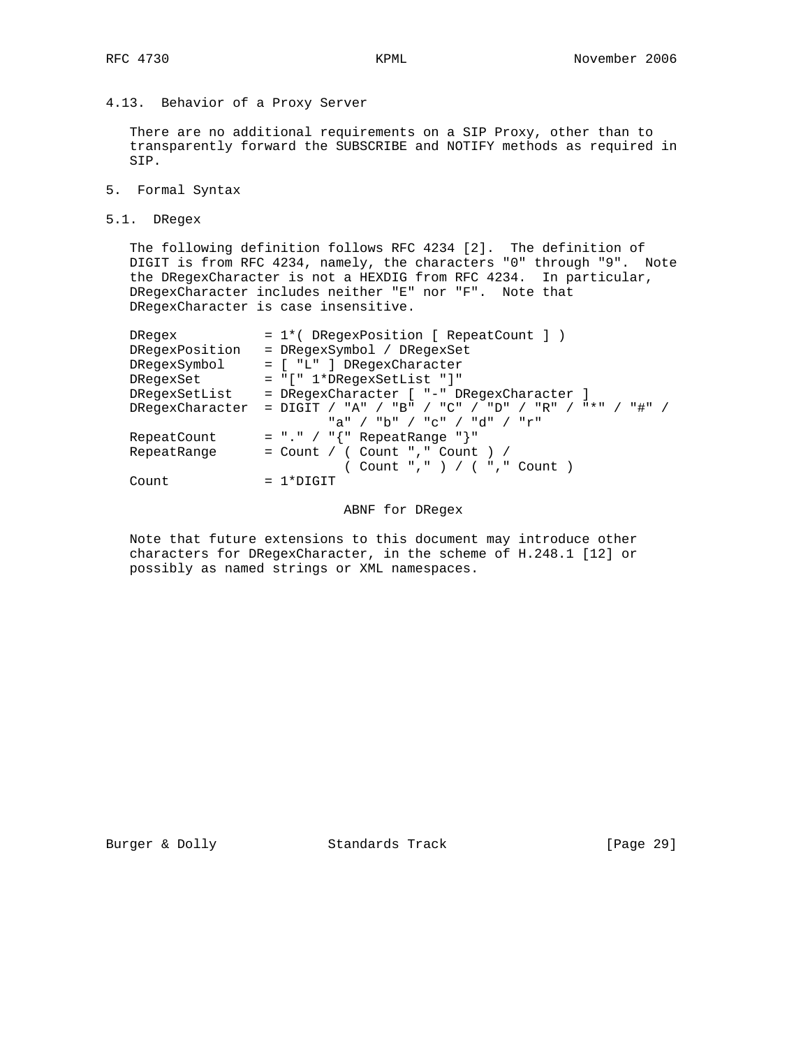### 4.13. Behavior of a Proxy Server

There are no additional requirements on a SIP Proxy, other than to transparently forward the SUBSCRIBE and NOTIFY methods as required in SIP.

## 5. Formal Syntax

### 5.1. DRegex

The following definition follows RFC 4234 [2]. The definition of DIGIT is from RFC 4234, namely, the characters "0" through "9". Note the DRegexCharacter is not a HEXDIG from RFC 4234. In particular, DRegexCharacter includes neither "E" nor "F". Note that DRegexCharacter is case insensitive.

```
DRegex           = 1*( DRegexPosition [ RepeatCount ] )
DRegexPosition   = DRegexSymbol / DRegexSet
DRegexSymbol     = [ "L" ] DRegexCharacter
DRegexSet        = "[" 1*DRegexSetList "]"
DRegexSetList    = DRegexCharacter [ "-" DRegexCharacter ]
DRegexCharacter  = DIGIT / "A" / "B" / "C" / "D" / "R" / "*" / "#" /
                   "a" / "b" / "c" / "d" / "r"
RepeatCount      = "." / "{" RepeatRange "}"
RepeatRange      = Count / ( Count "," Count ) /
                   ( Count "," ) / ( "," Count )
Count            = 1*DIGIT
```

ABNF for DRegex

Note that future extensions to this document may introduce other characters for DRegexCharacter, in the scheme of H.248.1 [12] or possibly as named strings or XML namespaces.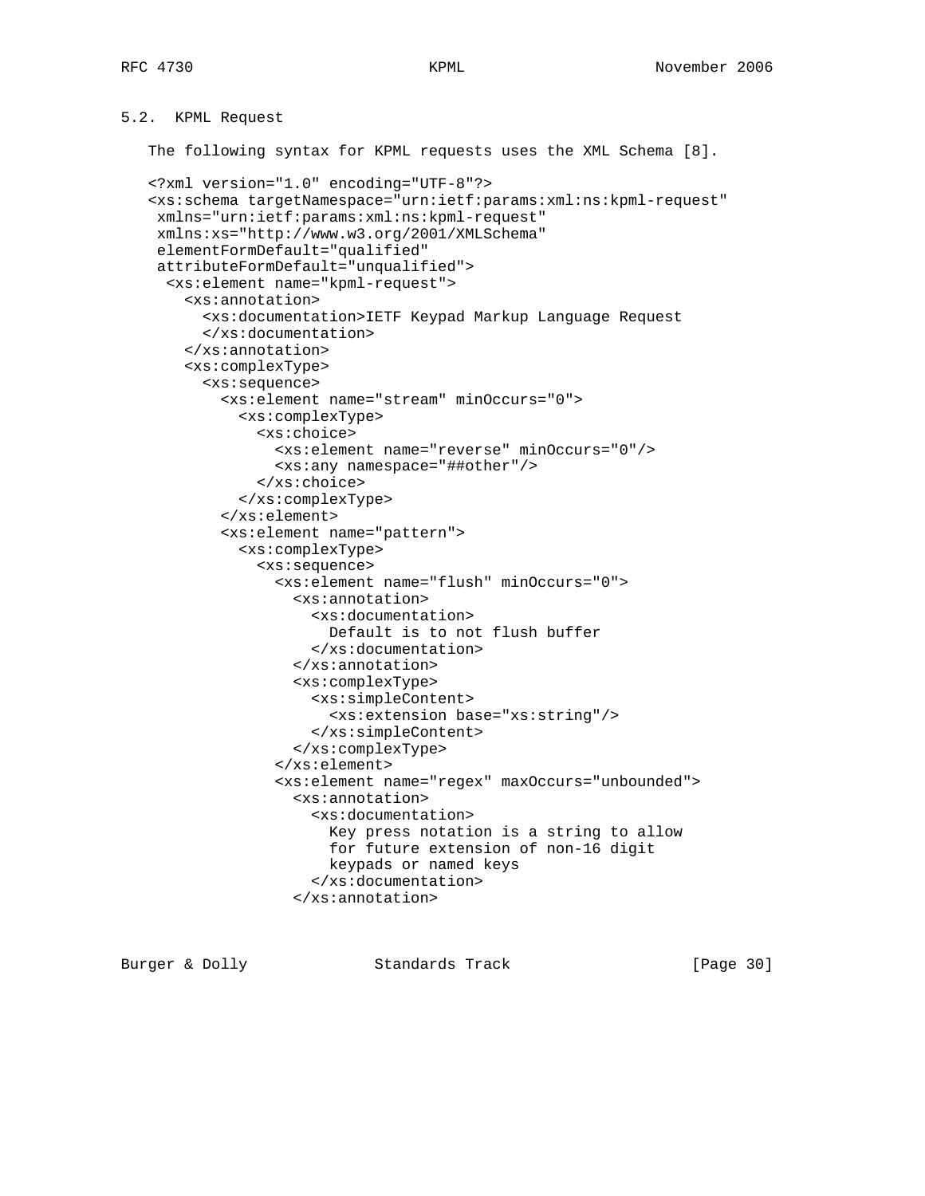### 5.2. KPML Request

The following syntax for KPML requests uses the XML Schema [8].

```
<?xml version="1.0" encoding="UTF-8"?>
<xs:schema targetNamespace="urn:ietf:params:xml:ns:kpml-request"
 xmlns="urn:ietf:params:xml:ns:kpml-request"
 xmlns:xs="http://www.w3.org/2001/XMLSchema"
 elementFormDefault="qualified"
 attributeFormDefault="unqualified">
  <xs:element name="kpml-request">
    <xs:annotation>
      <xs:documentation>IETF Keypad Markup Language Request
      </xs:documentation>
    </xs:annotation>
    <xs:complexType>
      <xs:sequence>
        <xs:element name="stream" minOccurs="0">
          <xs:complexType>
            <xs:choice>
              <xs:element name="reverse" minOccurs="0"/>
              <xs:any namespace="##other"/>
            </xs:choice>
          </xs:complexType>
        </xs:element>
        <xs:element name="pattern">
          <xs:complexType>
            <xs:sequence>
              <xs:element name="flush" minOccurs="0">
                <xs:annotation>
                  <xs:documentation>
                    Default is to not flush buffer
                  </xs:documentation>
                </xs:annotation>
                <xs:complexType>
                  <xs:simpleContent>
                    <xs:extension base="xs:string"/>
                  </xs:simpleContent>
                </xs:complexType>
              </xs:element>
              <xs:element name="regex" maxOccurs="unbounded">
                <xs:annotation>
                  <xs:documentation>
                    Key press notation is a string to allow
                    for future extension of non-16 digit
                    keypads or named keys
                  </xs:documentation>
                </xs:annotation>
```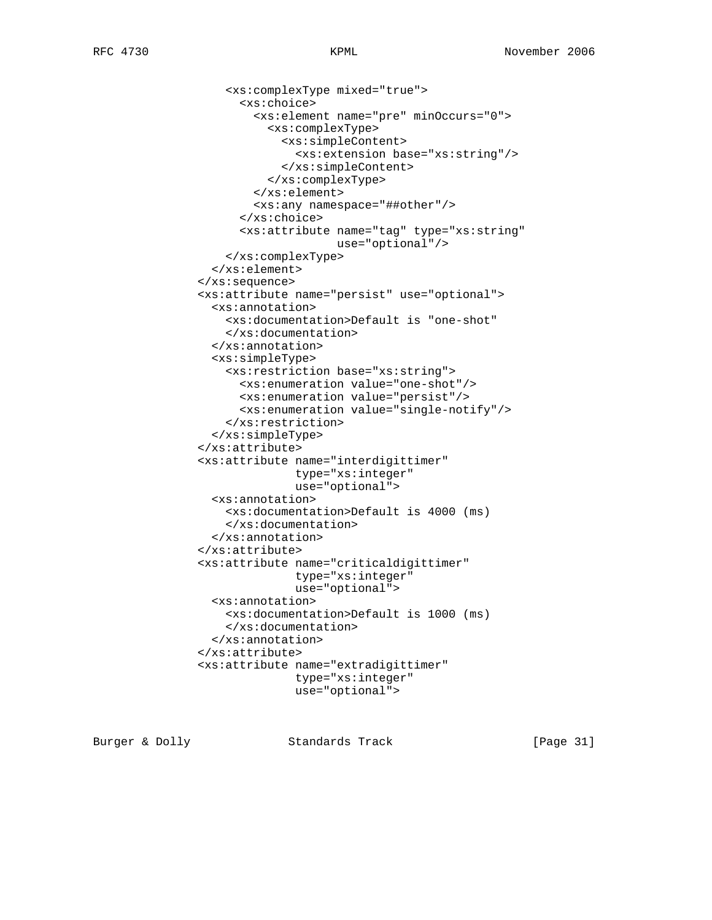```
          <xs:complexType mixed="true">
            <xs:choice>
              <xs:element name="pre" minOccurs="0">
                <xs:complexType>
                  <xs:simpleContent>
                    <xs:extension base="xs:string"/>
                  </xs:simpleContent>
                </xs:complexType>
              </xs:element>
              <xs:any namespace="##other"/>
            </xs:choice>
            <xs:attribute name="tag" type="xs:string"
                          use="optional"/>
          </xs:complexType>
        </xs:element>
      </xs:sequence>
      <xs:attribute name="persist" use="optional">
        <xs:annotation>
          <xs:documentation>Default is "one-shot"
          </xs:documentation>
        </xs:annotation>
        <xs:simpleType>
          <xs:restriction base="xs:string">
            <xs:enumeration value="one-shot"/>
            <xs:enumeration value="persist"/>
            <xs:enumeration value="single-notify"/>
          </xs:restriction>
        </xs:simpleType>
      </xs:attribute>
      <xs:attribute name="interdigittimer"
                    type="xs:integer"
                    use="optional">
        <xs:annotation>
          <xs:documentation>Default is 4000 (ms)
          </xs:documentation>
        </xs:annotation>
      </xs:attribute>
      <xs:attribute name="criticaldigittimer"
                    type="xs:integer"
                    use="optional">
        <xs:annotation>
          <xs:documentation>Default is 1000 (ms)
          </xs:documentation>
        </xs:annotation>
      </xs:attribute>
      <xs:attribute name="extradigittimer"
                    type="xs:integer"
                    use="optional">
```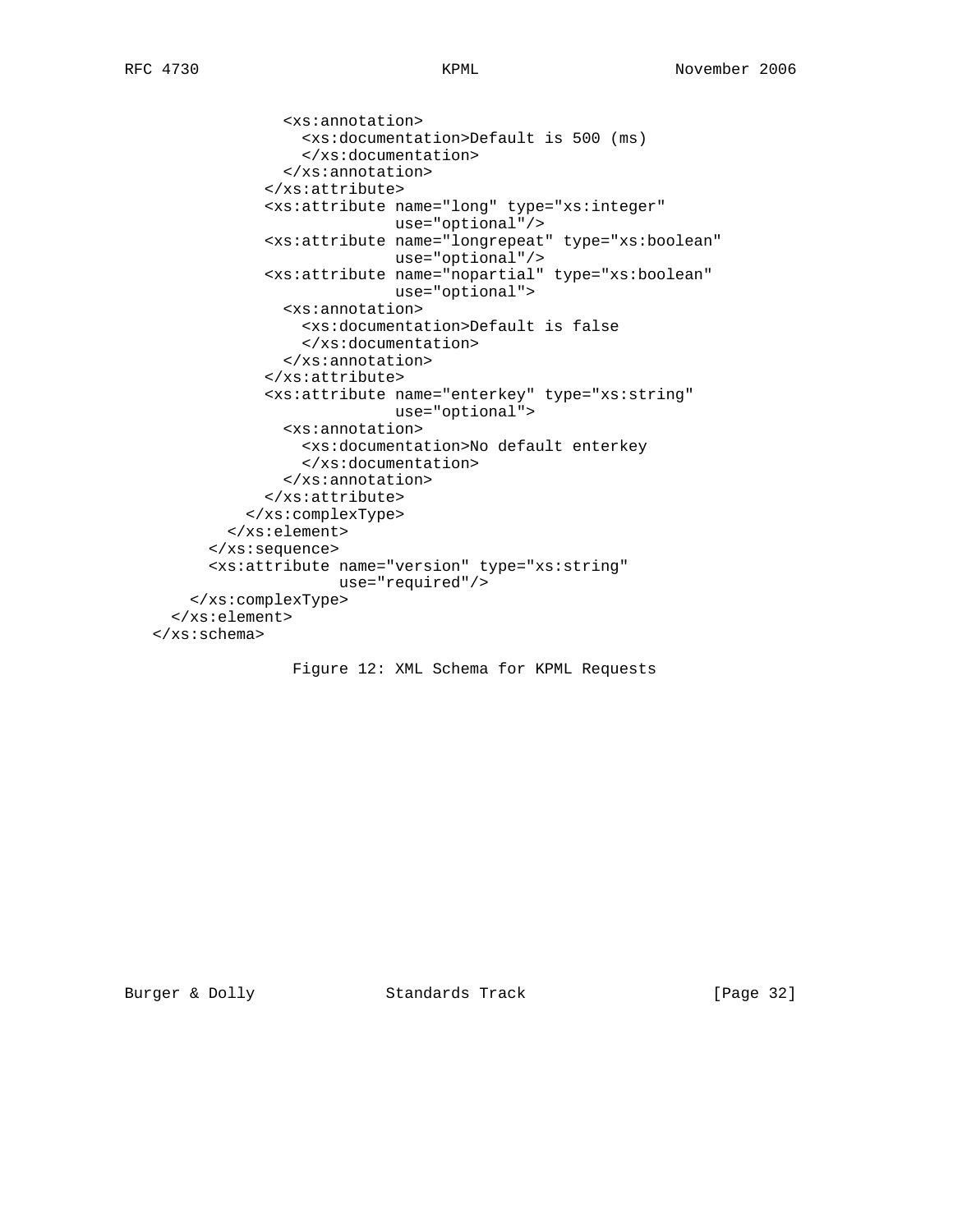```
              <xs:annotation>
                <xs:documentation>Default is 500 (ms)
                </xs:documentation>
              </xs:annotation>
            </xs:attribute>
            <xs:attribute name="long" type="xs:integer"
                          use="optional"/>
            <xs:attribute name="longrepeat" type="xs:boolean"
                          use="optional"/>
            <xs:attribute name="nopartial" type="xs:boolean"
                          use="optional">
              <xs:annotation>
                <xs:documentation>Default is false
                </xs:documentation>
              </xs:annotation>
            </xs:attribute>
            <xs:attribute name="enterkey" type="xs:string"
                          use="optional">
              <xs:annotation>
                <xs:documentation>No default enterkey
                </xs:documentation>
              </xs:annotation>
            </xs:attribute>
          </xs:complexType>
        </xs:element>
      </xs:sequence>
      <xs:attribute name="version" type="xs:string"
                    use="required"/>
    </xs:complexType>
  </xs:element>
</xs:schema>
```

Figure 12: XML Schema for KPML Requests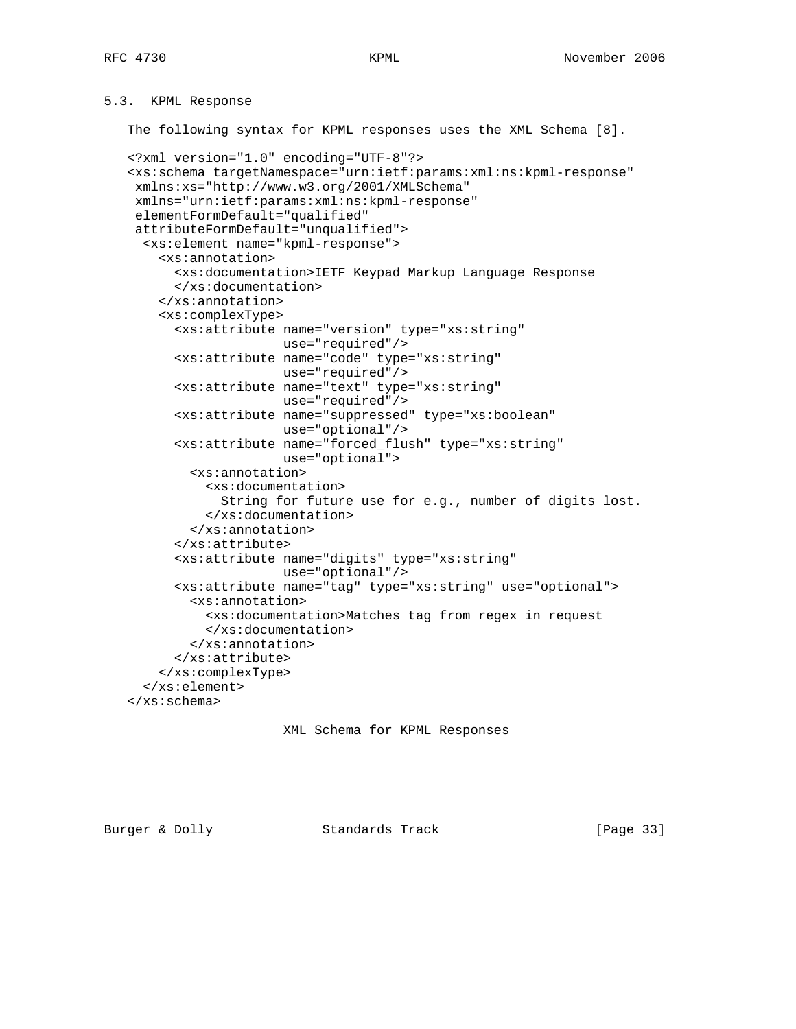## 5.3. KPML Response

The following syntax for KPML responses uses the XML Schema [8].

```
<?xml version="1.0" encoding="UTF-8"?>
<xs:schema targetNamespace="urn:ietf:params:xml:ns:kpml-response"
 xmlns:xs="http://www.w3.org/2001/XMLSchema"
 xmlns="urn:ietf:params:xml:ns:kpml-response"
 elementFormDefault="qualified"
 attributeFormDefault="unqualified">
  <xs:element name="kpml-response">
    <xs:annotation>
      <xs:documentation>IETF Keypad Markup Language Response
      </xs:documentation>
    </xs:annotation>
    <xs:complexType>
      <xs:attribute name="version" type="xs:string"
                    use="required"/>
      <xs:attribute name="code" type="xs:string"
                    use="required"/>
      <xs:attribute name="text" type="xs:string"
                    use="required"/>
      <xs:attribute name="suppressed" type="xs:boolean"
                    use="optional"/>
      <xs:attribute name="forced_flush" type="xs:string"
                    use="optional">
        <xs:annotation>
          <xs:documentation>
            String for future use for e.g., number of digits lost.
          </xs:documentation>
        </xs:annotation>
      </xs:attribute>
      <xs:attribute name="digits" type="xs:string"
                    use="optional"/>
      <xs:attribute name="tag" type="xs:string" use="optional">
        <xs:annotation>
          <xs:documentation>Matches tag from regex in request
          </xs:documentation>
        </xs:annotation>
      </xs:attribute>
    </xs:complexType>
  </xs:element>
</xs:schema>
```

XML Schema for KPML Responses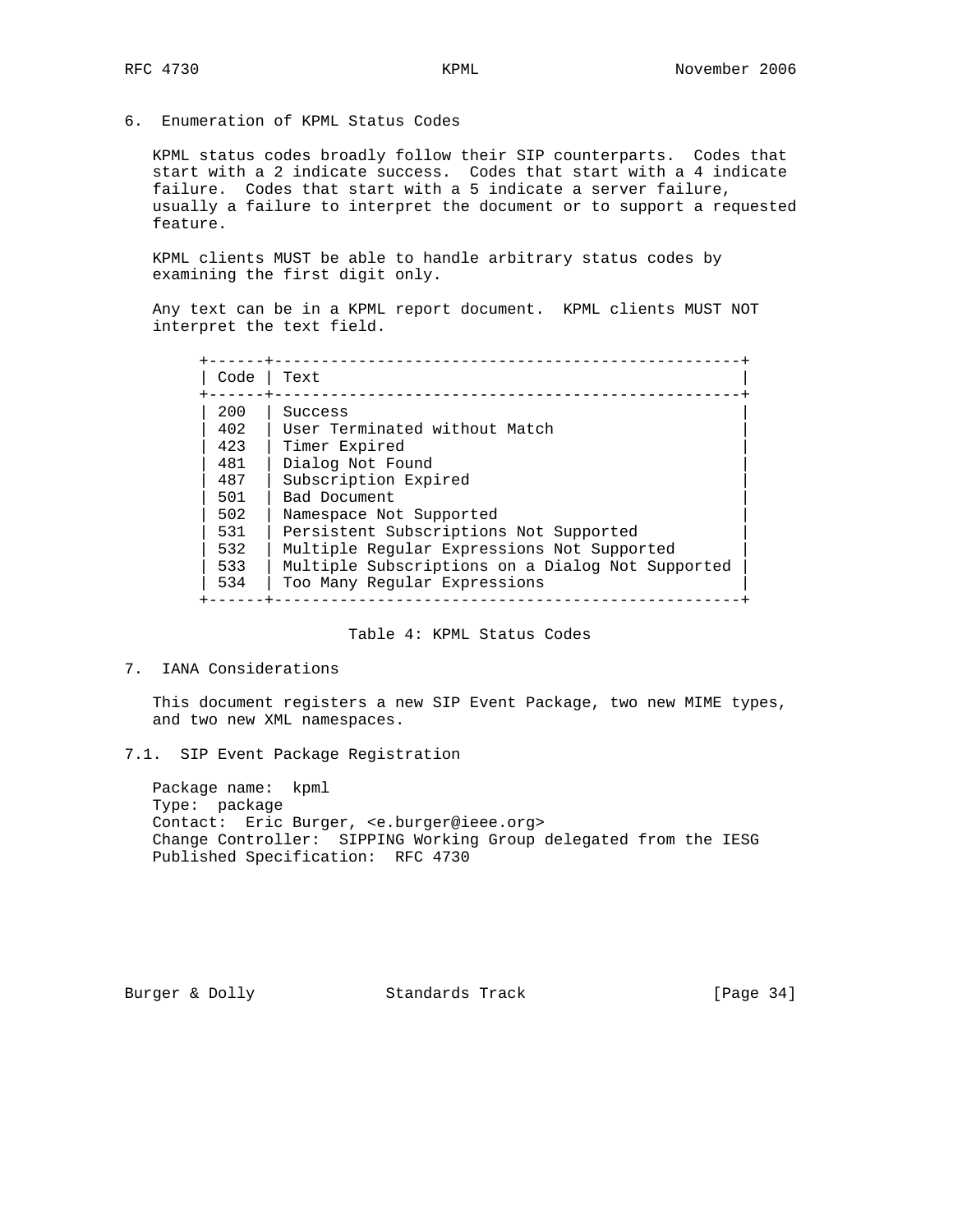## 6. Enumeration of KPML Status Codes

KPML status codes broadly follow their SIP counterparts. Codes that start with a 2 indicate success. Codes that start with a 4 indicate failure. Codes that start with a 5 indicate a server failure, usually a failure to interpret the document or to support a requested feature.

KPML clients MUST be able to handle arbitrary status codes by examining the first digit only.

Any text can be in a KPML report document. KPML clients MUST NOT interpret the text field.

| Code | Text |
|---|---|
| 200 | Success |
| 402 | User Terminated without Match |
| 423 | Timer Expired |
| 481 | Dialog Not Found |
| 487 | Subscription Expired |
| 501 | Bad Document |
| 502 | Namespace Not Supported |
| 531 | Persistent Subscriptions Not Supported |
| 532 | Multiple Regular Expressions Not Supported |
| 533 | Multiple Subscriptions on a Dialog Not Supported |
| 534 | Too Many Regular Expressions |

Table 4: KPML Status Codes

## 7. IANA Considerations

This document registers a new SIP Event Package, two new MIME types, and two new XML namespaces.

### 7.1. SIP Event Package Registration

Package name: kpml
Type: package
Contact: Eric Burger, <e.burger@ieee.org>
Change Controller: SIPPING Working Group delegated from the IESG
Published Specification: RFC 4730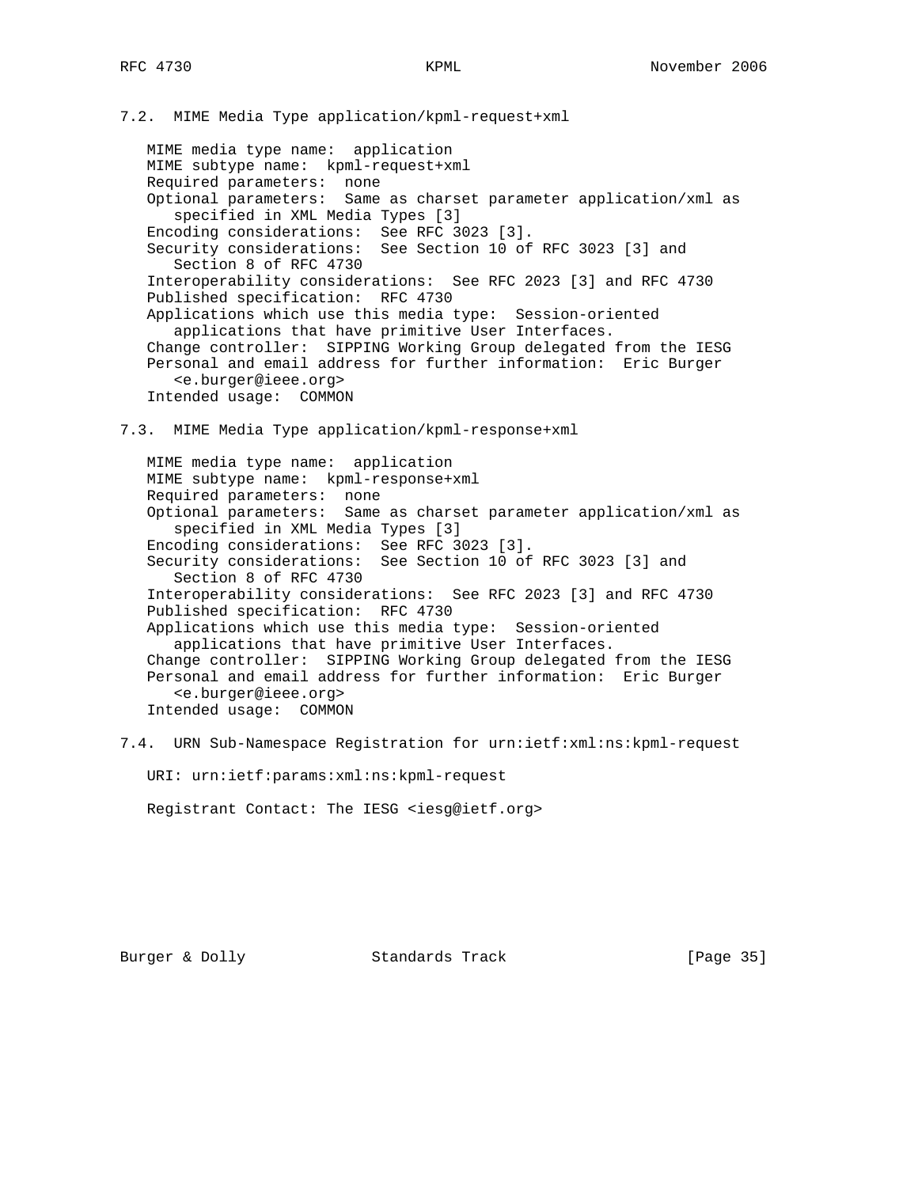## 7.2. MIME Media Type application/kpml-request+xml

MIME media type name: application
MIME subtype name: kpml-request+xml
Required parameters: none
Optional parameters: Same as charset parameter application/xml as specified in XML Media Types [3]
Encoding considerations: See RFC 3023 [3].
Security considerations: See Section 10 of RFC 3023 [3] and Section 8 of RFC 4730
Interoperability considerations: See RFC 2023 [3] and RFC 4730
Published specification: RFC 4730
Applications which use this media type: Session-oriented applications that have primitive User Interfaces.
Change controller: SIPPING Working Group delegated from the IESG
Personal and email address for further information: Eric Burger <e.burger@ieee.org>
Intended usage: COMMON

## 7.3. MIME Media Type application/kpml-response+xml

MIME media type name: application
MIME subtype name: kpml-response+xml
Required parameters: none
Optional parameters: Same as charset parameter application/xml as specified in XML Media Types [3]
Encoding considerations: See RFC 3023 [3].
Security considerations: See Section 10 of RFC 3023 [3] and Section 8 of RFC 4730
Interoperability considerations: See RFC 2023 [3] and RFC 4730
Published specification: RFC 4730
Applications which use this media type: Session-oriented applications that have primitive User Interfaces.
Change controller: SIPPING Working Group delegated from the IESG
Personal and email address for further information: Eric Burger <e.burger@ieee.org>
Intended usage: COMMON

## 7.4. URN Sub-Namespace Registration for urn:ietf:xml:ns:kpml-request

URI: urn:ietf:params:xml:ns:kpml-request

Registrant Contact: The IESG <iesg@ietf.org>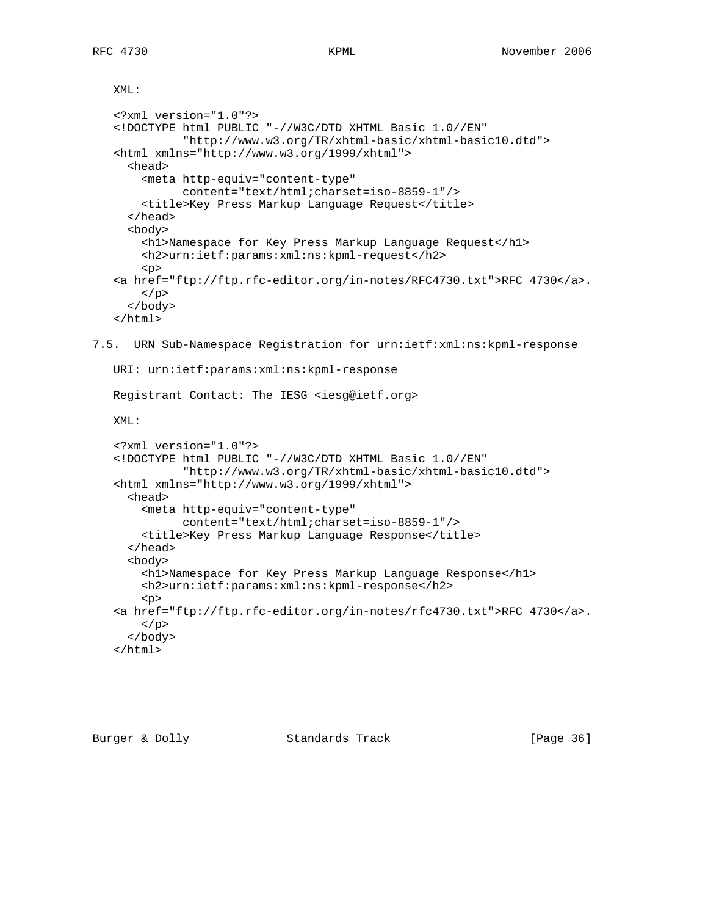XML:

```
<?xml version="1.0"?>
<!DOCTYPE html PUBLIC "-//W3C/DTD XHTML Basic 1.0//EN"
          "http://www.w3.org/TR/xhtml-basic/xhtml-basic10.dtd">
<html xmlns="http://www.w3.org/1999/xhtml">
  <head>
    <meta http-equiv="content-type"
          content="text/html;charset=iso-8859-1"/>
    <title>Key Press Markup Language Request</title>
  </head>
  <body>
    <h1>Namespace for Key Press Markup Language Request</h1>
    <h2>urn:ietf:params:xml:ns:kpml-request</h2>
    <p>
<a href="ftp://ftp.rfc-editor.org/in-notes/RFC4730.txt">RFC 4730</a>.
    </p>
  </body>
</html>
```

## 7.5. URN Sub-Namespace Registration for urn:ietf:xml:ns:kpml-response

URI: urn:ietf:params:xml:ns:kpml-response

Registrant Contact: The IESG <iesg@ietf.org>

XML:

```
<?xml version="1.0"?>
<!DOCTYPE html PUBLIC "-//W3C/DTD XHTML Basic 1.0//EN"
          "http://www.w3.org/TR/xhtml-basic/xhtml-basic10.dtd">
<html xmlns="http://www.w3.org/1999/xhtml">
  <head>
    <meta http-equiv="content-type"
          content="text/html;charset=iso-8859-1"/>
    <title>Key Press Markup Language Response</title>
  </head>
  <body>
    <h1>Namespace for Key Press Markup Language Response</h1>
    <h2>urn:ietf:params:xml:ns:kpml-response</h2>
    <p>
<a href="ftp://ftp.rfc-editor.org/in-notes/rfc4730.txt">RFC 4730</a>.
    </p>
  </body>
</html>
```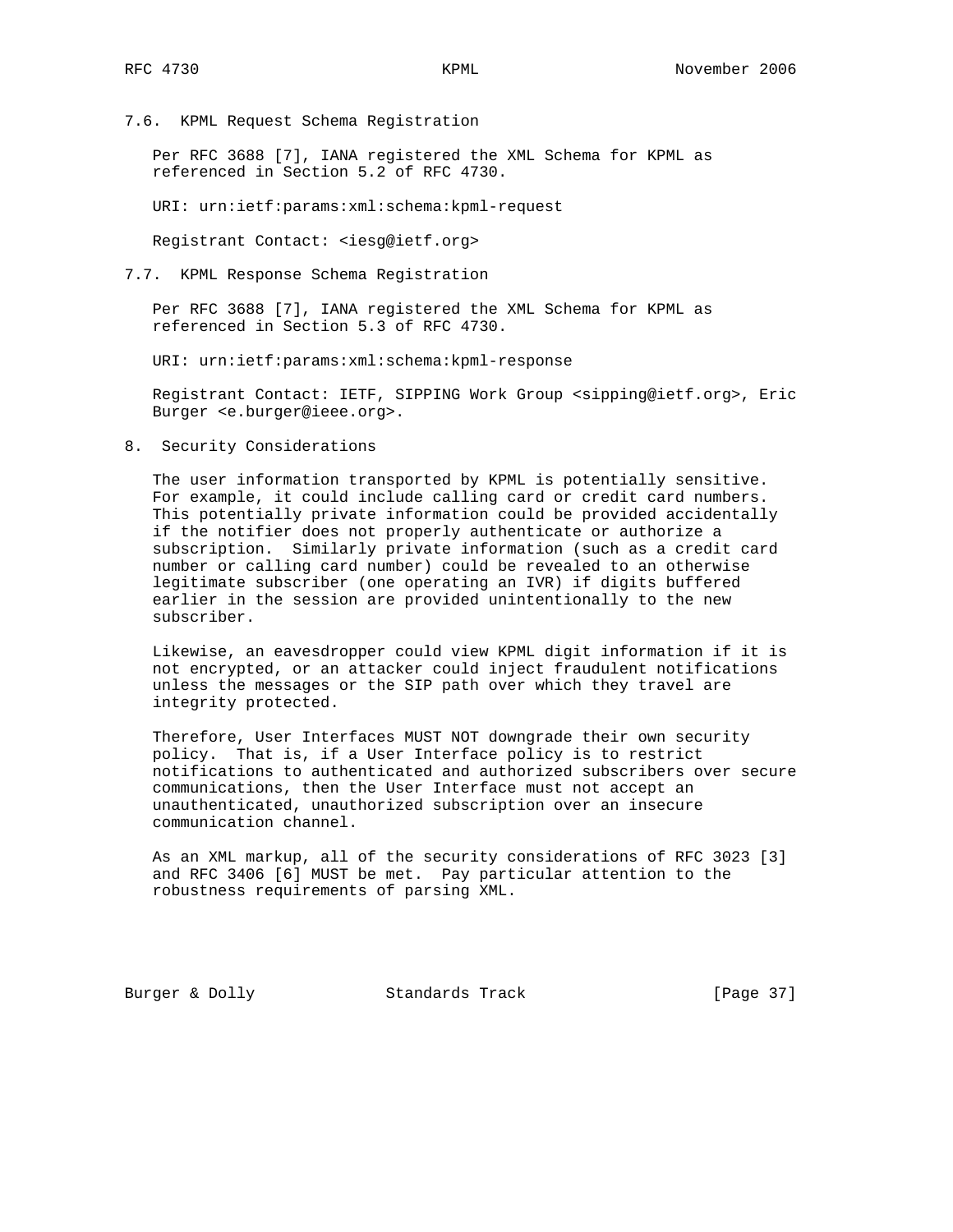### 7.6. KPML Request Schema Registration

Per RFC 3688 [7], IANA registered the XML Schema for KPML as referenced in Section 5.2 of RFC 4730.

URI: urn:ietf:params:xml:schema:kpml-request

Registrant Contact: <iesg@ietf.org>

### 7.7. KPML Response Schema Registration

Per RFC 3688 [7], IANA registered the XML Schema for KPML as referenced in Section 5.3 of RFC 4730.

URI: urn:ietf:params:xml:schema:kpml-response

Registrant Contact: IETF, SIPPING Work Group <sipping@ietf.org>, Eric Burger <e.burger@ieee.org>.

## 8. Security Considerations

The user information transported by KPML is potentially sensitive. For example, it could include calling card or credit card numbers. This potentially private information could be provided accidentally if the notifier does not properly authenticate or authorize a subscription. Similarly private information (such as a credit card number or calling card number) could be revealed to an otherwise legitimate subscriber (one operating an IVR) if digits buffered earlier in the session are provided unintentionally to the new subscriber.

Likewise, an eavesdropper could view KPML digit information if it is not encrypted, or an attacker could inject fraudulent notifications unless the messages or the SIP path over which they travel are integrity protected.

Therefore, User Interfaces MUST NOT downgrade their own security policy. That is, if a User Interface policy is to restrict notifications to authenticated and authorized subscribers over secure communications, then the User Interface must not accept an unauthenticated, unauthorized subscription over an insecure communication channel.

As an XML markup, all of the security considerations of RFC 3023 [3] and RFC 3406 [6] MUST be met. Pay particular attention to the robustness requirements of parsing XML.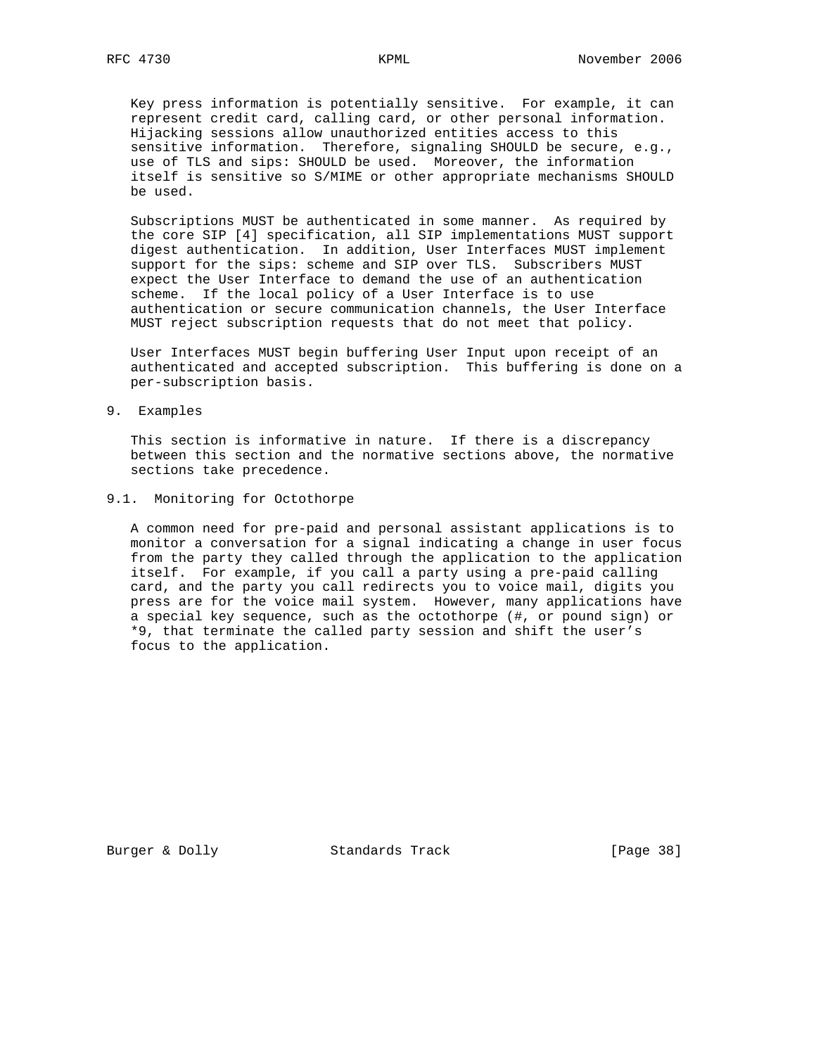Key press information is potentially sensitive. For example, it can represent credit card, calling card, or other personal information. Hijacking sessions allow unauthorized entities access to this sensitive information. Therefore, signaling SHOULD be secure, e.g., use of TLS and sips: SHOULD be used. Moreover, the information itself is sensitive so S/MIME or other appropriate mechanisms SHOULD be used.

Subscriptions MUST be authenticated in some manner. As required by the core SIP [4] specification, all SIP implementations MUST support digest authentication. In addition, User Interfaces MUST implement support for the sips: scheme and SIP over TLS. Subscribers MUST expect the User Interface to demand the use of an authentication scheme. If the local policy of a User Interface is to use authentication or secure communication channels, the User Interface MUST reject subscription requests that do not meet that policy.

User Interfaces MUST begin buffering User Input upon receipt of an authenticated and accepted subscription. This buffering is done on a per-subscription basis.

## 9. Examples

This section is informative in nature. If there is a discrepancy between this section and the normative sections above, the normative sections take precedence.

### 9.1. Monitoring for Octothorpe

A common need for pre-paid and personal assistant applications is to monitor a conversation for a signal indicating a change in user focus from the party they called through the application to the application itself. For example, if you call a party using a pre-paid calling card, and the party you call redirects you to voice mail, digits you press are for the voice mail system. However, many applications have a special key sequence, such as the octothorpe (#, or pound sign) or *9, that terminate the called party session and shift the user's focus to the application.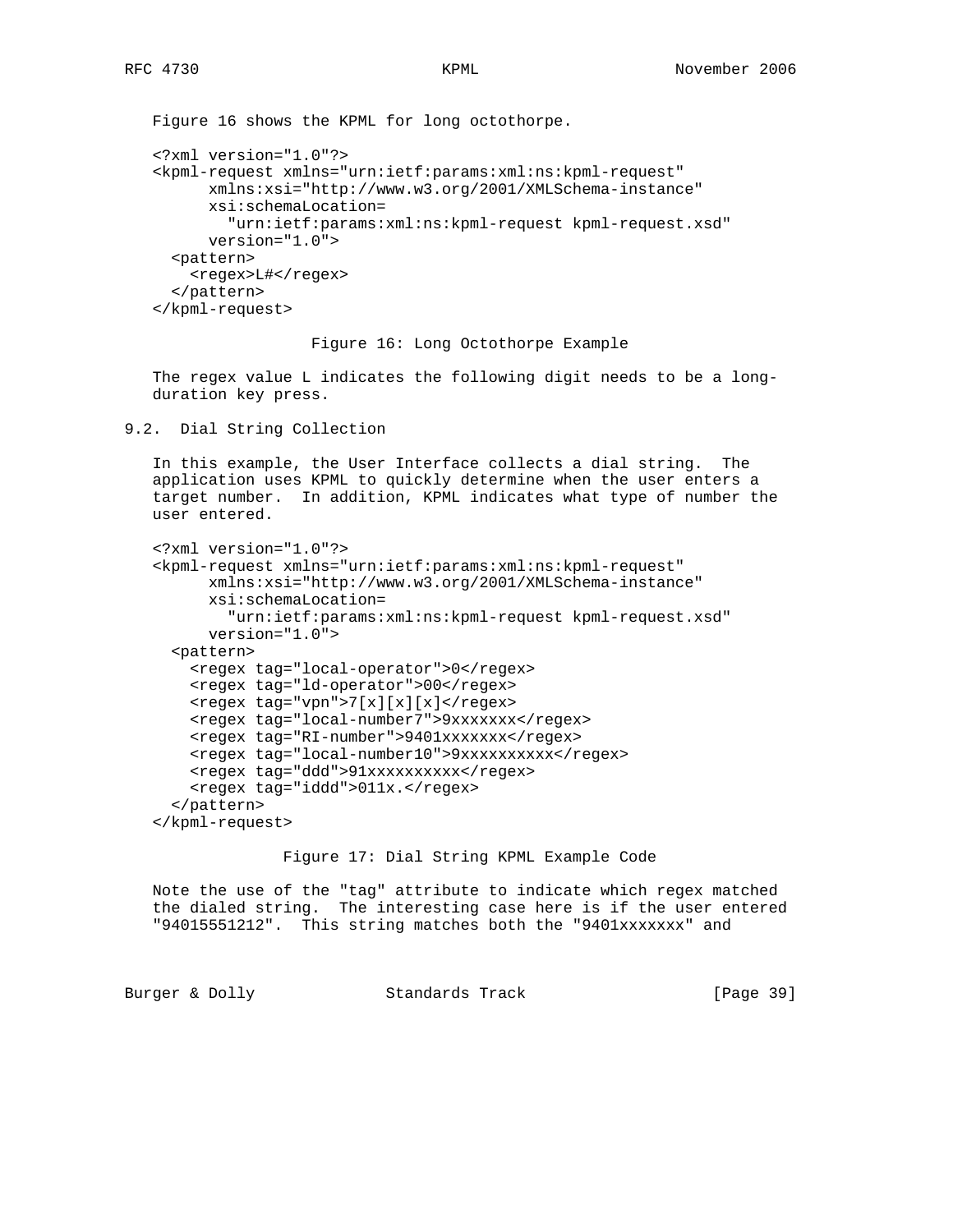Figure 16 shows the KPML for long octothorpe.

```
<?xml version="1.0"?>
<kpml-request xmlns="urn:ietf:params:xml:ns:kpml-request"
      xmlns:xsi="http://www.w3.org/2001/XMLSchema-instance"
      xsi:schemaLocation=
        "urn:ietf:params:xml:ns:kpml-request kpml-request.xsd"
      version="1.0">
  <pattern>
    <regex>L#</regex>
  </pattern>
</kpml-request>
```

Figure 16: Long Octothorpe Example

The regex value L indicates the following digit needs to be a long-duration key press.

## 9.2. Dial String Collection

In this example, the User Interface collects a dial string. The application uses KPML to quickly determine when the user enters a target number. In addition, KPML indicates what type of number the user entered.

```
<?xml version="1.0"?>
<kpml-request xmlns="urn:ietf:params:xml:ns:kpml-request"
      xmlns:xsi="http://www.w3.org/2001/XMLSchema-instance"
      xsi:schemaLocation=
        "urn:ietf:params:xml:ns:kpml-request kpml-request.xsd"
      version="1.0">
  <pattern>
    <regex tag="local-operator">0</regex>
    <regex tag="ld-operator">00</regex>
    <regex tag="vpn">7[x][x][x]</regex>
    <regex tag="local-number7">9xxxxxxx</regex>
    <regex tag="RI-number">9401xxxxxxx</regex>
    <regex tag="local-number10">9xxxxxxxxxx</regex>
    <regex tag="ddd">91xxxxxxxxxx</regex>
    <regex tag="iddd">011x.</regex>
  </pattern>
</kpml-request>
```

Figure 17: Dial String KPML Example Code

Note the use of the "tag" attribute to indicate which regex matched the dialed string. The interesting case here is if the user entered "94015551212". This string matches both the "9401xxxxxxx" and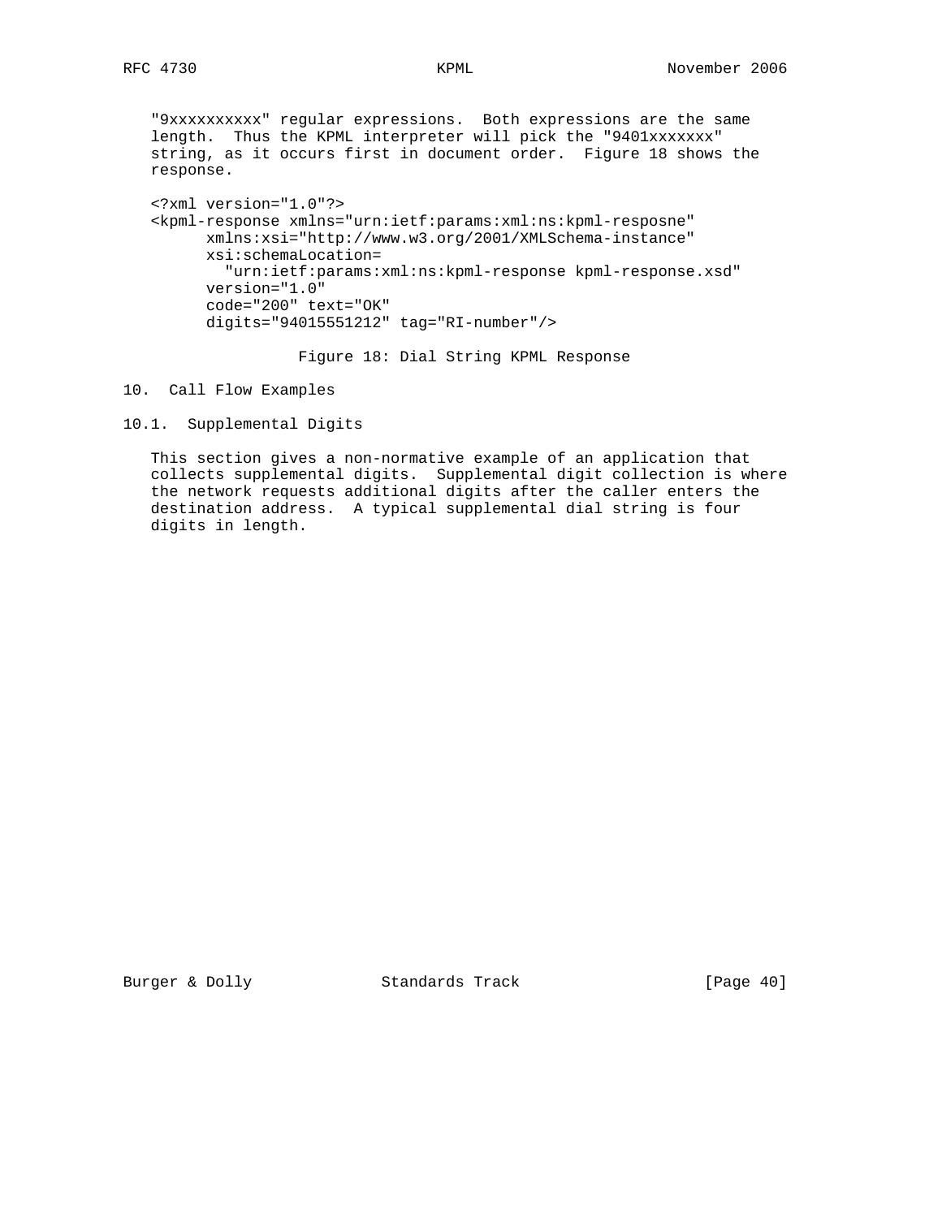"9xxxxxxxxxx" regular expressions. Both expressions are the same length. Thus the KPML interpreter will pick the "9401xxxxxxx" string, as it occurs first in document order. Figure 18 shows the response.

```
<?xml version="1.0"?>
<kpml-response xmlns="urn:ietf:params:xml:ns:kpml-resposne"
      xmlns:xsi="http://www.w3.org/2001/XMLSchema-instance"
      xsi:schemaLocation=
        "urn:ietf:params:xml:ns:kpml-response kpml-response.xsd"
      version="1.0"
      code="200" text="OK"
      digits="94015551212" tag="RI-number"/>
```

Figure 18: Dial String KPML Response

# 10. Call Flow Examples

## 10.1. Supplemental Digits

This section gives a non-normative example of an application that collects supplemental digits. Supplemental digit collection is where the network requests additional digits after the caller enters the destination address. A typical supplemental dial string is four digits in length.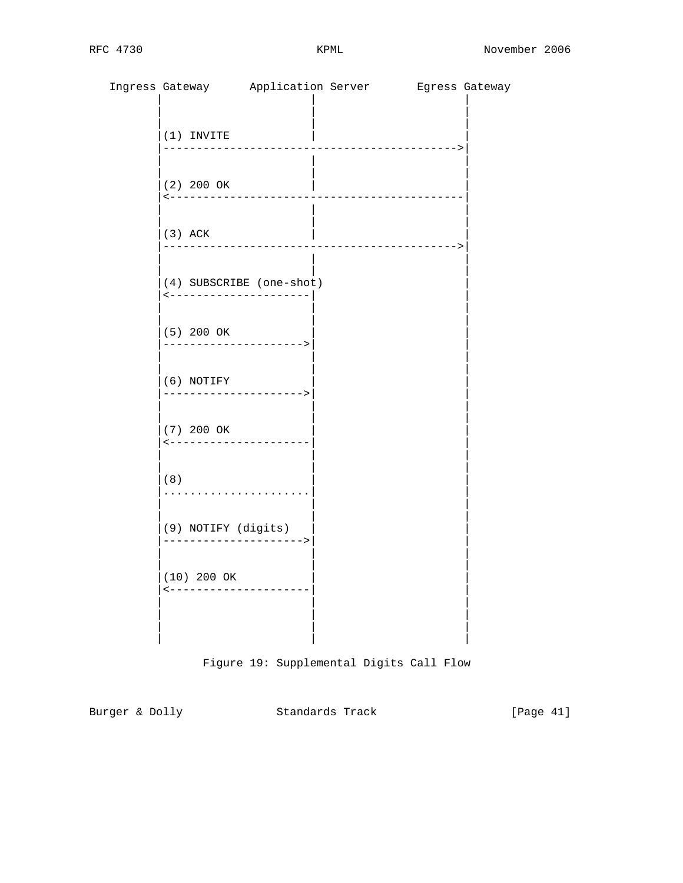```
   Ingress Gateway      Application Server       Egress Gateway
         |                       |                      |
         |                       |                      |
         |                       |                      |
         |(1) INVITE             |                      |
         |--------------------------------------------->|
         |                       |                      |
         |                       |                      |
         |(2) 200 OK             |                      |
         |<---------------------------------------------|
         |                       |                      |
         |                       |                      |
         |(3) ACK                |                      |
         |--------------------------------------------->|
         |                       |                      |
         |                       |                      |
         |(4) SUBSCRIBE (one-shot)                      |
         |<----------------------|                      |
         |                       |                      |
         |                       |                      |
         |(5) 200 OK             |                      |
         |---------------------->|                      |
         |                       |                      |
         |                       |                      |
         |(6) NOTIFY             |                      |
         |---------------------->|                      |
         |                       |                      |
         |                       |                      |
         |(7) 200 OK             |                      |
         |<----------------------|                      |
         |                       |                      |
         |                       |                      |
         |(8)                    |                      |
         |.......................|                      |
         |                       |                      |
         |                       |                      |
         |(9) NOTIFY (digits)    |                      |
         |---------------------->|                      |
         |                       |                      |
         |                       |                      |
         |(10) 200 OK            |                      |
         |<----------------------|                      |
         |                       |                      |
         |                       |                      |
         |                       |                      |
         |                       |                      |
```

Figure 19: Supplemental Digits Call Flow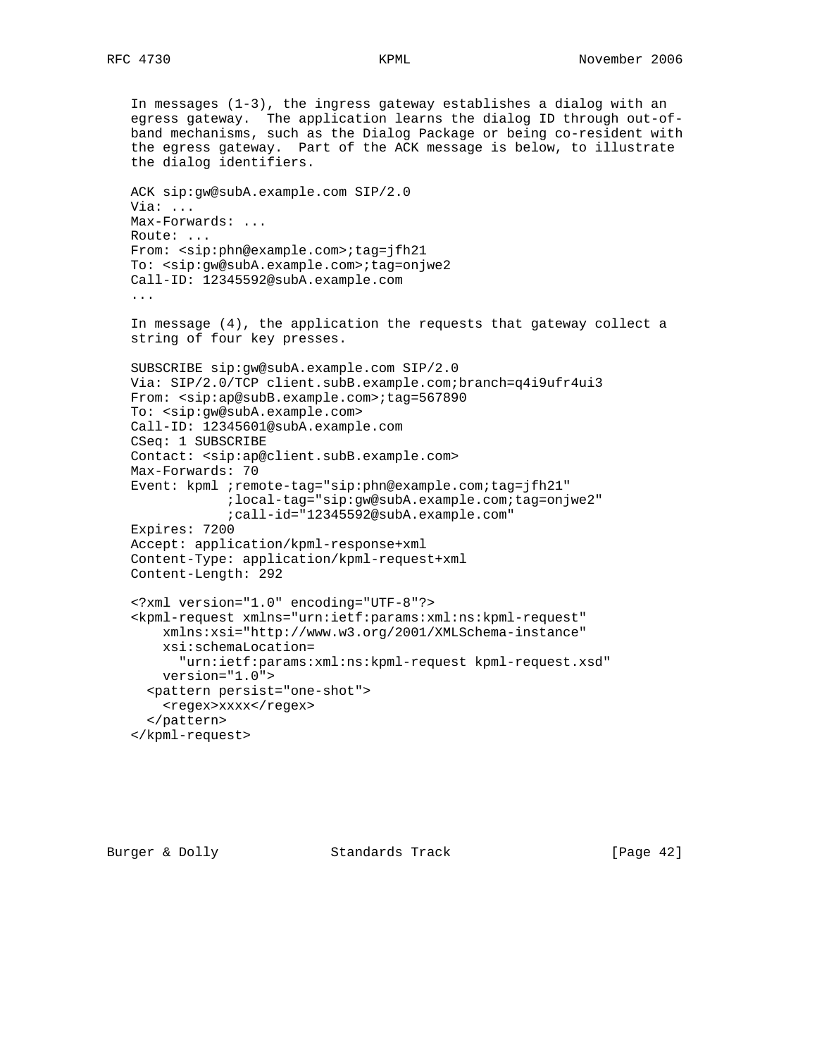In messages (1-3), the ingress gateway establishes a dialog with an egress gateway. The application learns the dialog ID through out-of-band mechanisms, such as the Dialog Package or being co-resident with the egress gateway. Part of the ACK message is below, to illustrate the dialog identifiers.

```
ACK sip:gw@subA.example.com SIP/2.0
Via: ...
Max-Forwards: ...
Route: ...
From: <sip:phn@example.com>;tag=jfh21
To: <sip:gw@subA.example.com>;tag=onjwe2
Call-ID: 12345592@subA.example.com
...
```

In message (4), the application the requests that gateway collect a string of four key presses.

```
SUBSCRIBE sip:gw@subA.example.com SIP/2.0
Via: SIP/2.0/TCP client.subB.example.com;branch=q4i9ufr4ui3
From: <sip:ap@subB.example.com>;tag=567890
To: <sip:gw@subA.example.com>
Call-ID: 12345601@subA.example.com
CSeq: 1 SUBSCRIBE
Contact: <sip:ap@client.subB.example.com>
Max-Forwards: 70
Event: kpml ;remote-tag="sip:phn@example.com;tag=jfh21"
            ;local-tag="sip:gw@subA.example.com;tag=onjwe2"
            ;call-id="12345592@subA.example.com"
Expires: 7200
Accept: application/kpml-response+xml
Content-Type: application/kpml-request+xml
Content-Length: 292

<?xml version="1.0" encoding="UTF-8"?>
<kpml-request xmlns="urn:ietf:params:xml:ns:kpml-request"
    xmlns:xsi="http://www.w3.org/2001/XMLSchema-instance"
    xsi:schemaLocation=
      "urn:ietf:params:xml:ns:kpml-request kpml-request.xsd"
    version="1.0">
  <pattern persist="one-shot">
    <regex>xxxx</regex>
  </pattern>
</kpml-request>
```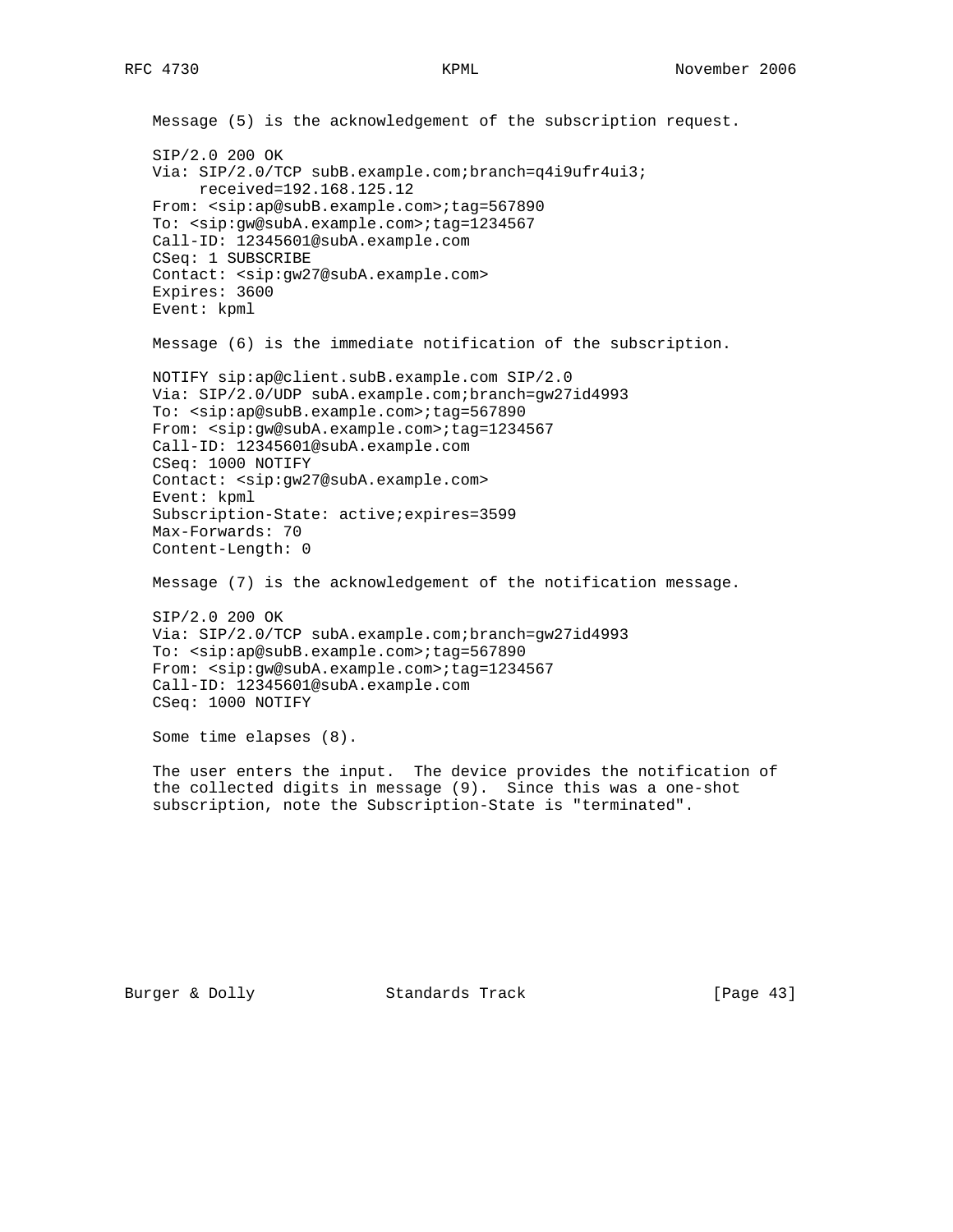Message (5) is the acknowledgement of the subscription request.

```
SIP/2.0 200 OK
Via: SIP/2.0/TCP subB.example.com;branch=q4i9ufr4ui3;
     received=192.168.125.12
From: <sip:ap@subB.example.com>;tag=567890
To: <sip:gw@subA.example.com>;tag=1234567
Call-ID: 12345601@subA.example.com
CSeq: 1 SUBSCRIBE
Contact: <sip:gw27@subA.example.com>
Expires: 3600
Event: kpml
```

Message (6) is the immediate notification of the subscription.

```
NOTIFY sip:ap@client.subB.example.com SIP/2.0
Via: SIP/2.0/UDP subA.example.com;branch=gw27id4993
To: <sip:ap@subB.example.com>;tag=567890
From: <sip:gw@subA.example.com>;tag=1234567
Call-ID: 12345601@subA.example.com
CSeq: 1000 NOTIFY
Contact: <sip:gw27@subA.example.com>
Event: kpml
Subscription-State: active;expires=3599
Max-Forwards: 70
Content-Length: 0
```

Message (7) is the acknowledgement of the notification message.

```
SIP/2.0 200 OK
Via: SIP/2.0/TCP subA.example.com;branch=gw27id4993
To: <sip:ap@subB.example.com>;tag=567890
From: <sip:gw@subA.example.com>;tag=1234567
Call-ID: 12345601@subA.example.com
CSeq: 1000 NOTIFY
```

Some time elapses (8).

The user enters the input. The device provides the notification of the collected digits in message (9). Since this was a one-shot subscription, note the Subscription-State is "terminated".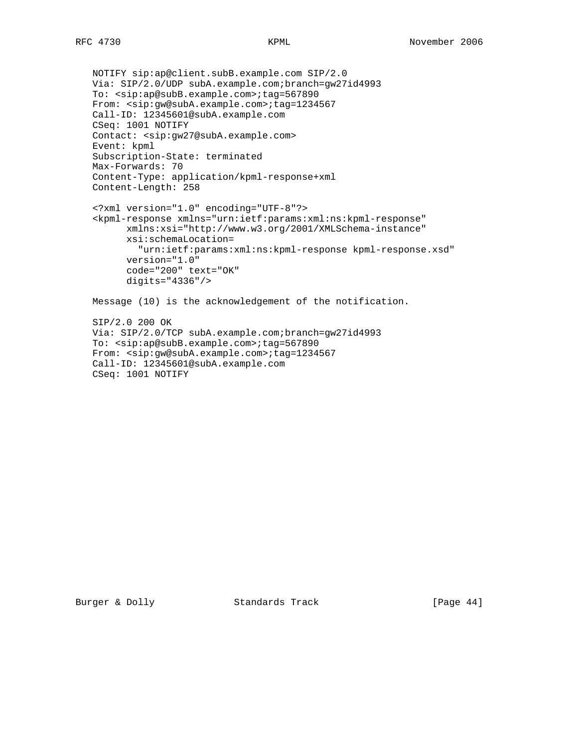```
NOTIFY sip:ap@client.subB.example.com SIP/2.0
Via: SIP/2.0/UDP subA.example.com;branch=gw27id4993
To: <sip:ap@subB.example.com>;tag=567890
From: <sip:gw@subA.example.com>;tag=1234567
Call-ID: 12345601@subA.example.com
CSeq: 1001 NOTIFY
Contact: <sip:gw27@subA.example.com>
Event: kpml
Subscription-State: terminated
Max-Forwards: 70
Content-Type: application/kpml-response+xml
Content-Length: 258

<?xml version="1.0" encoding="UTF-8"?>
<kpml-response xmlns="urn:ietf:params:xml:ns:kpml-response"
      xmlns:xsi="http://www.w3.org/2001/XMLSchema-instance"
      xsi:schemaLocation=
        "urn:ietf:params:xml:ns:kpml-response kpml-response.xsd"
      version="1.0"
      code="200" text="OK"
      digits="4336"/>
```

Message (10) is the acknowledgement of the notification.

```
SIP/2.0 200 OK
Via: SIP/2.0/TCP subA.example.com;branch=gw27id4993
To: <sip:ap@subB.example.com>;tag=567890
From: <sip:gw@subA.example.com>;tag=1234567
Call-ID: 12345601@subA.example.com
CSeq: 1001 NOTIFY
```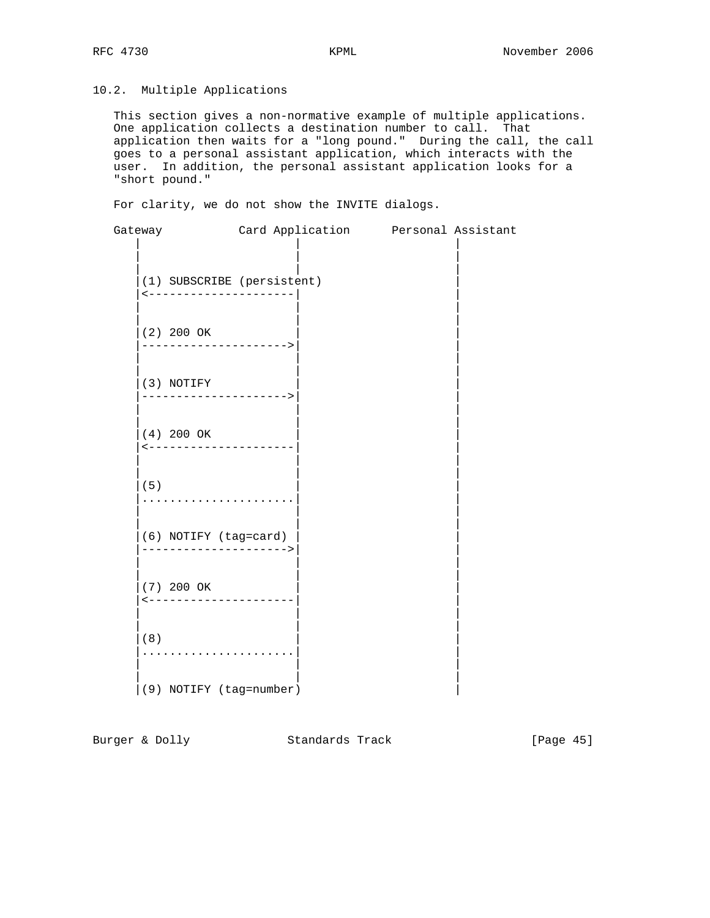## 10.2. Multiple Applications

This section gives a non-normative example of multiple applications. One application collects a destination number to call. That application then waits for a "long pound." During the call, the call goes to a personal assistant application, which interacts with the user. In addition, the personal assistant application looks for a "short pound."

For clarity, we do not show the INVITE dialogs.

```
Gateway           Card Application      Personal Assistant
   |                      |                      |
   |                      |                      |
   |                      |                      |
   |(1) SUBSCRIBE (persistent)                   |
   |<---------------------|                      |
   |                      |                      |
   |                      |                      |
   |(2) 200 OK            |                      |
   |--------------------->|                      |
   |                      |                      |
   |                      |                      |
   |(3) NOTIFY            |                      |
   |--------------------->|                      |
   |                      |                      |
   |                      |                      |
   |(4) 200 OK            |                      |
   |<---------------------|                      |
   |                      |                      |
   |                      |                      |
   |(5)                   |                      |
   |......................|                      |
   |                      |                      |
   |                      |                      |
   |(6) NOTIFY (tag=card) |                      |
   |--------------------->|                      |
   |                      |                      |
   |                      |                      |
   |(7) 200 OK            |                      |
   |<---------------------|                      |
   |                      |                      |
   |                      |                      |
   |(8)                   |                      |
   |......................|                      |
   |                      |                      |
   |                      |                      |
   |(9) NOTIFY (tag=number)                      |
```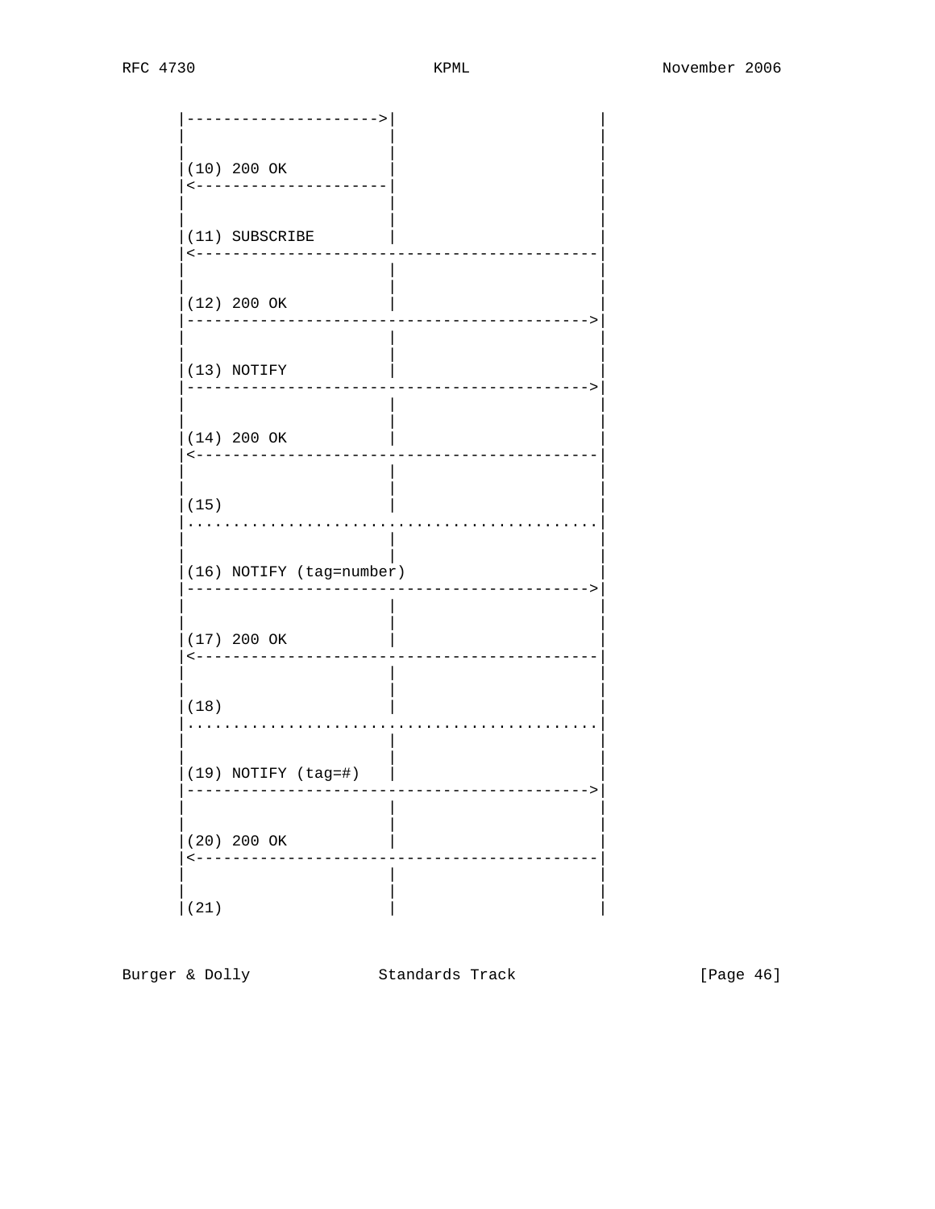```
      |--------------------->|                     |
      |                      |                     |
      |                      |                     |
      |(10) 200 OK           |                     |
      |<---------------------|                     |
      |                      |                     |
      |                      |                     |
      |(11) SUBSCRIBE        |                     |
      |<-------------------------------------------|
      |                      |                     |
      |                      |                     |
      |(12) 200 OK           |                     |
      |------------------------------------------->|
      |                      |                     |
      |                      |                     |
      |(13) NOTIFY           |                     |
      |------------------------------------------->|
      |                      |                     |
      |                      |                     |
      |(14) 200 OK           |                     |
      |<-------------------------------------------|
      |                      |                     |
      |                      |                     |
      |(15)                  |                     |
      |............................................|
      |                      |                     |
      |                      |                     |
      |(16) NOTIFY (tag=number)                    |
      |------------------------------------------->|
      |                      |                     |
      |                      |                     |
      |(17) 200 OK           |                     |
      |<-------------------------------------------|
      |                      |                     |
      |                      |                     |
      |(18)                  |                     |
      |............................................|
      |                      |                     |
      |                      |                     |
      |(19) NOTIFY (tag=#)   |                     |
      |------------------------------------------->|
      |                      |                     |
      |                      |                     |
      |(20) 200 OK           |                     |
      |<-------------------------------------------|
      |                      |                     |
      |                      |                     |
      |(21)                  |                     |
```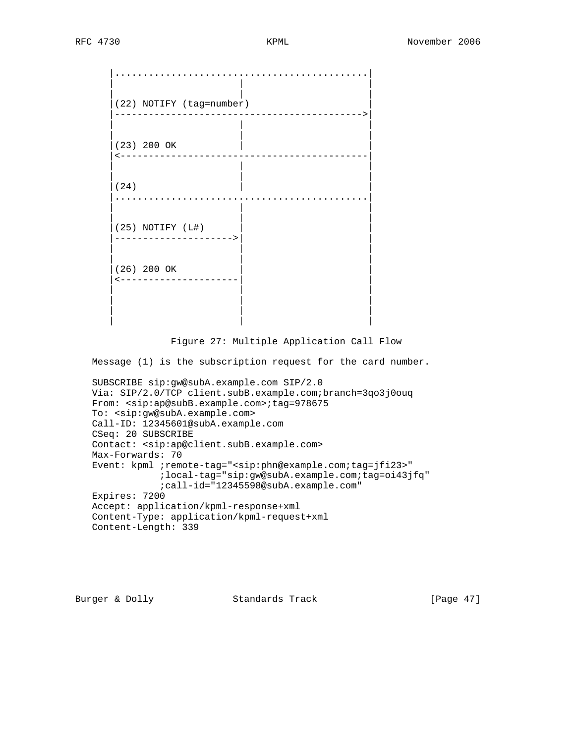```
|.............................................|
|                      |                      |
|                      |                      |
|(22) NOTIFY (tag=number)                     |
|-------------------------------------------->|
|                      |                      |
|                      |                      |
|(23) 200 OK           |                      |
|<--------------------------------------------|
|                      |                      |
|                      |                      |
|(24)                  |                      |
|.............................................|
|                      |                      |
|                      |                      |
|(25) NOTIFY (L#)      |                      |
|--------------------->|                      |
|                      |                      |
|                      |                      |
|(26) 200 OK           |                      |
|<---------------------|                      |
|                      |                      |
|                      |                      |
|                      |                      |
|                      |                      |
```

Figure 27: Multiple Application Call Flow

Message (1) is the subscription request for the card number.

```
SUBSCRIBE sip:gw@subA.example.com SIP/2.0
Via: SIP/2.0/TCP client.subB.example.com;branch=3qo3j0ouq
From: <sip:ap@subB.example.com>;tag=978675
To: <sip:gw@subA.example.com>
Call-ID: 12345601@subA.example.com
CSeq: 20 SUBSCRIBE
Contact: <sip:ap@client.subB.example.com>
Max-Forwards: 70
Event: kpml ;remote-tag="<sip:phn@example.com;tag=jfi23>"
            ;local-tag="sip:gw@subA.example.com;tag=oi43jfq"
            ;call-id="12345598@subA.example.com"
Expires: 7200
Accept: application/kpml-response+xml
Content-Type: application/kpml-request+xml
Content-Length: 339
```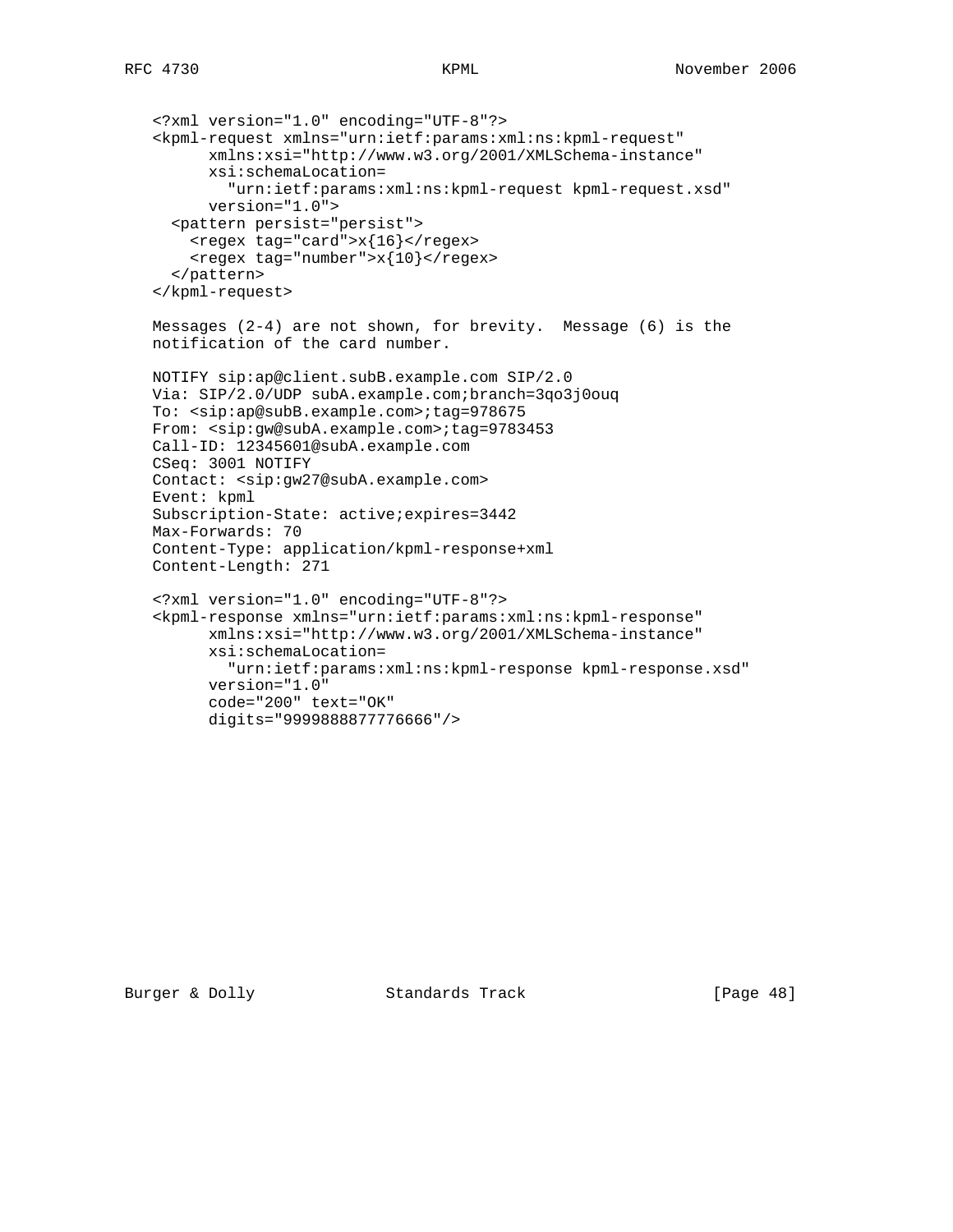```
<?xml version="1.0" encoding="UTF-8"?>
<kpml-request xmlns="urn:ietf:params:xml:ns:kpml-request"
      xmlns:xsi="http://www.w3.org/2001/XMLSchema-instance"
      xsi:schemaLocation=
        "urn:ietf:params:xml:ns:kpml-request kpml-request.xsd"
      version="1.0">
  <pattern persist="persist">
    <regex tag="card">x{16}</regex>
    <regex tag="number">x{10}</regex>
  </pattern>
</kpml-request>
```

Messages (2-4) are not shown, for brevity. Message (6) is the notification of the card number.

```
NOTIFY sip:ap@client.subB.example.com SIP/2.0
Via: SIP/2.0/UDP subA.example.com;branch=3qo3j0ouq
To: <sip:ap@subB.example.com>;tag=978675
From: <sip:gw@subA.example.com>;tag=9783453
Call-ID: 12345601@subA.example.com
CSeq: 3001 NOTIFY
Contact: <sip:gw27@subA.example.com>
Event: kpml
Subscription-State: active;expires=3442
Max-Forwards: 70
Content-Type: application/kpml-response+xml
Content-Length: 271

<?xml version="1.0" encoding="UTF-8"?>
<kpml-response xmlns="urn:ietf:params:xml:ns:kpml-response"
      xmlns:xsi="http://www.w3.org/2001/XMLSchema-instance"
      xsi:schemaLocation=
        "urn:ietf:params:xml:ns:kpml-response kpml-response.xsd"
      version="1.0"
      code="200" text="OK"
      digits="9999888877776666"/>
```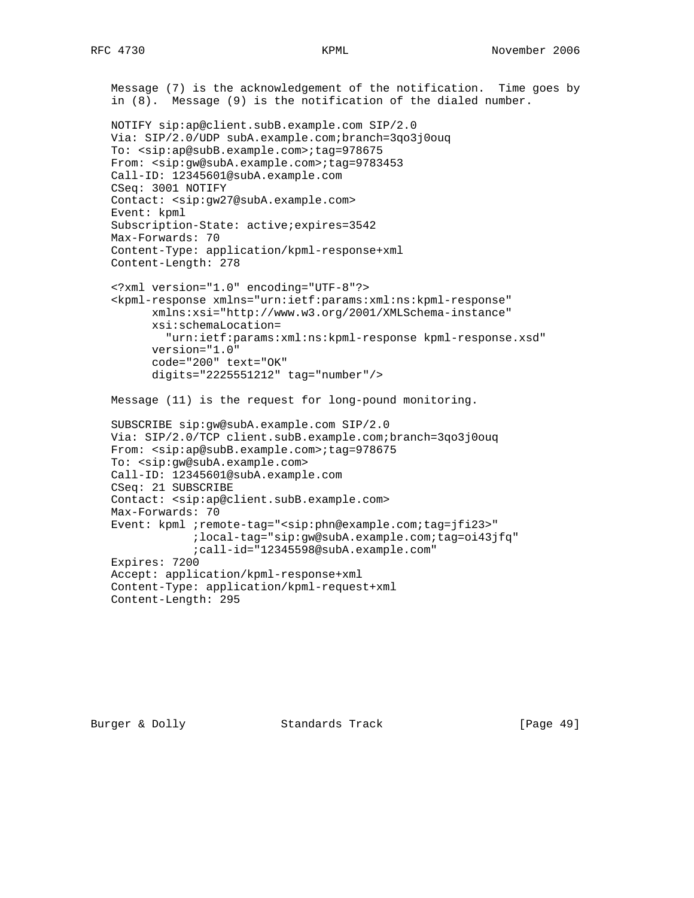Message (7) is the acknowledgement of the notification. Time goes by in (8). Message (9) is the notification of the dialed number.

```
NOTIFY sip:ap@client.subB.example.com SIP/2.0
Via: SIP/2.0/UDP subA.example.com;branch=3qo3j0ouq
To: <sip:ap@subB.example.com>;tag=978675
From: <sip:gw@subA.example.com>;tag=9783453
Call-ID: 12345601@subA.example.com
CSeq: 3001 NOTIFY
Contact: <sip:gw27@subA.example.com>
Event: kpml
Subscription-State: active;expires=3542
Max-Forwards: 70
Content-Type: application/kpml-response+xml
Content-Length: 278

<?xml version="1.0" encoding="UTF-8"?>
<kpml-response xmlns="urn:ietf:params:xml:ns:kpml-response"
      xmlns:xsi="http://www.w3.org/2001/XMLSchema-instance"
      xsi:schemaLocation=
        "urn:ietf:params:xml:ns:kpml-response kpml-response.xsd"
      version="1.0"
      code="200" text="OK"
      digits="2225551212" tag="number"/>
```

Message (11) is the request for long-pound monitoring.

```
SUBSCRIBE sip:gw@subA.example.com SIP/2.0
Via: SIP/2.0/TCP client.subB.example.com;branch=3qo3j0ouq
From: <sip:ap@subB.example.com>;tag=978675
To: <sip:gw@subA.example.com>
Call-ID: 12345601@subA.example.com
CSeq: 21 SUBSCRIBE
Contact: <sip:ap@client.subB.example.com>
Max-Forwards: 70
Event: kpml ;remote-tag="<sip:phn@example.com;tag=jfi23>"
            ;local-tag="sip:gw@subA.example.com;tag=oi43jfq"
            ;call-id="12345598@subA.example.com"
Expires: 7200
Accept: application/kpml-response+xml
Content-Type: application/kpml-request+xml
Content-Length: 295
```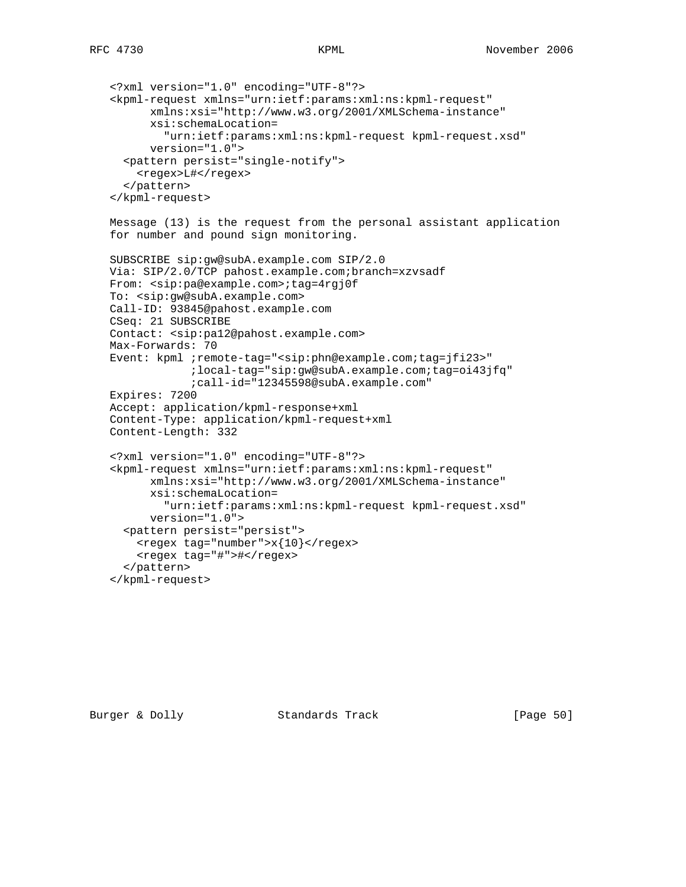```
<?xml version="1.0" encoding="UTF-8"?>
<kpml-request xmlns="urn:ietf:params:xml:ns:kpml-request"
      xmlns:xsi="http://www.w3.org/2001/XMLSchema-instance"
      xsi:schemaLocation=
        "urn:ietf:params:xml:ns:kpml-request kpml-request.xsd"
      version="1.0">
  <pattern persist="single-notify">
    <regex>L#</regex>
  </pattern>
</kpml-request>
```

Message (13) is the request from the personal assistant application for number and pound sign monitoring.

```
SUBSCRIBE sip:gw@subA.example.com SIP/2.0
Via: SIP/2.0/TCP pahost.example.com;branch=xzvsadf
From: <sip:pa@example.com>;tag=4rgj0f
To: <sip:gw@subA.example.com>
Call-ID: 93845@pahost.example.com
CSeq: 21 SUBSCRIBE
Contact: <sip:pa12@pahost.example.com>
Max-Forwards: 70
Event: kpml ;remote-tag="<sip:phn@example.com;tag=jfi23>"
            ;local-tag="sip:gw@subA.example.com;tag=oi43jfq"
            ;call-id="12345598@subA.example.com"
Expires: 7200
Accept: application/kpml-response+xml
Content-Type: application/kpml-request+xml
Content-Length: 332

<?xml version="1.0" encoding="UTF-8"?>
<kpml-request xmlns="urn:ietf:params:xml:ns:kpml-request"
      xmlns:xsi="http://www.w3.org/2001/XMLSchema-instance"
      xsi:schemaLocation=
        "urn:ietf:params:xml:ns:kpml-request kpml-request.xsd"
      version="1.0">
  <pattern persist="persist">
    <regex tag="number">x{10}</regex>
    <regex tag="#">#</regex>
  </pattern>
</kpml-request>
```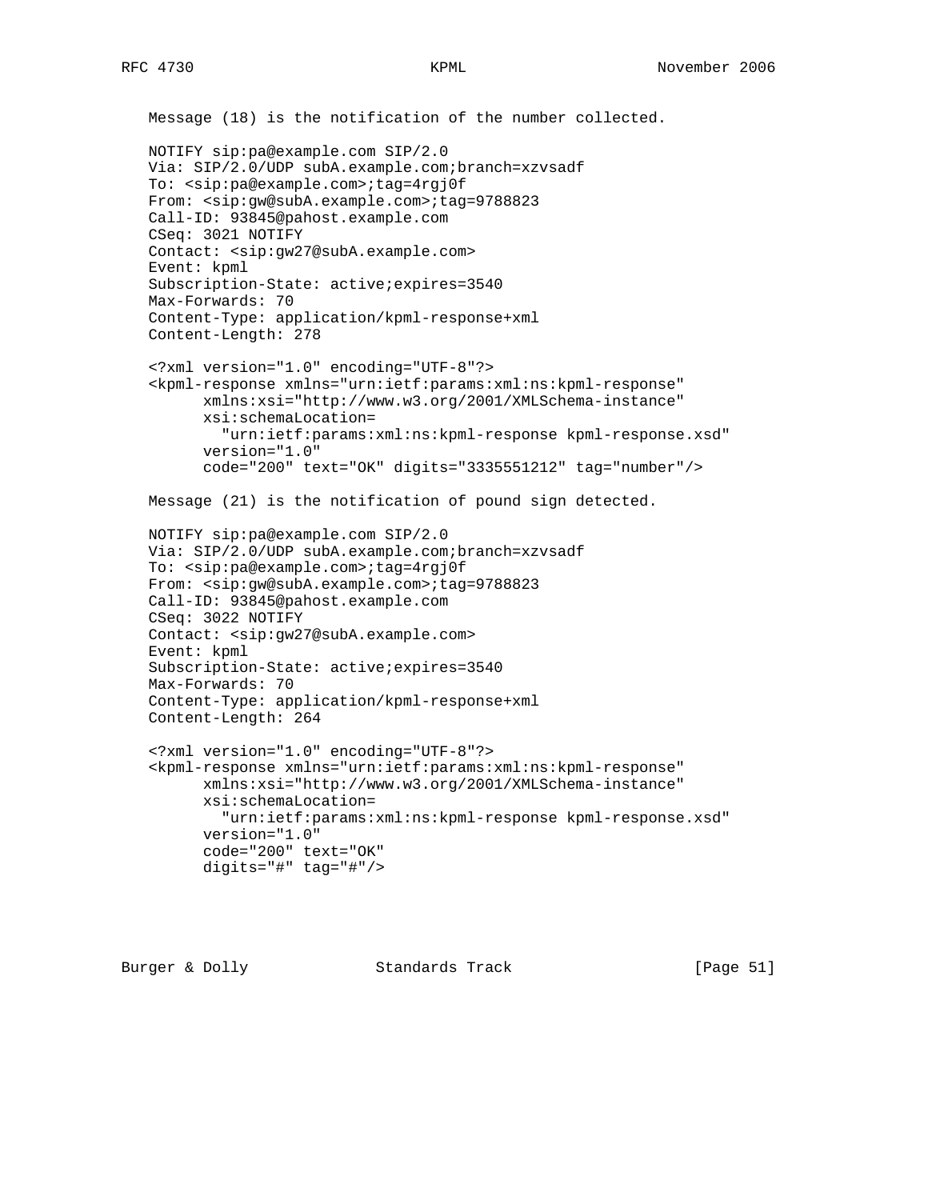Message (18) is the notification of the number collected.

```
NOTIFY sip:pa@example.com SIP/2.0
Via: SIP/2.0/UDP subA.example.com;branch=xzvsadf
To: <sip:pa@example.com>;tag=4rgj0f
From: <sip:gw@subA.example.com>;tag=9788823
Call-ID: 93845@pahost.example.com
CSeq: 3021 NOTIFY
Contact: <sip:gw27@subA.example.com>
Event: kpml
Subscription-State: active;expires=3540
Max-Forwards: 70
Content-Type: application/kpml-response+xml
Content-Length: 278

<?xml version="1.0" encoding="UTF-8"?>
<kpml-response xmlns="urn:ietf:params:xml:ns:kpml-response"
      xmlns:xsi="http://www.w3.org/2001/XMLSchema-instance"
      xsi:schemaLocation=
        "urn:ietf:params:xml:ns:kpml-response kpml-response.xsd"
      version="1.0"
      code="200" text="OK" digits="3335551212" tag="number"/>
```

Message (21) is the notification of pound sign detected.

```
NOTIFY sip:pa@example.com SIP/2.0
Via: SIP/2.0/UDP subA.example.com;branch=xzvsadf
To: <sip:pa@example.com>;tag=4rgj0f
From: <sip:gw@subA.example.com>;tag=9788823
Call-ID: 93845@pahost.example.com
CSeq: 3022 NOTIFY
Contact: <sip:gw27@subA.example.com>
Event: kpml
Subscription-State: active;expires=3540
Max-Forwards: 70
Content-Type: application/kpml-response+xml
Content-Length: 264

<?xml version="1.0" encoding="UTF-8"?>
<kpml-response xmlns="urn:ietf:params:xml:ns:kpml-response"
      xmlns:xsi="http://www.w3.org/2001/XMLSchema-instance"
      xsi:schemaLocation=
        "urn:ietf:params:xml:ns:kpml-response kpml-response.xsd"
      version="1.0"
      code="200" text="OK"
      digits="#" tag="#"/>
```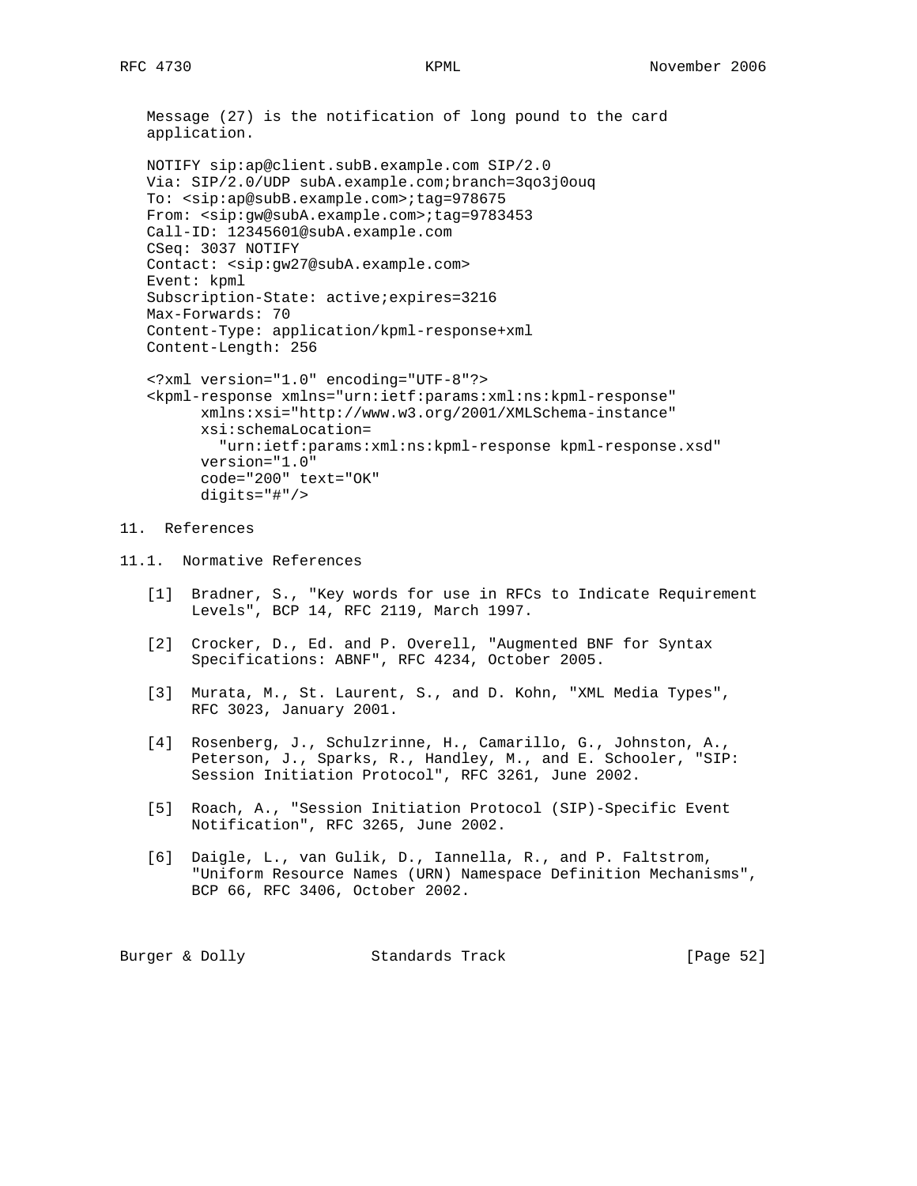Message (27) is the notification of long pound to the card application.

```
NOTIFY sip:ap@client.subB.example.com SIP/2.0
Via: SIP/2.0/UDP subA.example.com;branch=3qo3j0ouq
To: <sip:ap@subB.example.com>;tag=978675
From: <sip:gw@subA.example.com>;tag=9783453
Call-ID: 12345601@subA.example.com
CSeq: 3037 NOTIFY
Contact: <sip:gw27@subA.example.com>
Event: kpml
Subscription-State: active;expires=3216
Max-Forwards: 70
Content-Type: application/kpml-response+xml
Content-Length: 256

<?xml version="1.0" encoding="UTF-8"?>
<kpml-response xmlns="urn:ietf:params:xml:ns:kpml-response"
      xmlns:xsi="http://www.w3.org/2001/XMLSchema-instance"
      xsi:schemaLocation=
        "urn:ietf:params:xml:ns:kpml-response kpml-response.xsd"
      version="1.0"
      code="200" text="OK"
      digits="#"/>
```

## 11. References

### 11.1. Normative References

[1] Bradner, S., "Key words for use in RFCs to Indicate Requirement Levels", BCP 14, RFC 2119, March 1997.

[2] Crocker, D., Ed. and P. Overell, "Augmented BNF for Syntax Specifications: ABNF", RFC 4234, October 2005.

[3] Murata, M., St. Laurent, S., and D. Kohn, "XML Media Types", RFC 3023, January 2001.

[4] Rosenberg, J., Schulzrinne, H., Camarillo, G., Johnston, A., Peterson, J., Sparks, R., Handley, M., and E. Schooler, "SIP: Session Initiation Protocol", RFC 3261, June 2002.

[5] Roach, A., "Session Initiation Protocol (SIP)-Specific Event Notification", RFC 3265, June 2002.

[6] Daigle, L., van Gulik, D., Iannella, R., and P. Faltstrom, "Uniform Resource Names (URN) Namespace Definition Mechanisms", BCP 66, RFC 3406, October 2002.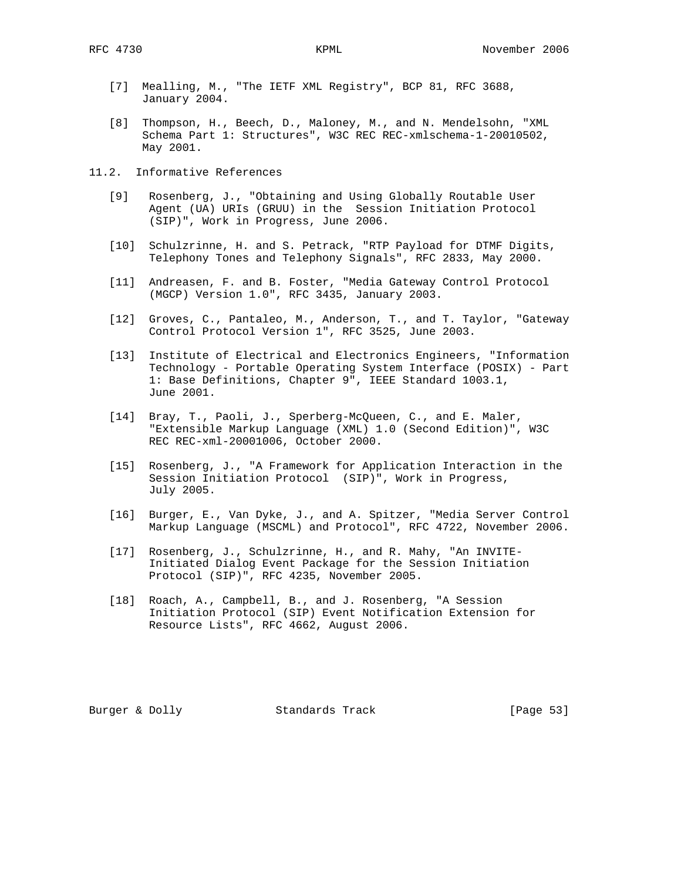[7] Mealling, M., "The IETF XML Registry", BCP 81, RFC 3688, January 2004.

[8] Thompson, H., Beech, D., Maloney, M., and N. Mendelsohn, "XML Schema Part 1: Structures", W3C REC REC-xmlschema-1-20010502, May 2001.

## 11.2. Informative References

[9] Rosenberg, J., "Obtaining and Using Globally Routable User Agent (UA) URIs (GRUU) in the Session Initiation Protocol (SIP)", Work in Progress, June 2006.

[10] Schulzrinne, H. and S. Petrack, "RTP Payload for DTMF Digits, Telephony Tones and Telephony Signals", RFC 2833, May 2000.

[11] Andreasen, F. and B. Foster, "Media Gateway Control Protocol (MGCP) Version 1.0", RFC 3435, January 2003.

[12] Groves, C., Pantaleo, M., Anderson, T., and T. Taylor, "Gateway Control Protocol Version 1", RFC 3525, June 2003.

[13] Institute of Electrical and Electronics Engineers, "Information Technology - Portable Operating System Interface (POSIX) - Part 1: Base Definitions, Chapter 9", IEEE Standard 1003.1, June 2001.

[14] Bray, T., Paoli, J., Sperberg-McQueen, C., and E. Maler, "Extensible Markup Language (XML) 1.0 (Second Edition)", W3C REC REC-xml-20001006, October 2000.

[15] Rosenberg, J., "A Framework for Application Interaction in the Session Initiation Protocol (SIP)", Work in Progress, July 2005.

[16] Burger, E., Van Dyke, J., and A. Spitzer, "Media Server Control Markup Language (MSCML) and Protocol", RFC 4722, November 2006.

[17] Rosenberg, J., Schulzrinne, H., and R. Mahy, "An INVITE-Initiated Dialog Event Package for the Session Initiation Protocol (SIP)", RFC 4235, November 2005.

[18] Roach, A., Campbell, B., and J. Rosenberg, "A Session Initiation Protocol (SIP) Event Notification Extension for Resource Lists", RFC 4662, August 2006.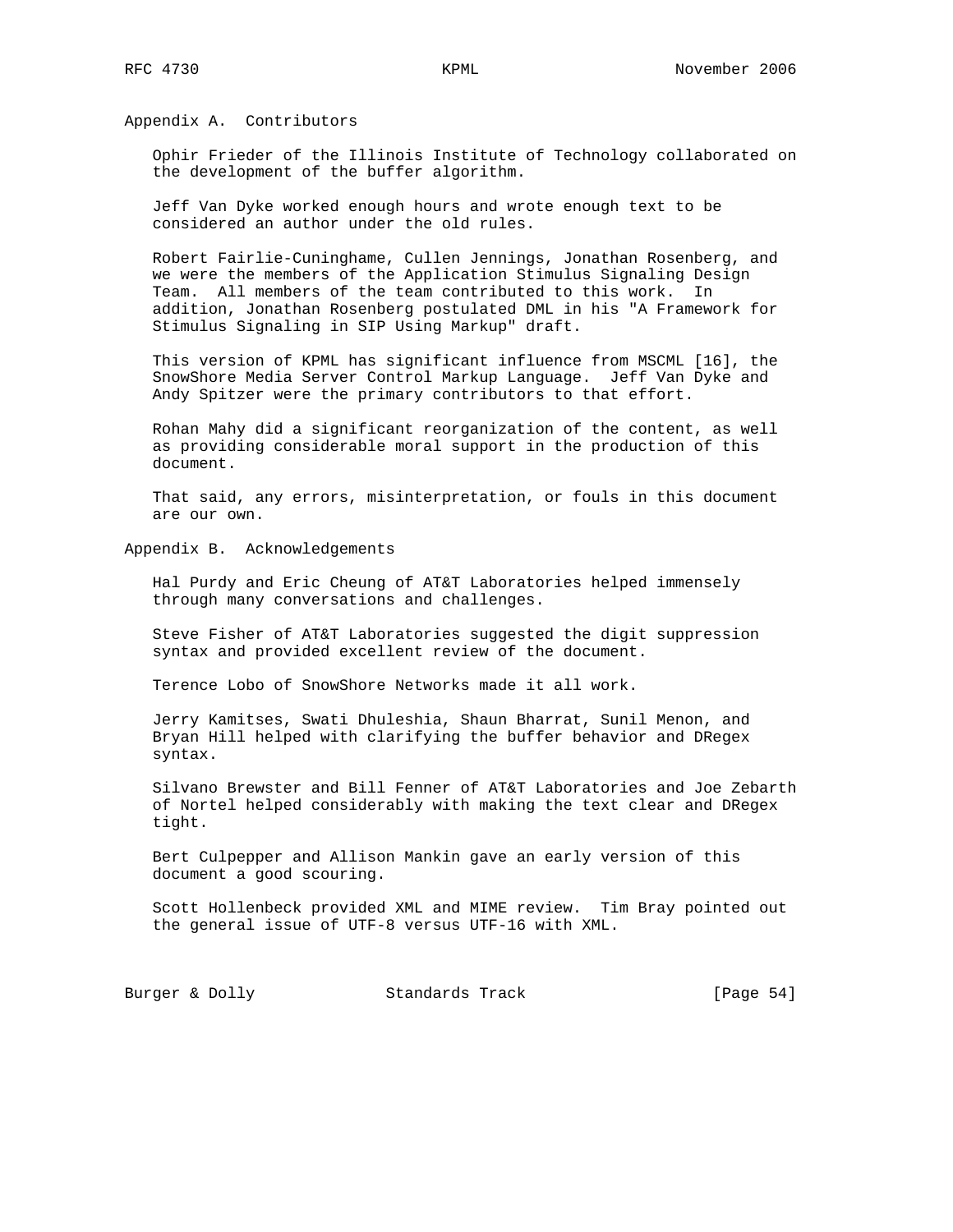## Appendix A. Contributors

Ophir Frieder of the Illinois Institute of Technology collaborated on the development of the buffer algorithm.

Jeff Van Dyke worked enough hours and wrote enough text to be considered an author under the old rules.

Robert Fairlie-Cuninghame, Cullen Jennings, Jonathan Rosenberg, and we were the members of the Application Stimulus Signaling Design Team. All members of the team contributed to this work. In addition, Jonathan Rosenberg postulated DML in his "A Framework for Stimulus Signaling in SIP Using Markup" draft.

This version of KPML has significant influence from MSCML [16], the SnowShore Media Server Control Markup Language. Jeff Van Dyke and Andy Spitzer were the primary contributors to that effort.

Rohan Mahy did a significant reorganization of the content, as well as providing considerable moral support in the production of this document.

That said, any errors, misinterpretation, or fouls in this document are our own.

## Appendix B. Acknowledgements

Hal Purdy and Eric Cheung of AT&T Laboratories helped immensely through many conversations and challenges.

Steve Fisher of AT&T Laboratories suggested the digit suppression syntax and provided excellent review of the document.

Terence Lobo of SnowShore Networks made it all work.

Jerry Kamitses, Swati Dhuleshia, Shaun Bharrat, Sunil Menon, and Bryan Hill helped with clarifying the buffer behavior and DRegex syntax.

Silvano Brewster and Bill Fenner of AT&T Laboratories and Joe Zebarth of Nortel helped considerably with making the text clear and DRegex tight.

Bert Culpepper and Allison Mankin gave an early version of this document a good scouring.

Scott Hollenbeck provided XML and MIME review. Tim Bray pointed out the general issue of UTF-8 versus UTF-16 with XML.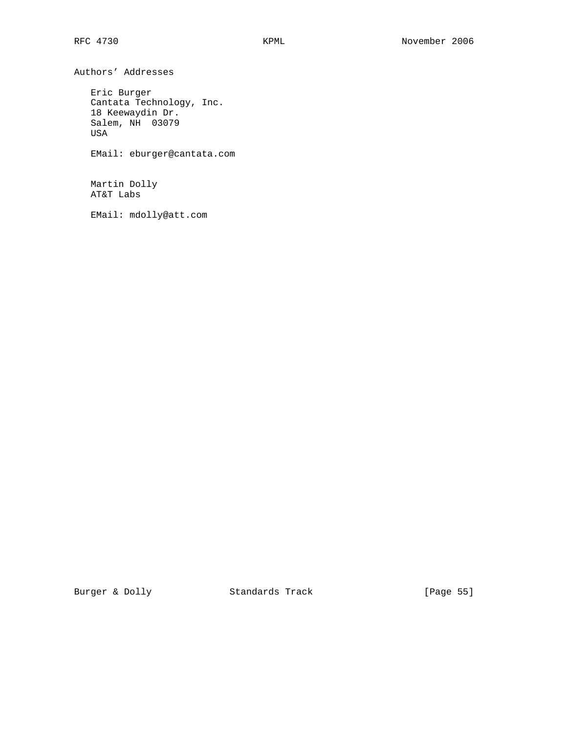## Authors' Addresses

Eric Burger
Cantata Technology, Inc.
18 Keewaydin Dr.
Salem, NH 03079
USA

EMail: eburger@cantata.com

Martin Dolly
AT&T Labs

EMail: mdolly@att.com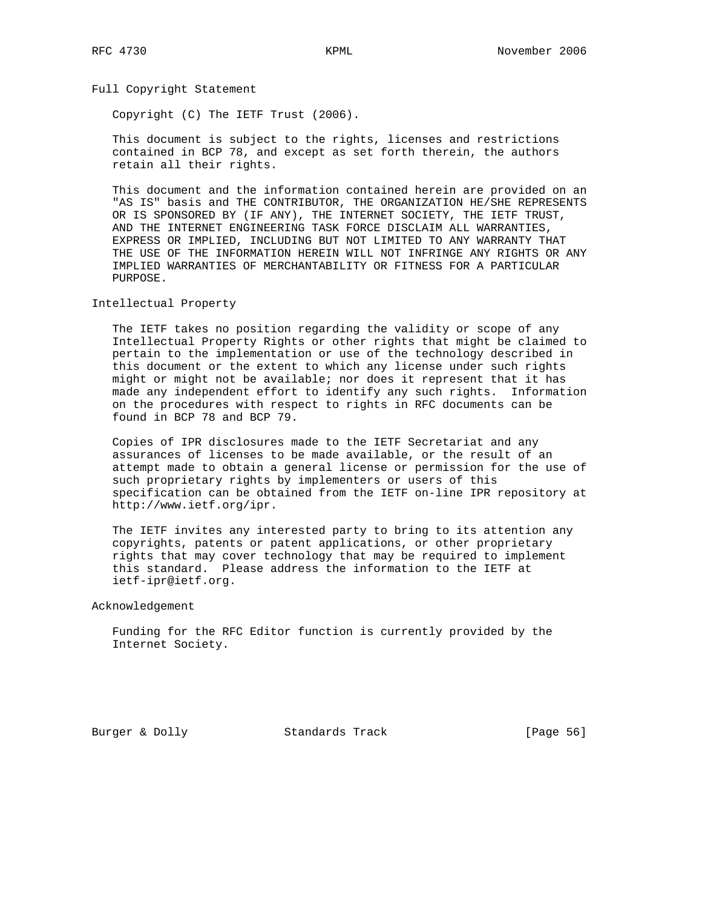## Full Copyright Statement

Copyright (C) The IETF Trust (2006).

This document is subject to the rights, licenses and restrictions contained in BCP 78, and except as set forth therein, the authors retain all their rights.

This document and the information contained herein are provided on an "AS IS" basis and THE CONTRIBUTOR, THE ORGANIZATION HE/SHE REPRESENTS OR IS SPONSORED BY (IF ANY), THE INTERNET SOCIETY, THE IETF TRUST, AND THE INTERNET ENGINEERING TASK FORCE DISCLAIM ALL WARRANTIES, EXPRESS OR IMPLIED, INCLUDING BUT NOT LIMITED TO ANY WARRANTY THAT THE USE OF THE INFORMATION HEREIN WILL NOT INFRINGE ANY RIGHTS OR ANY IMPLIED WARRANTIES OF MERCHANTABILITY OR FITNESS FOR A PARTICULAR PURPOSE.

## Intellectual Property

The IETF takes no position regarding the validity or scope of any Intellectual Property Rights or other rights that might be claimed to pertain to the implementation or use of the technology described in this document or the extent to which any license under such rights might or might not be available; nor does it represent that it has made any independent effort to identify any such rights. Information on the procedures with respect to rights in RFC documents can be found in BCP 78 and BCP 79.

Copies of IPR disclosures made to the IETF Secretariat and any assurances of licenses to be made available, or the result of an attempt made to obtain a general license or permission for the use of such proprietary rights by implementers or users of this specification can be obtained from the IETF on-line IPR repository at http://www.ietf.org/ipr.

The IETF invites any interested party to bring to its attention any copyrights, patents or patent applications, or other proprietary rights that may cover technology that may be required to implement this standard. Please address the information to the IETF at ietf-ipr@ietf.org.

## Acknowledgement

Funding for the RFC Editor function is currently provided by the Internet Society.